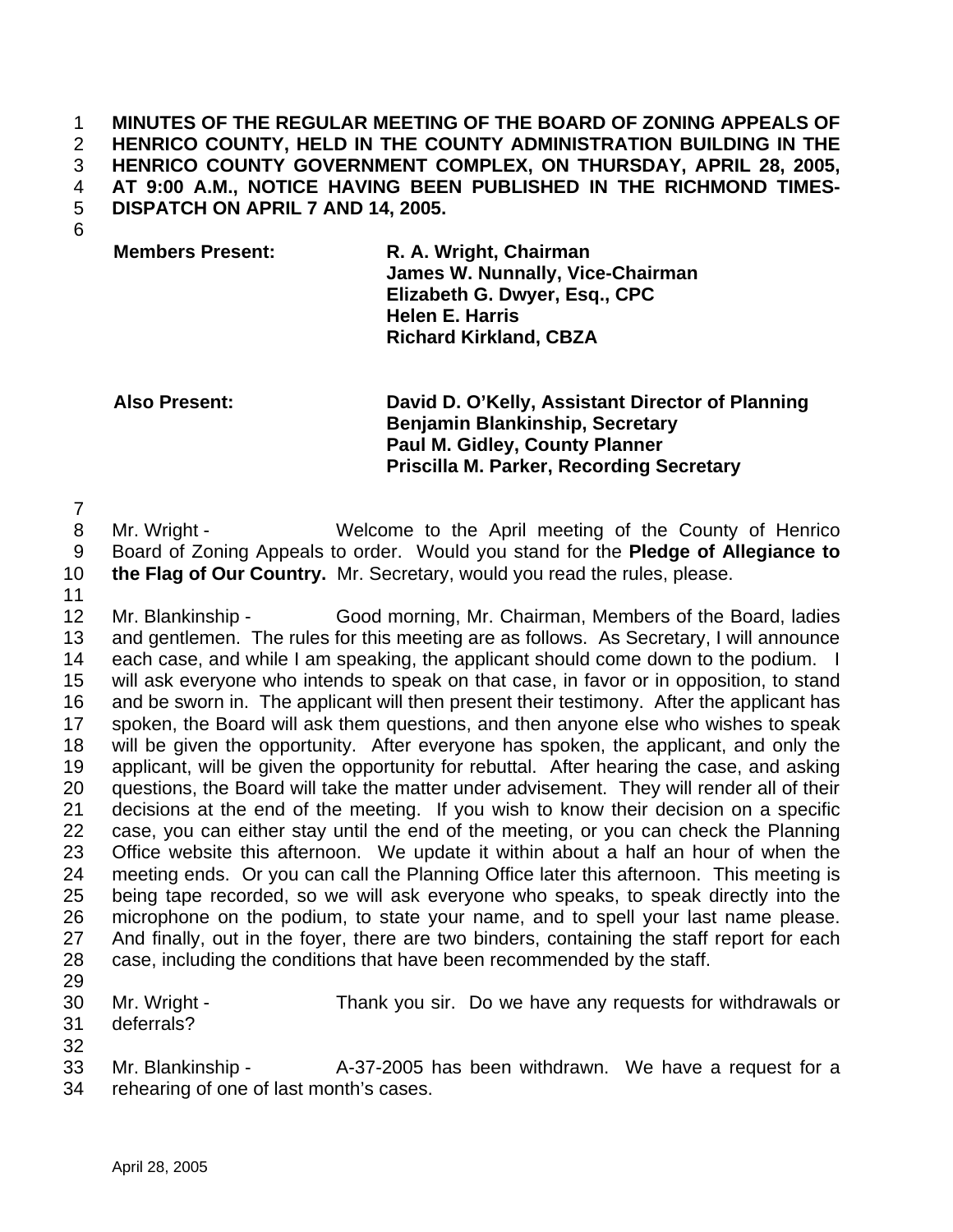**MINUTES OF THE REGULAR MEETING OF THE BOARD OF ZONING APPEALS OF HENRICO COUNTY, HELD IN THE COUNTY ADMINISTRATION BUILDING IN THE HENRICO COUNTY GOVERNMENT COMPLEX, ON THURSDAY, APRIL 28, 2005, AT 9:00 A.M., NOTICE HAVING BEEN PUBLISHED IN THE RICHMOND TIMES-DISPATCH ON APRIL 7 AND 14, 2005.**

| **Members Present:** | **R. A. Wright, Chairman** |
|---|---|
| | **James W. Nunnally, Vice-Chairman** |
| | **Elizabeth G. Dwyer, Esq., CPC** |
| | **Helen E. Harris** |
| | **Richard Kirkland, CBZA** |

| **Also Present:** | **David D. O'Kelly, Assistant Director of Planning** |
|---|---|
| | **Benjamin Blankinship, Secretary** |
| | **Paul M. Gidley, County Planner** |
| | **Priscilla M. Parker, Recording Secretary** |

Mr. Wright - Welcome to the April meeting of the County of Henrico Board of Zoning Appeals to order. Would you stand for the **Pledge of Allegiance to the Flag of Our Country.** Mr. Secretary, would you read the rules, please.

Mr. Blankinship - Good morning, Mr. Chairman, Members of the Board, ladies and gentlemen. The rules for this meeting are as follows. As Secretary, I will announce each case, and while I am speaking, the applicant should come down to the podium. I will ask everyone who intends to speak on that case, in favor or in opposition, to stand and be sworn in. The applicant will then present their testimony. After the applicant has spoken, the Board will ask them questions, and then anyone else who wishes to speak will be given the opportunity. After everyone has spoken, the applicant, and only the applicant, will be given the opportunity for rebuttal. After hearing the case, and asking questions, the Board will take the matter under advisement. They will render all of their decisions at the end of the meeting. If you wish to know their decision on a specific case, you can either stay until the end of the meeting, or you can check the Planning Office website this afternoon. We update it within about a half an hour of when the meeting ends. Or you can call the Planning Office later this afternoon. This meeting is being tape recorded, so we will ask everyone who speaks, to speak directly into the microphone on the podium, to state your name, and to spell your last name please. And finally, out in the foyer, there are two binders, containing the staff report for each case, including the conditions that have been recommended by the staff.

Mr. Wright - Thank you sir. Do we have any requests for withdrawals or deferrals?

Mr. Blankinship - A-37-2005 has been withdrawn. We have a request for a rehearing of one of last month's cases.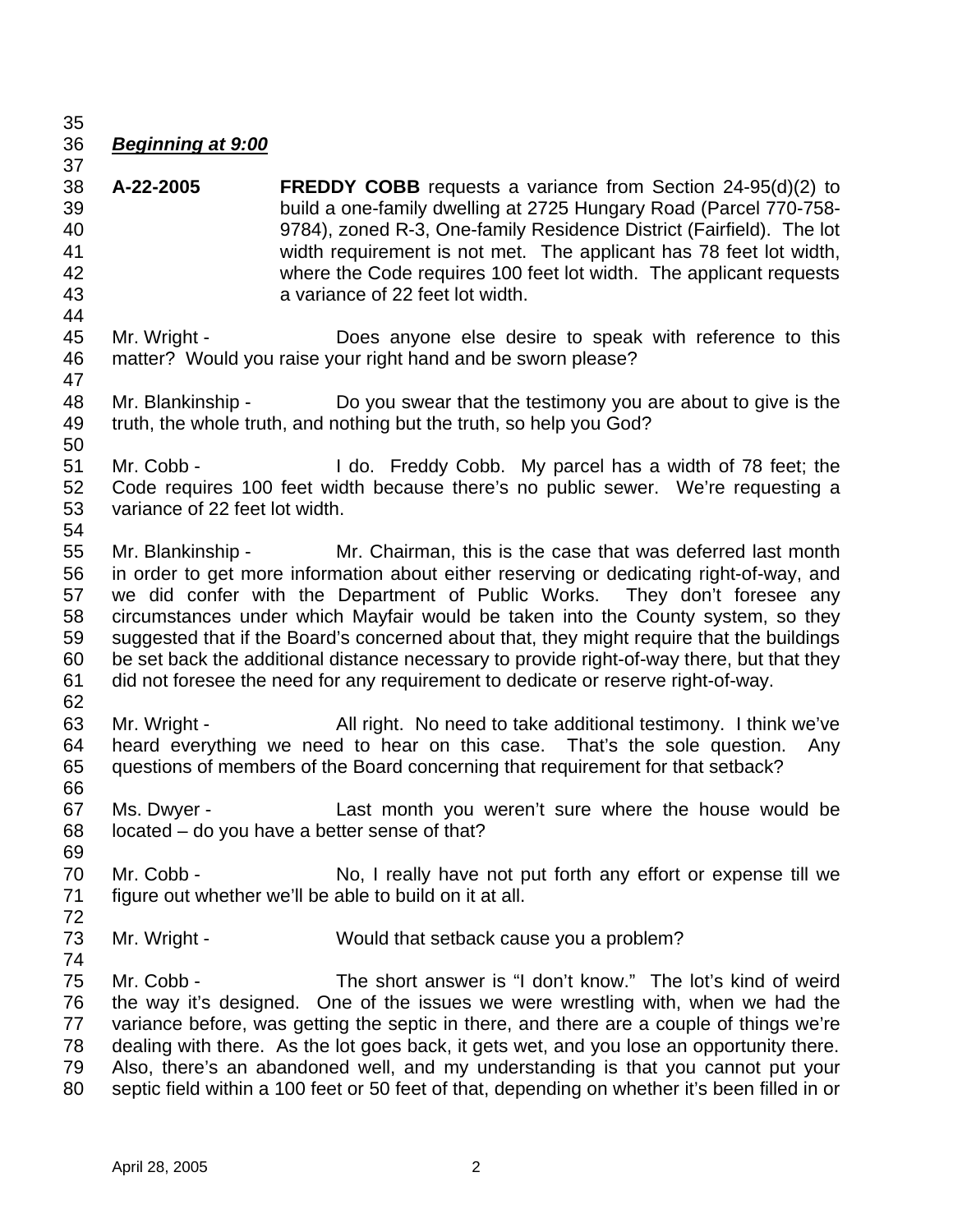***Beginning at 9:00***

**A-22-2005** **FREDDY COBB** requests a variance from Section 24-95(d)(2) to build a one-family dwelling at 2725 Hungary Road (Parcel 770-758-9784), zoned R-3, One-family Residence District (Fairfield). The lot width requirement is not met. The applicant has 78 feet lot width, where the Code requires 100 feet lot width. The applicant requests a variance of 22 feet lot width.

Mr. Wright - Does anyone else desire to speak with reference to this matter? Would you raise your right hand and be sworn please?

Mr. Blankinship - Do you swear that the testimony you are about to give is the truth, the whole truth, and nothing but the truth, so help you God?

Mr. Cobb - I do. Freddy Cobb. My parcel has a width of 78 feet; the Code requires 100 feet width because there's no public sewer. We're requesting a variance of 22 feet lot width.

Mr. Blankinship - Mr. Chairman, this is the case that was deferred last month in order to get more information about either reserving or dedicating right-of-way, and we did confer with the Department of Public Works. They don't foresee any circumstances under which Mayfair would be taken into the County system, so they suggested that if the Board's concerned about that, they might require that the buildings be set back the additional distance necessary to provide right-of-way there, but that they did not foresee the need for any requirement to dedicate or reserve right-of-way.

Mr. Wright - All right. No need to take additional testimony. I think we've heard everything we need to hear on this case. That's the sole question. Any questions of members of the Board concerning that requirement for that setback?

Ms. Dwyer - Last month you weren't sure where the house would be located – do you have a better sense of that?

Mr. Cobb - No, I really have not put forth any effort or expense till we figure out whether we'll be able to build on it at all.

Mr. Wright - Would that setback cause you a problem?

Mr. Cobb - The short answer is "I don't know." The lot's kind of weird the way it's designed. One of the issues we were wrestling with, when we had the variance before, was getting the septic in there, and there are a couple of things we're dealing with there. As the lot goes back, it gets wet, and you lose an opportunity there. Also, there's an abandoned well, and my understanding is that you cannot put your septic field within a 100 feet or 50 feet of that, depending on whether it's been filled in or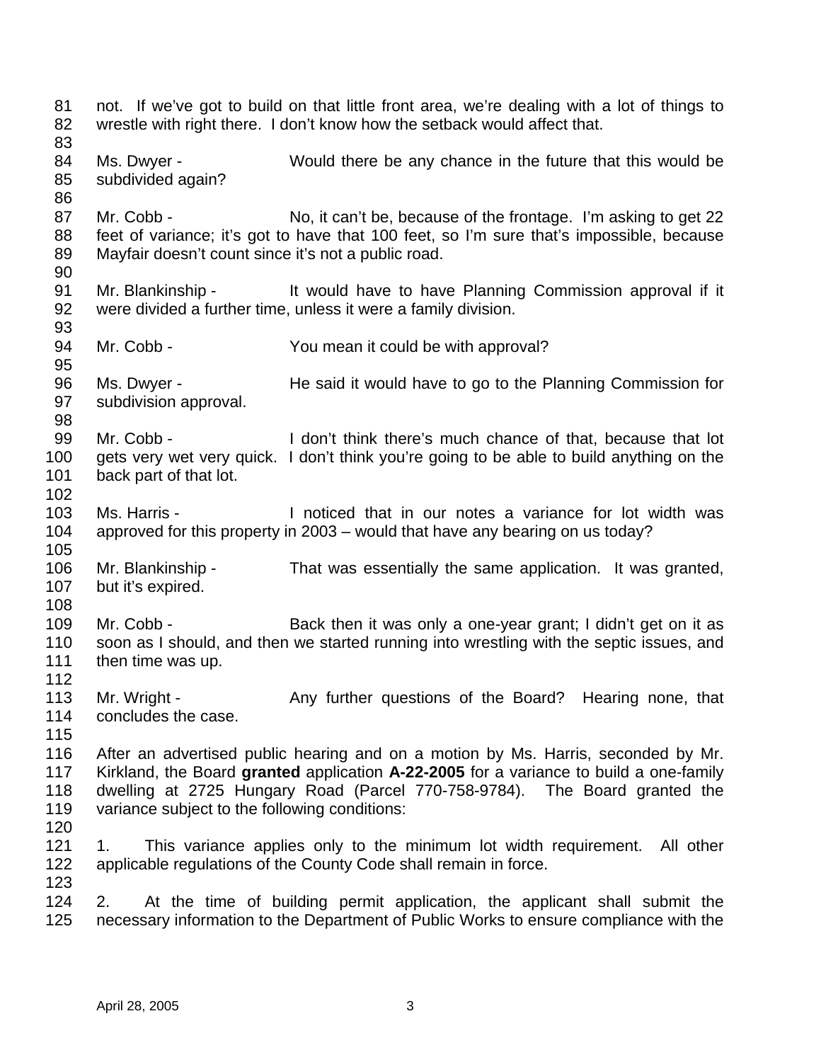not. If we've got to build on that little front area, we're dealing with a lot of things to wrestle with right there. I don't know how the setback would affect that.

Ms. Dwyer - Would there be any chance in the future that this would be subdivided again?

Mr. Cobb - No, it can't be, because of the frontage. I'm asking to get 22 feet of variance; it's got to have that 100 feet, so I'm sure that's impossible, because Mayfair doesn't count since it's not a public road.

Mr. Blankinship - It would have to have Planning Commission approval if it were divided a further time, unless it were a family division.

Mr. Cobb - You mean it could be with approval?

Ms. Dwyer - He said it would have to go to the Planning Commission for subdivision approval.

Mr. Cobb - I don't think there's much chance of that, because that lot gets very wet very quick. I don't think you're going to be able to build anything on the back part of that lot.

Ms. Harris - I noticed that in our notes a variance for lot width was approved for this property in 2003 – would that have any bearing on us today?

Mr. Blankinship - That was essentially the same application. It was granted, but it's expired.

Mr. Cobb - Back then it was only a one-year grant; I didn't get on it as soon as I should, and then we started running into wrestling with the septic issues, and then time was up.

Mr. Wright - Any further questions of the Board? Hearing none, that concludes the case.

After an advertised public hearing and on a motion by Ms. Harris, seconded by Mr. Kirkland, the Board **granted** application **A-22-2005** for a variance to build a one-family dwelling at 2725 Hungary Road (Parcel 770-758-9784). The Board granted the variance subject to the following conditions:

1. This variance applies only to the minimum lot width requirement. All other applicable regulations of the County Code shall remain in force.

2. At the time of building permit application, the applicant shall submit the necessary information to the Department of Public Works to ensure compliance with the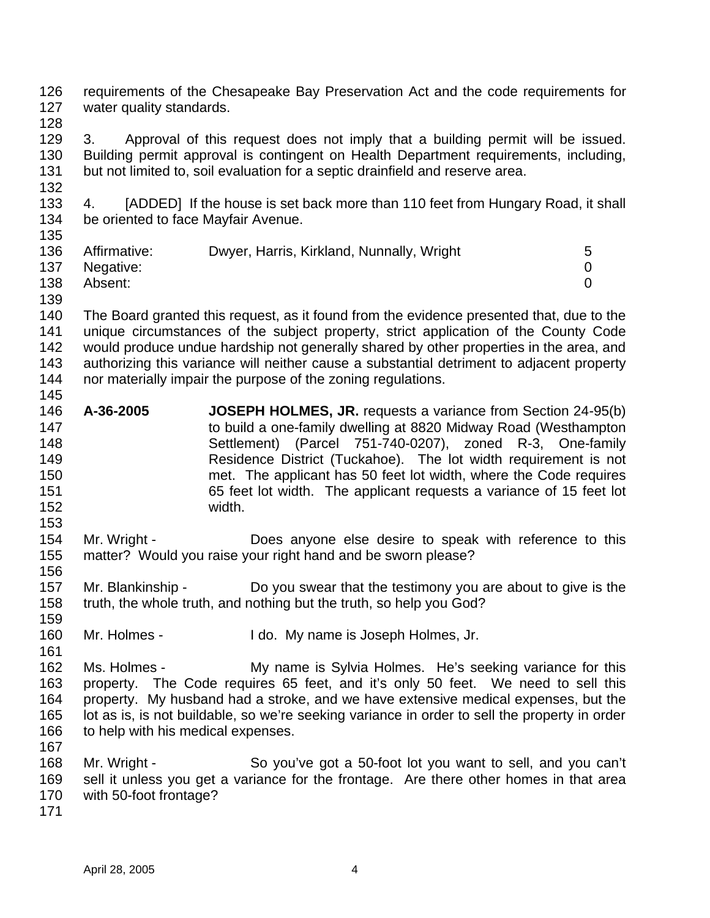requirements of the Chesapeake Bay Preservation Act and the code requirements for water quality standards.

3. Approval of this request does not imply that a building permit will be issued. Building permit approval is contingent on Health Department requirements, including, but not limited to, soil evaluation for a septic drainfield and reserve area.

4. [ADDED] If the house is set back more than 110 feet from Hungary Road, it shall be oriented to face Mayfair Avenue.

| | | |
|---|---|---|
| Affirmative: | Dwyer, Harris, Kirkland, Nunnally, Wright | 5 |
| Negative: | | 0 |
| Absent: | | 0 |

The Board granted this request, as it found from the evidence presented that, due to the unique circumstances of the subject property, strict application of the County Code would produce undue hardship not generally shared by other properties in the area, and authorizing this variance will neither cause a substantial detriment to adjacent property nor materially impair the purpose of the zoning regulations.

**A-36-2005** **JOSEPH HOLMES, JR.** requests a variance from Section 24-95(b) to build a one-family dwelling at 8820 Midway Road (Westhampton Settlement) (Parcel 751-740-0207), zoned R-3, One-family Residence District (Tuckahoe). The lot width requirement is not met. The applicant has 50 feet lot width, where the Code requires 65 feet lot width. The applicant requests a variance of 15 feet lot width.

Mr. Wright - Does anyone else desire to speak with reference to this matter? Would you raise your right hand and be sworn please?

Mr. Blankinship - Do you swear that the testimony you are about to give is the truth, the whole truth, and nothing but the truth, so help you God?

Mr. Holmes - I do. My name is Joseph Holmes, Jr.

Ms. Holmes - My name is Sylvia Holmes. He's seeking variance for this property. The Code requires 65 feet, and it's only 50 feet. We need to sell this property. My husband had a stroke, and we have extensive medical expenses, but the lot as is, is not buildable, so we're seeking variance in order to sell the property in order to help with his medical expenses.

Mr. Wright - So you've got a 50-foot lot you want to sell, and you can't sell it unless you get a variance for the frontage. Are there other homes in that area with 50-foot frontage?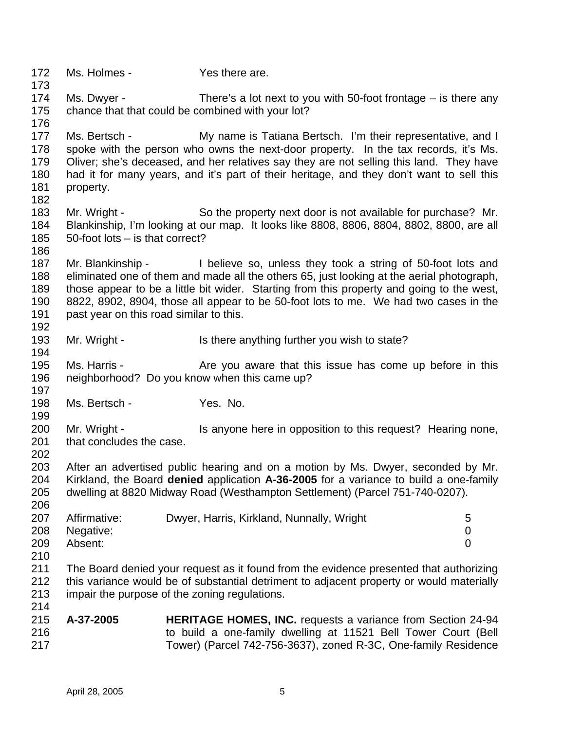Ms. Holmes - Yes there are.

Ms. Dwyer - There's a lot next to you with 50-foot frontage – is there any chance that that could be combined with your lot?

Ms. Bertsch - My name is Tatiana Bertsch. I'm their representative, and I spoke with the person who owns the next-door property. In the tax records, it's Ms. Oliver; she's deceased, and her relatives say they are not selling this land. They have had it for many years, and it's part of their heritage, and they don't want to sell this property.

Mr. Wright - So the property next door is not available for purchase? Mr. Blankinship, I'm looking at our map. It looks like 8808, 8806, 8804, 8802, 8800, are all 50-foot lots – is that correct?

Mr. Blankinship - I believe so, unless they took a string of 50-foot lots and eliminated one of them and made all the others 65, just looking at the aerial photograph, those appear to be a little bit wider. Starting from this property and going to the west, 8822, 8902, 8904, those all appear to be 50-foot lots to me. We had two cases in the past year on this road similar to this.

Mr. Wright - Is there anything further you wish to state?

Ms. Harris - Are you aware that this issue has come up before in this neighborhood? Do you know when this came up?

Ms. Bertsch - Yes. No.

Mr. Wright - Is anyone here in opposition to this request? Hearing none, that concludes the case.

After an advertised public hearing and on a motion by Ms. Dwyer, seconded by Mr. Kirkland, the Board **denied** application **A-36-2005** for a variance to build a one-family dwelling at 8820 Midway Road (Westhampton Settlement) (Parcel 751-740-0207).

| | | |
|---|---|---|
| Affirmative: | Dwyer, Harris, Kirkland, Nunnally, Wright | 5 |
| Negative: | | 0 |
| Absent: | | 0 |

The Board denied your request as it found from the evidence presented that authorizing this variance would be of substantial detriment to adjacent property or would materially impair the purpose of the zoning regulations.

**A-37-2005** **HERITAGE HOMES, INC.** requests a variance from Section 24-94 to build a one-family dwelling at 11521 Bell Tower Court (Bell Tower) (Parcel 742-756-3637), zoned R-3C, One-family Residence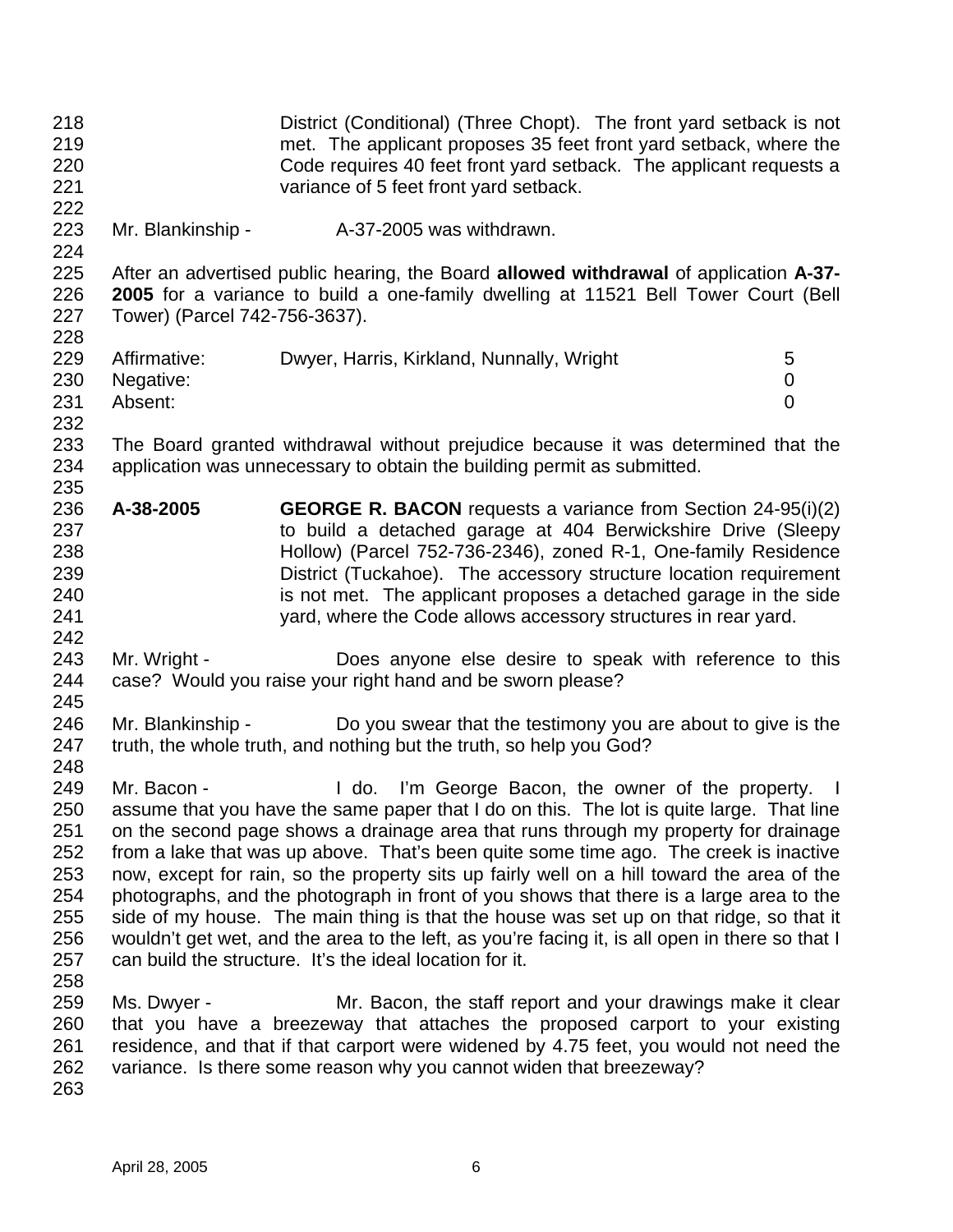District (Conditional) (Three Chopt). The front yard setback is not met. The applicant proposes 35 feet front yard setback, where the Code requires 40 feet front yard setback. The applicant requests a variance of 5 feet front yard setback.

Mr. Blankinship - A-37-2005 was withdrawn.

After an advertised public hearing, the Board **allowed withdrawal** of application **A-37-2005** for a variance to build a one-family dwelling at 11521 Bell Tower Court (Bell Tower) (Parcel 742-756-3637).

| | | |
|---|---|---|
| Affirmative: | Dwyer, Harris, Kirkland, Nunnally, Wright | 5 |
| Negative: | | 0 |
| Absent: | | 0 |

The Board granted withdrawal without prejudice because it was determined that the application was unnecessary to obtain the building permit as submitted.

**A-38-2005** **GEORGE R. BACON** requests a variance from Section 24-95(i)(2) to build a detached garage at 404 Berwickshire Drive (Sleepy Hollow) (Parcel 752-736-2346), zoned R-1, One-family Residence District (Tuckahoe). The accessory structure location requirement is not met. The applicant proposes a detached garage in the side yard, where the Code allows accessory structures in rear yard.

Mr. Wright - Does anyone else desire to speak with reference to this case? Would you raise your right hand and be sworn please?

Mr. Blankinship - Do you swear that the testimony you are about to give is the truth, the whole truth, and nothing but the truth, so help you God?

Mr. Bacon - I do. I'm George Bacon, the owner of the property. I assume that you have the same paper that I do on this. The lot is quite large. That line on the second page shows a drainage area that runs through my property for drainage from a lake that was up above. That's been quite some time ago. The creek is inactive now, except for rain, so the property sits up fairly well on a hill toward the area of the photographs, and the photograph in front of you shows that there is a large area to the side of my house. The main thing is that the house was set up on that ridge, so that it wouldn't get wet, and the area to the left, as you're facing it, is all open in there so that I can build the structure. It's the ideal location for it.

Ms. Dwyer - Mr. Bacon, the staff report and your drawings make it clear that you have a breezeway that attaches the proposed carport to your existing residence, and that if that carport were widened by 4.75 feet, you would not need the variance. Is there some reason why you cannot widen that breezeway?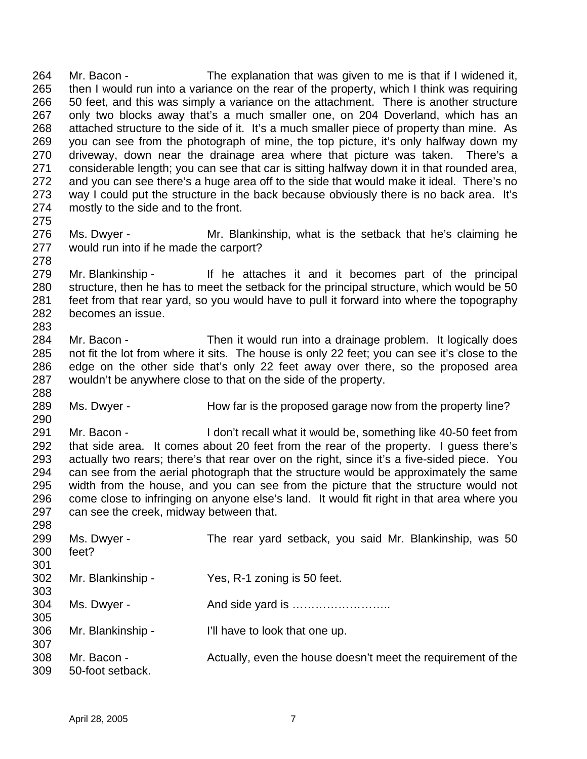Mr. Bacon - The explanation that was given to me is that if I widened it, then I would run into a variance on the rear of the property, which I think was requiring 50 feet, and this was simply a variance on the attachment. There is another structure only two blocks away that's a much smaller one, on 204 Doverland, which has an attached structure to the side of it. It's a much smaller piece of property than mine. As you can see from the photograph of mine, the top picture, it's only halfway down my driveway, down near the drainage area where that picture was taken. There's a considerable length; you can see that car is sitting halfway down it in that rounded area, and you can see there's a huge area off to the side that would make it ideal. There's no way I could put the structure in the back because obviously there is no back area. It's mostly to the side and to the front.

Ms. Dwyer - Mr. Blankinship, what is the setback that he's claiming he would run into if he made the carport?

Mr. Blankinship - If he attaches it and it becomes part of the principal structure, then he has to meet the setback for the principal structure, which would be 50 feet from that rear yard, so you would have to pull it forward into where the topography becomes an issue.

Mr. Bacon - Then it would run into a drainage problem. It logically does not fit the lot from where it sits. The house is only 22 feet; you can see it's close to the edge on the other side that's only 22 feet away over there, so the proposed area wouldn't be anywhere close to that on the side of the property.

Ms. Dwyer - How far is the proposed garage now from the property line?

Mr. Bacon - I don't recall what it would be, something like 40-50 feet from that side area. It comes about 20 feet from the rear of the property. I guess there's actually two rears; there's that rear over on the right, since it's a five-sided piece. You can see from the aerial photograph that the structure would be approximately the same width from the house, and you can see from the picture that the structure would not come close to infringing on anyone else's land. It would fit right in that area where you can see the creek, midway between that.

Ms. Dwyer - The rear yard setback, you said Mr. Blankinship, was 50 feet?

Mr. Blankinship - Yes, R-1 zoning is 50 feet.

Ms. Dwyer - And side yard is ……………………..

Mr. Blankinship - I'll have to look that one up.

Mr. Bacon - Actually, even the house doesn't meet the requirement of the 50-foot setback.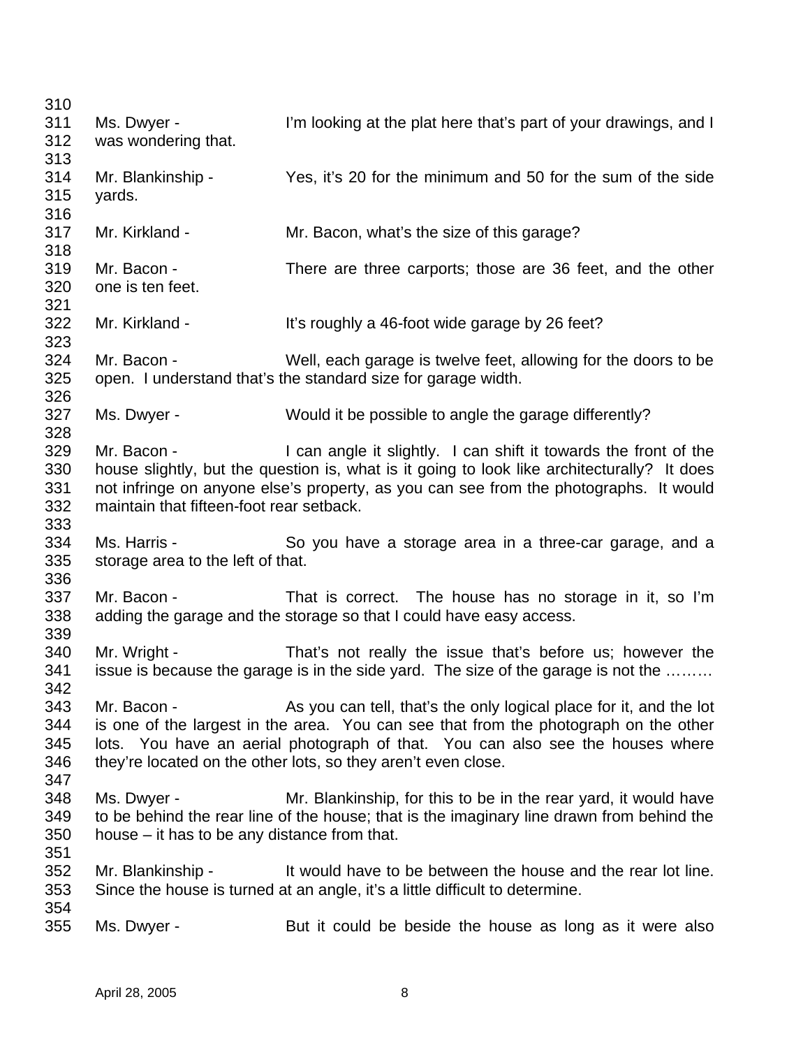Ms. Dwyer - I'm looking at the plat here that's part of your drawings, and I was wondering that.

Mr. Blankinship - Yes, it's 20 for the minimum and 50 for the sum of the side yards.

Mr. Kirkland - Mr. Bacon, what's the size of this garage?

Mr. Bacon - There are three carports; those are 36 feet, and the other one is ten feet.

Mr. Kirkland - It's roughly a 46-foot wide garage by 26 feet?

Mr. Bacon - Well, each garage is twelve feet, allowing for the doors to be open. I understand that's the standard size for garage width.

Ms. Dwyer - Would it be possible to angle the garage differently?

Mr. Bacon - I can angle it slightly. I can shift it towards the front of the house slightly, but the question is, what is it going to look like architecturally? It does not infringe on anyone else's property, as you can see from the photographs. It would maintain that fifteen-foot rear setback.

Ms. Harris - So you have a storage area in a three-car garage, and a storage area to the left of that.

Mr. Bacon - That is correct. The house has no storage in it, so I'm adding the garage and the storage so that I could have easy access.

Mr. Wright - That's not really the issue that's before us; however the issue is because the garage is in the side yard. The size of the garage is not the ………

Mr. Bacon - As you can tell, that's the only logical place for it, and the lot is one of the largest in the area. You can see that from the photograph on the other lots. You have an aerial photograph of that. You can also see the houses where they're located on the other lots, so they aren't even close.

Ms. Dwyer - Mr. Blankinship, for this to be in the rear yard, it would have to be behind the rear line of the house; that is the imaginary line drawn from behind the house – it has to be any distance from that.

Mr. Blankinship - It would have to be between the house and the rear lot line. Since the house is turned at an angle, it's a little difficult to determine.

Ms. Dwyer - But it could be beside the house as long as it were also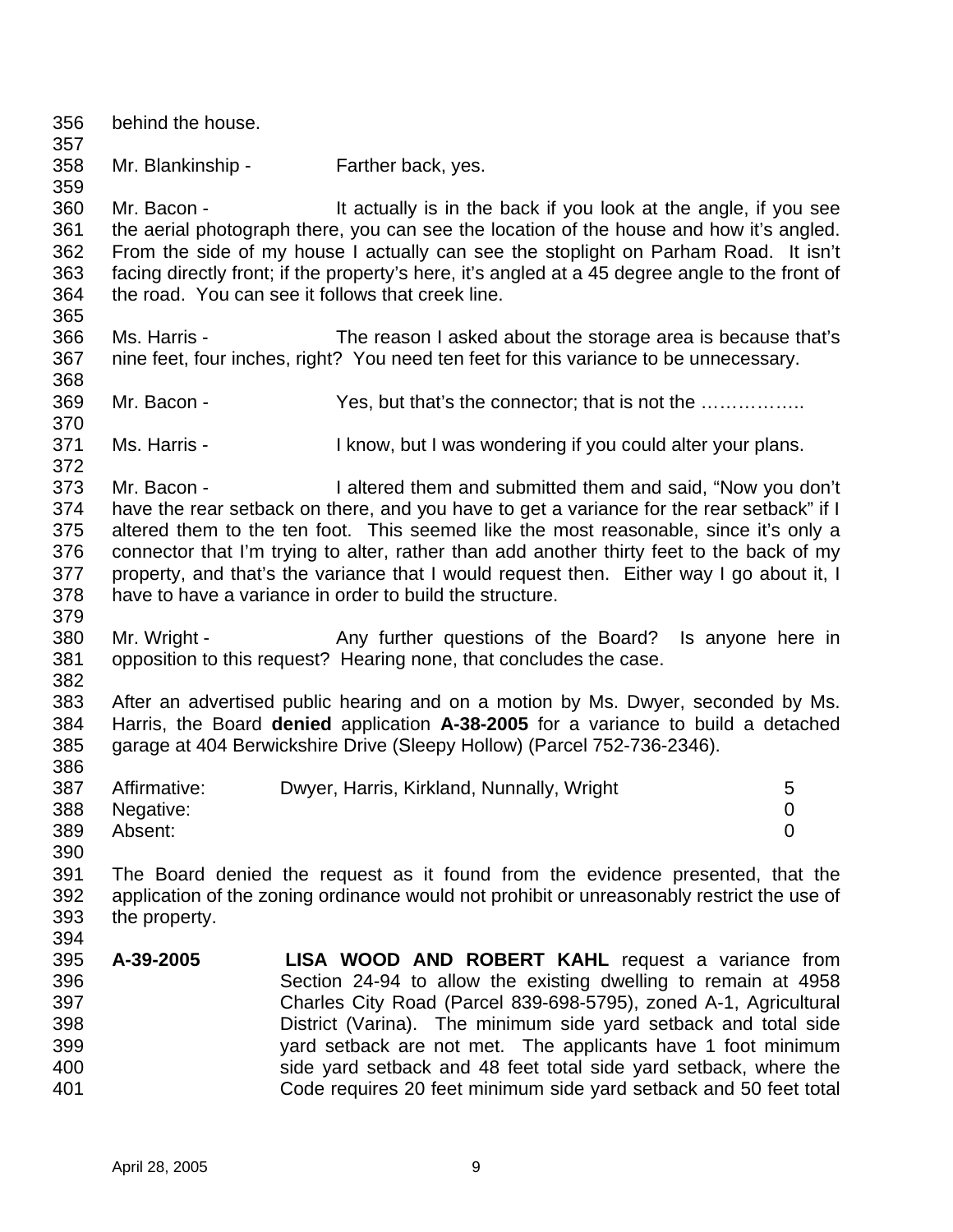behind the house.

Mr. Blankinship - Farther back, yes.

Mr. Bacon - It actually is in the back if you look at the angle, if you see the aerial photograph there, you can see the location of the house and how it's angled. From the side of my house I actually can see the stoplight on Parham Road. It isn't facing directly front; if the property's here, it's angled at a 45 degree angle to the front of the road. You can see it follows that creek line.

Ms. Harris - The reason I asked about the storage area is because that's nine feet, four inches, right? You need ten feet for this variance to be unnecessary.

Mr. Bacon - Yes, but that's the connector; that is not the ……………..

Ms. Harris - I know, but I was wondering if you could alter your plans.

Mr. Bacon - I altered them and submitted them and said, "Now you don't have the rear setback on there, and you have to get a variance for the rear setback" if I altered them to the ten foot. This seemed like the most reasonable, since it's only a connector that I'm trying to alter, rather than add another thirty feet to the back of my property, and that's the variance that I would request then. Either way I go about it, I have to have a variance in order to build the structure.

Mr. Wright - Any further questions of the Board? Is anyone here in opposition to this request? Hearing none, that concludes the case.

After an advertised public hearing and on a motion by Ms. Dwyer, seconded by Ms. Harris, the Board **denied** application **A-38-2005** for a variance to build a detached garage at 404 Berwickshire Drive (Sleepy Hollow) (Parcel 752-736-2346).

| | | |
|---|---|---|
| Affirmative: | Dwyer, Harris, Kirkland, Nunnally, Wright | 5 |
| Negative: | | 0 |
| Absent: | | 0 |

The Board denied the request as it found from the evidence presented, that the application of the zoning ordinance would not prohibit or unreasonably restrict the use of the property.

**A-39-2005** **LISA WOOD AND ROBERT KAHL** request a variance from Section 24-94 to allow the existing dwelling to remain at 4958 Charles City Road (Parcel 839-698-5795), zoned A-1, Agricultural District (Varina). The minimum side yard setback and total side yard setback are not met. The applicants have 1 foot minimum side yard setback and 48 feet total side yard setback, where the Code requires 20 feet minimum side yard setback and 50 feet total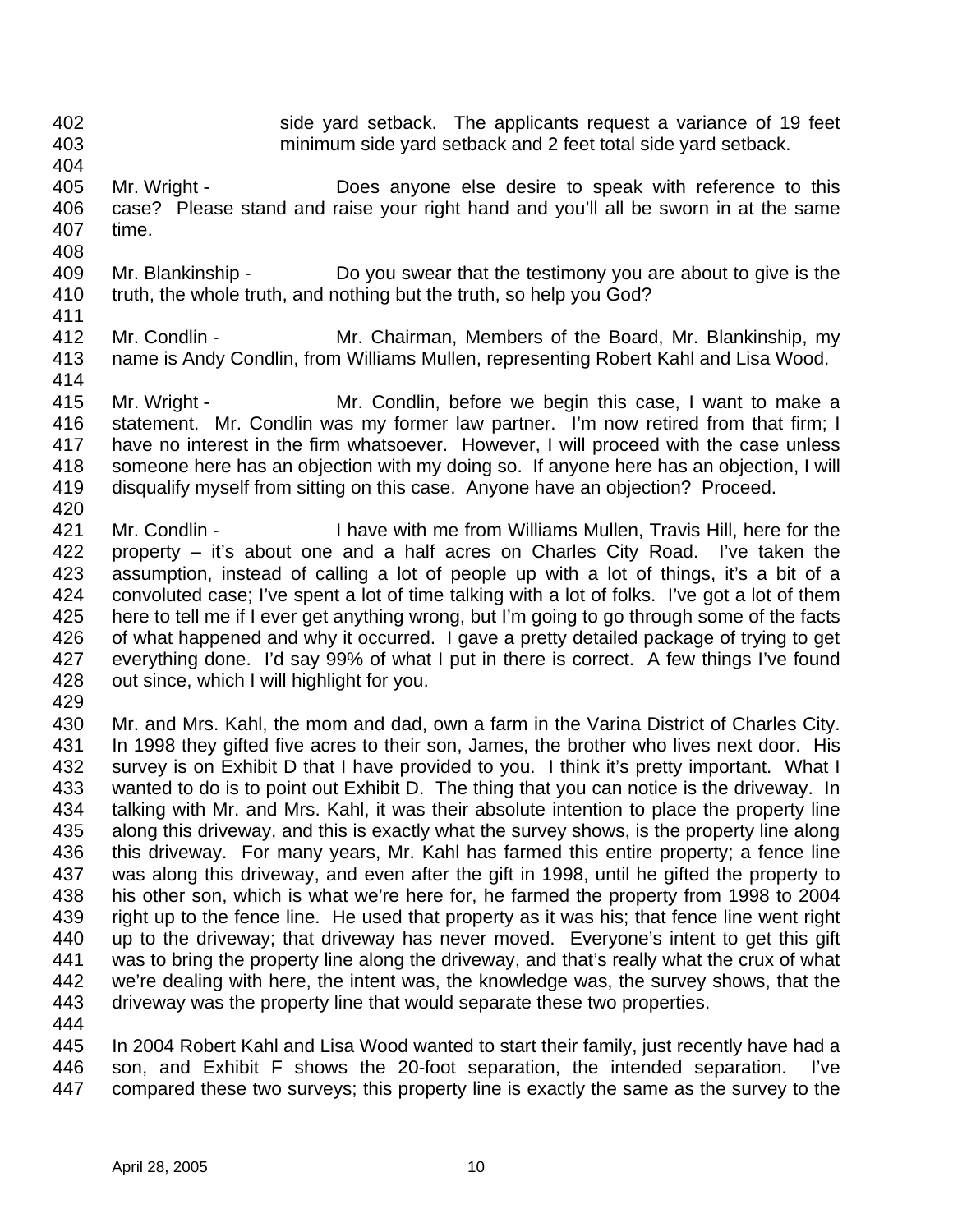side yard setback. The applicants request a variance of 19 feet minimum side yard setback and 2 feet total side yard setback.

Mr. Wright - Does anyone else desire to speak with reference to this case? Please stand and raise your right hand and you'll all be sworn in at the same time.

Mr. Blankinship - Do you swear that the testimony you are about to give is the truth, the whole truth, and nothing but the truth, so help you God?

Mr. Condlin - Mr. Chairman, Members of the Board, Mr. Blankinship, my name is Andy Condlin, from Williams Mullen, representing Robert Kahl and Lisa Wood.

Mr. Wright - Mr. Condlin, before we begin this case, I want to make a statement. Mr. Condlin was my former law partner. I'm now retired from that firm; I have no interest in the firm whatsoever. However, I will proceed with the case unless someone here has an objection with my doing so. If anyone here has an objection, I will disqualify myself from sitting on this case. Anyone have an objection? Proceed.

Mr. Condlin - I have with me from Williams Mullen, Travis Hill, here for the property – it's about one and a half acres on Charles City Road. I've taken the assumption, instead of calling a lot of people up with a lot of things, it's a bit of a convoluted case; I've spent a lot of time talking with a lot of folks. I've got a lot of them here to tell me if I ever get anything wrong, but I'm going to go through some of the facts of what happened and why it occurred. I gave a pretty detailed package of trying to get everything done. I'd say 99% of what I put in there is correct. A few things I've found out since, which I will highlight for you.

Mr. and Mrs. Kahl, the mom and dad, own a farm in the Varina District of Charles City. In 1998 they gifted five acres to their son, James, the brother who lives next door. His survey is on Exhibit D that I have provided to you. I think it's pretty important. What I wanted to do is to point out Exhibit D. The thing that you can notice is the driveway. In talking with Mr. and Mrs. Kahl, it was their absolute intention to place the property line along this driveway, and this is exactly what the survey shows, is the property line along this driveway. For many years, Mr. Kahl has farmed this entire property; a fence line was along this driveway, and even after the gift in 1998, until he gifted the property to his other son, which is what we're here for, he farmed the property from 1998 to 2004 right up to the fence line. He used that property as it was his; that fence line went right up to the driveway; that driveway has never moved. Everyone's intent to get this gift was to bring the property line along the driveway, and that's really what the crux of what we're dealing with here, the intent was, the knowledge was, the survey shows, that the driveway was the property line that would separate these two properties.

In 2004 Robert Kahl and Lisa Wood wanted to start their family, just recently have had a son, and Exhibit F shows the 20-foot separation, the intended separation. I've compared these two surveys; this property line is exactly the same as the survey to the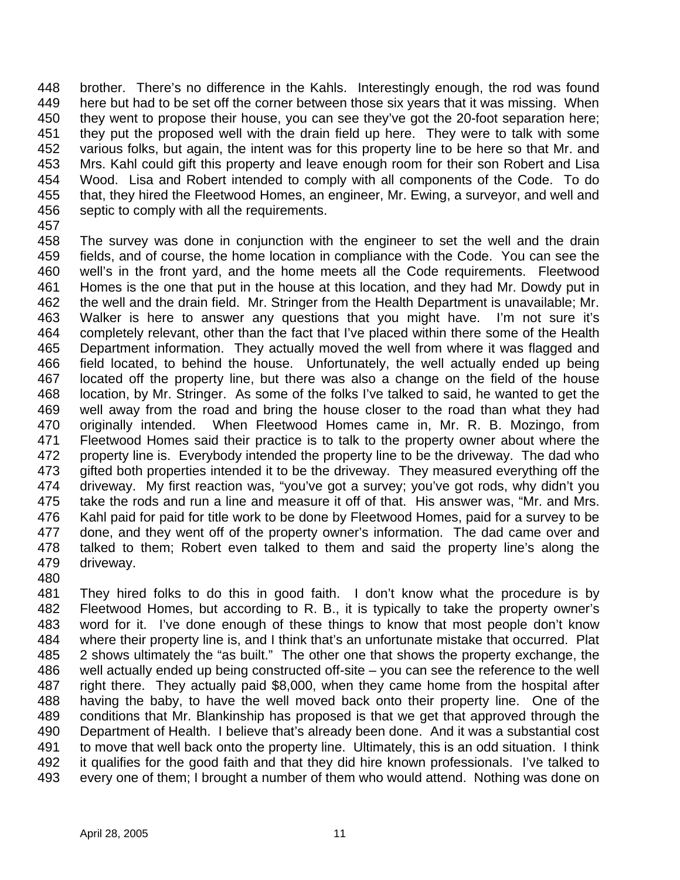brother. There's no difference in the Kahls. Interestingly enough, the rod was found here but had to be set off the corner between those six years that it was missing. When they went to propose their house, you can see they've got the 20-foot separation here; they put the proposed well with the drain field up here. They were to talk with some various folks, but again, the intent was for this property line to be here so that Mr. and Mrs. Kahl could gift this property and leave enough room for their son Robert and Lisa Wood. Lisa and Robert intended to comply with all components of the Code. To do that, they hired the Fleetwood Homes, an engineer, Mr. Ewing, a surveyor, and well and septic to comply with all the requirements.

The survey was done in conjunction with the engineer to set the well and the drain fields, and of course, the home location in compliance with the Code. You can see the well's in the front yard, and the home meets all the Code requirements. Fleetwood Homes is the one that put in the house at this location, and they had Mr. Dowdy put in the well and the drain field. Mr. Stringer from the Health Department is unavailable; Mr. Walker is here to answer any questions that you might have. I'm not sure it's completely relevant, other than the fact that I've placed within there some of the Health Department information. They actually moved the well from where it was flagged and field located, to behind the house. Unfortunately, the well actually ended up being located off the property line, but there was also a change on the field of the house location, by Mr. Stringer. As some of the folks I've talked to said, he wanted to get the well away from the road and bring the house closer to the road than what they had originally intended. When Fleetwood Homes came in, Mr. R. B. Mozingo, from Fleetwood Homes said their practice is to talk to the property owner about where the property line is. Everybody intended the property line to be the driveway. The dad who gifted both properties intended it to be the driveway. They measured everything off the driveway. My first reaction was, "you've got a survey; you've got rods, why didn't you take the rods and run a line and measure it off of that. His answer was, "Mr. and Mrs. Kahl paid for paid for title work to be done by Fleetwood Homes, paid for a survey to be done, and they went off of the property owner's information. The dad came over and talked to them; Robert even talked to them and said the property line's along the driveway.

They hired folks to do this in good faith. I don't know what the procedure is by Fleetwood Homes, but according to R. B., it is typically to take the property owner's word for it. I've done enough of these things to know that most people don't know where their property line is, and I think that's an unfortunate mistake that occurred. Plat 2 shows ultimately the "as built." The other one that shows the property exchange, the well actually ended up being constructed off-site – you can see the reference to the well right there. They actually paid $8,000, when they came home from the hospital after having the baby, to have the well moved back onto their property line. One of the conditions that Mr. Blankinship has proposed is that we get that approved through the Department of Health. I believe that's already been done. And it was a substantial cost to move that well back onto the property line. Ultimately, this is an odd situation. I think it qualifies for the good faith and that they did hire known professionals. I've talked to every one of them; I brought a number of them who would attend. Nothing was done on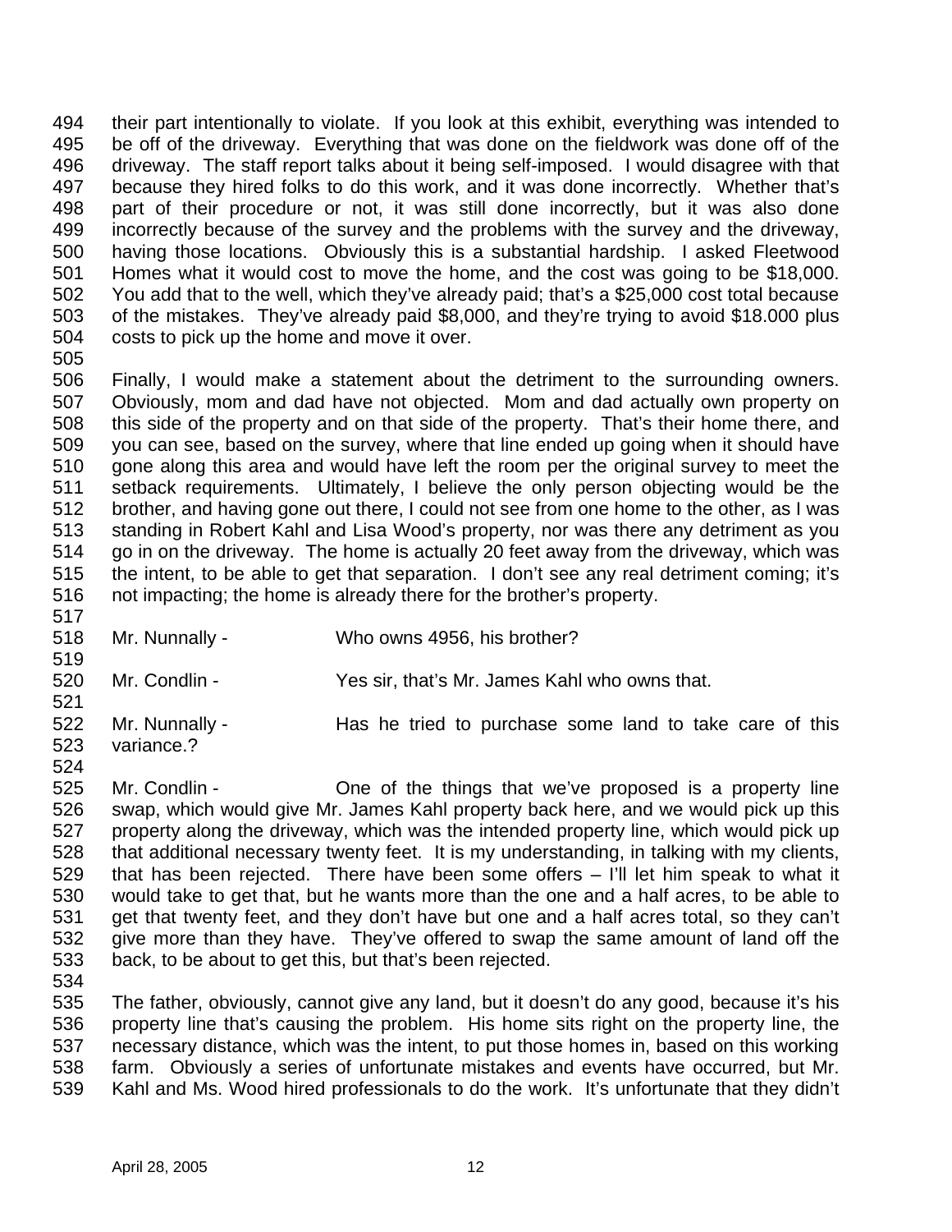their part intentionally to violate. If you look at this exhibit, everything was intended to be off of the driveway. Everything that was done on the fieldwork was done off of the driveway. The staff report talks about it being self-imposed. I would disagree with that because they hired folks to do this work, and it was done incorrectly. Whether that's part of their procedure or not, it was still done incorrectly, but it was also done incorrectly because of the survey and the problems with the survey and the driveway, having those locations. Obviously this is a substantial hardship. I asked Fleetwood Homes what it would cost to move the home, and the cost was going to be $18,000. You add that to the well, which they've already paid; that's a $25,000 cost total because of the mistakes. They've already paid $8,000, and they're trying to avoid $18.000 plus costs to pick up the home and move it over.

Finally, I would make a statement about the detriment to the surrounding owners. Obviously, mom and dad have not objected. Mom and dad actually own property on this side of the property and on that side of the property. That's their home there, and you can see, based on the survey, where that line ended up going when it should have gone along this area and would have left the room per the original survey to meet the setback requirements. Ultimately, I believe the only person objecting would be the brother, and having gone out there, I could not see from one home to the other, as I was standing in Robert Kahl and Lisa Wood's property, nor was there any detriment as you go in on the driveway. The home is actually 20 feet away from the driveway, which was the intent, to be able to get that separation. I don't see any real detriment coming; it's not impacting; the home is already there for the brother's property.

Mr. Nunnally - Who owns 4956, his brother?

Mr. Condlin - Yes sir, that's Mr. James Kahl who owns that.

Mr. Nunnally - Has he tried to purchase some land to take care of this variance.?

Mr. Condlin - One of the things that we've proposed is a property line swap, which would give Mr. James Kahl property back here, and we would pick up this property along the driveway, which was the intended property line, which would pick up that additional necessary twenty feet. It is my understanding, in talking with my clients, that has been rejected. There have been some offers – I'll let him speak to what it would take to get that, but he wants more than the one and a half acres, to be able to get that twenty feet, and they don't have but one and a half acres total, so they can't give more than they have. They've offered to swap the same amount of land off the back, to be about to get this, but that's been rejected.

The father, obviously, cannot give any land, but it doesn't do any good, because it's his property line that's causing the problem. His home sits right on the property line, the necessary distance, which was the intent, to put those homes in, based on this working farm. Obviously a series of unfortunate mistakes and events have occurred, but Mr. Kahl and Ms. Wood hired professionals to do the work. It's unfortunate that they didn't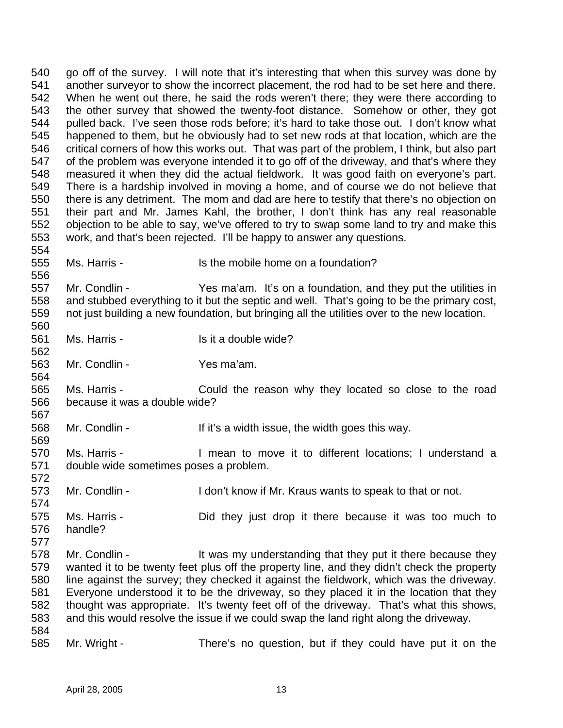go off of the survey. I will note that it's interesting that when this survey was done by another surveyor to show the incorrect placement, the rod had to be set here and there. When he went out there, he said the rods weren't there; they were there according to the other survey that showed the twenty-foot distance. Somehow or other, they got pulled back. I've seen those rods before; it's hard to take those out. I don't know what happened to them, but he obviously had to set new rods at that location, which are the critical corners of how this works out. That was part of the problem, I think, but also part of the problem was everyone intended it to go off of the driveway, and that's where they measured it when they did the actual fieldwork. It was good faith on everyone's part. There is a hardship involved in moving a home, and of course we do not believe that there is any detriment. The mom and dad are here to testify that there's no objection on their part and Mr. James Kahl, the brother, I don't think has any real reasonable objection to be able to say, we've offered to try to swap some land to try and make this work, and that's been rejected. I'll be happy to answer any questions.

Ms. Harris - Is the mobile home on a foundation?

Mr. Condlin - Yes ma'am. It's on a foundation, and they put the utilities in and stubbed everything to it but the septic and well. That's going to be the primary cost, not just building a new foundation, but bringing all the utilities over to the new location.

Ms. Harris - Is it a double wide?

Mr. Condlin - Yes ma'am.

Ms. Harris - Could the reason why they located so close to the road because it was a double wide?

Mr. Condlin - If it's a width issue, the width goes this way.

Ms. Harris - I mean to move it to different locations; I understand a double wide sometimes poses a problem.

Mr. Condlin - I don't know if Mr. Kraus wants to speak to that or not.

Ms. Harris - Did they just drop it there because it was too much to handle?

Mr. Condlin - It was my understanding that they put it there because they wanted it to be twenty feet plus off the property line, and they didn't check the property line against the survey; they checked it against the fieldwork, which was the driveway. Everyone understood it to be the driveway, so they placed it in the location that they thought was appropriate. It's twenty feet off of the driveway. That's what this shows, and this would resolve the issue if we could swap the land right along the driveway.

Mr. Wright - There's no question, but if they could have put it on the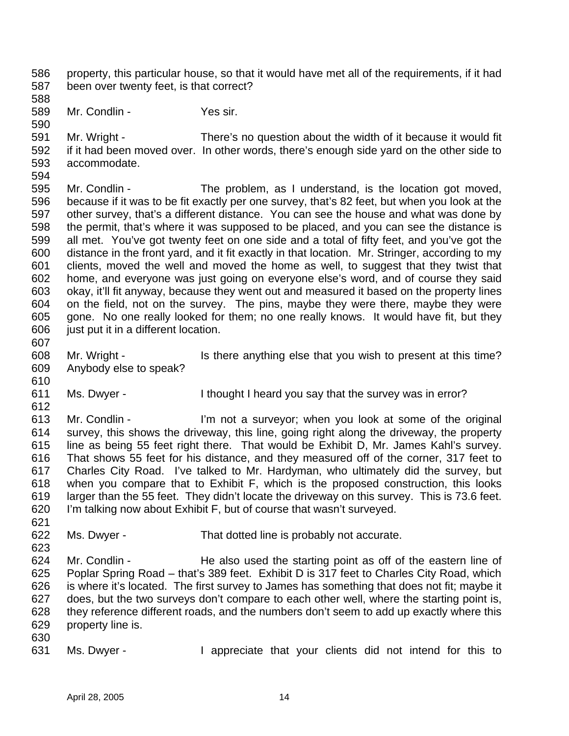property, this particular house, so that it would have met all of the requirements, if it had been over twenty feet, is that correct?

Mr. Condlin - Yes sir.

Mr. Wright - There's no question about the width of it because it would fit if it had been moved over. In other words, there's enough side yard on the other side to accommodate.

Mr. Condlin - The problem, as I understand, is the location got moved, because if it was to be fit exactly per one survey, that's 82 feet, but when you look at the other survey, that's a different distance. You can see the house and what was done by the permit, that's where it was supposed to be placed, and you can see the distance is all met. You've got twenty feet on one side and a total of fifty feet, and you've got the distance in the front yard, and it fit exactly in that location. Mr. Stringer, according to my clients, moved the well and moved the home as well, to suggest that they twist that home, and everyone was just going on everyone else's word, and of course they said okay, it'll fit anyway, because they went out and measured it based on the property lines on the field, not on the survey. The pins, maybe they were there, maybe they were gone. No one really looked for them; no one really knows. It would have fit, but they just put it in a different location.

Mr. Wright - Is there anything else that you wish to present at this time? Anybody else to speak?

Ms. Dwyer - I thought I heard you say that the survey was in error?

Mr. Condlin - I'm not a surveyor; when you look at some of the original survey, this shows the driveway, this line, going right along the driveway, the property line as being 55 feet right there. That would be Exhibit D, Mr. James Kahl's survey. That shows 55 feet for his distance, and they measured off of the corner, 317 feet to Charles City Road. I've talked to Mr. Hardyman, who ultimately did the survey, but when you compare that to Exhibit F, which is the proposed construction, this looks larger than the 55 feet. They didn't locate the driveway on this survey. This is 73.6 feet. I'm talking now about Exhibit F, but of course that wasn't surveyed.

Ms. Dwyer - That dotted line is probably not accurate.

Mr. Condlin - He also used the starting point as off of the eastern line of Poplar Spring Road – that's 389 feet. Exhibit D is 317 feet to Charles City Road, which is where it's located. The first survey to James has something that does not fit; maybe it does, but the two surveys don't compare to each other well, where the starting point is, they reference different roads, and the numbers don't seem to add up exactly where this property line is.

Ms. Dwyer - I appreciate that your clients did not intend for this to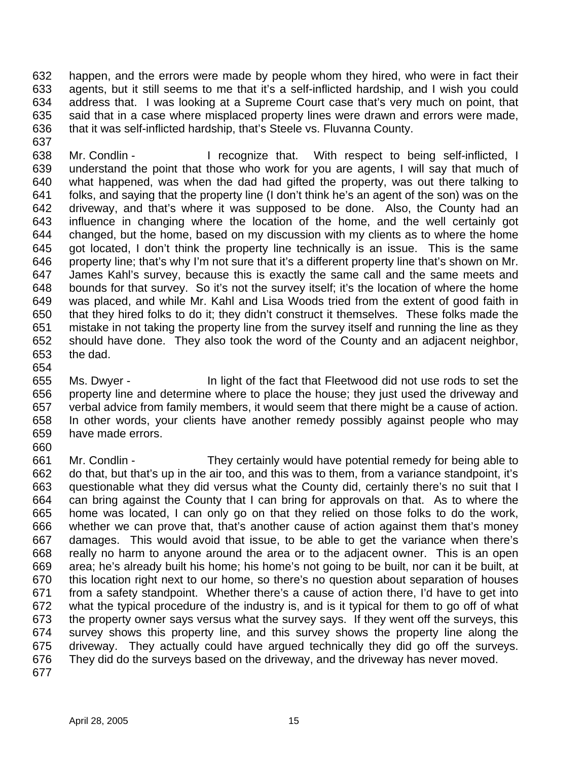happen, and the errors were made by people whom they hired, who were in fact their agents, but it still seems to me that it's a self-inflicted hardship, and I wish you could address that. I was looking at a Supreme Court case that's very much on point, that said that in a case where misplaced property lines were drawn and errors were made, that it was self-inflicted hardship, that's Steele vs. Fluvanna County.

Mr. Condlin - I recognize that. With respect to being self-inflicted, I understand the point that those who work for you are agents, I will say that much of what happened, was when the dad had gifted the property, was out there talking to folks, and saying that the property line (I don't think he's an agent of the son) was on the driveway, and that's where it was supposed to be done. Also, the County had an influence in changing where the location of the home, and the well certainly got changed, but the home, based on my discussion with my clients as to where the home got located, I don't think the property line technically is an issue. This is the same property line; that's why I'm not sure that it's a different property line that's shown on Mr. James Kahl's survey, because this is exactly the same call and the same meets and bounds for that survey. So it's not the survey itself; it's the location of where the home was placed, and while Mr. Kahl and Lisa Woods tried from the extent of good faith in that they hired folks to do it; they didn't construct it themselves. These folks made the mistake in not taking the property line from the survey itself and running the line as they should have done. They also took the word of the County and an adjacent neighbor, the dad.

Ms. Dwyer - In light of the fact that Fleetwood did not use rods to set the property line and determine where to place the house; they just used the driveway and verbal advice from family members, it would seem that there might be a cause of action. In other words, your clients have another remedy possibly against people who may have made errors.

Mr. Condlin - They certainly would have potential remedy for being able to do that, but that's up in the air too, and this was to them, from a variance standpoint, it's questionable what they did versus what the County did, certainly there's no suit that I can bring against the County that I can bring for approvals on that. As to where the home was located, I can only go on that they relied on those folks to do the work, whether we can prove that, that's another cause of action against them that's money damages. This would avoid that issue, to be able to get the variance when there's really no harm to anyone around the area or to the adjacent owner. This is an open area; he's already built his home; his home's not going to be built, nor can it be built, at this location right next to our home, so there's no question about separation of houses from a safety standpoint. Whether there's a cause of action there, I'd have to get into what the typical procedure of the industry is, and is it typical for them to go off of what the property owner says versus what the survey says. If they went off the surveys, this survey shows this property line, and this survey shows the property line along the driveway. They actually could have argued technically they did go off the surveys. They did do the surveys based on the driveway, and the driveway has never moved.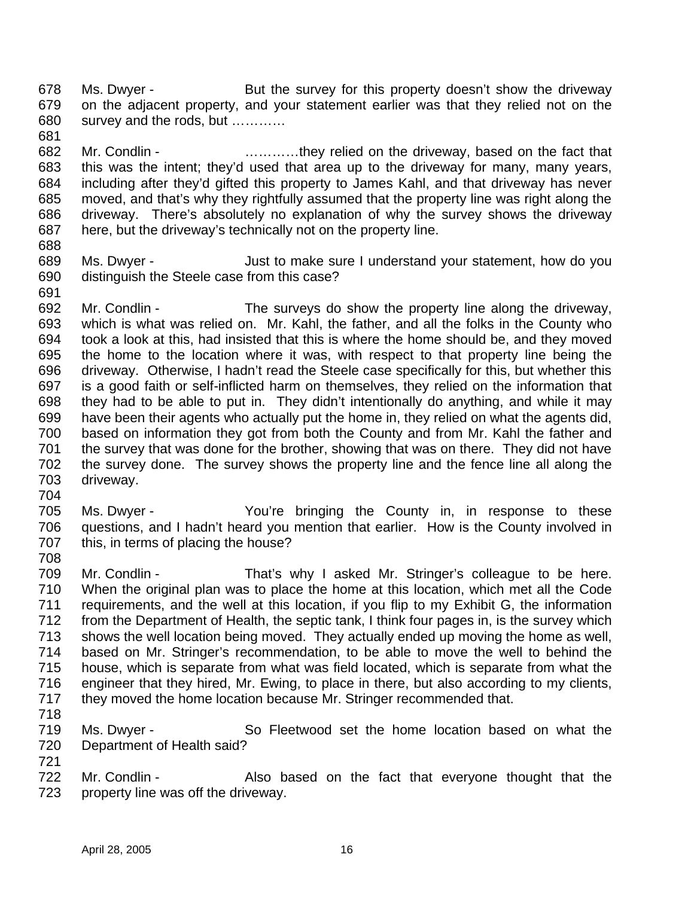Ms. Dwyer - But the survey for this property doesn't show the driveway on the adjacent property, and your statement earlier was that they relied not on the survey and the rods, but …………

Mr. Condlin - …………they relied on the driveway, based on the fact that this was the intent; they'd used that area up to the driveway for many, many years, including after they'd gifted this property to James Kahl, and that driveway has never moved, and that's why they rightfully assumed that the property line was right along the driveway. There's absolutely no explanation of why the survey shows the driveway here, but the driveway's technically not on the property line.

Ms. Dwyer - Just to make sure I understand your statement, how do you distinguish the Steele case from this case?

Mr. Condlin - The surveys do show the property line along the driveway, which is what was relied on. Mr. Kahl, the father, and all the folks in the County who took a look at this, had insisted that this is where the home should be, and they moved the home to the location where it was, with respect to that property line being the driveway. Otherwise, I hadn't read the Steele case specifically for this, but whether this is a good faith or self-inflicted harm on themselves, they relied on the information that they had to be able to put in. They didn't intentionally do anything, and while it may have been their agents who actually put the home in, they relied on what the agents did, based on information they got from both the County and from Mr. Kahl the father and the survey that was done for the brother, showing that was on there. They did not have the survey done. The survey shows the property line and the fence line all along the driveway.

Ms. Dwyer - You're bringing the County in, in response to these questions, and I hadn't heard you mention that earlier. How is the County involved in this, in terms of placing the house?

Mr. Condlin - That's why I asked Mr. Stringer's colleague to be here. When the original plan was to place the home at this location, which met all the Code requirements, and the well at this location, if you flip to my Exhibit G, the information from the Department of Health, the septic tank, I think four pages in, is the survey which shows the well location being moved. They actually ended up moving the home as well, based on Mr. Stringer's recommendation, to be able to move the well to behind the house, which is separate from what was field located, which is separate from what the engineer that they hired, Mr. Ewing, to place in there, but also according to my clients, they moved the home location because Mr. Stringer recommended that.

Ms. Dwyer - So Fleetwood set the home location based on what the Department of Health said?

Mr. Condlin - Also based on the fact that everyone thought that the property line was off the driveway.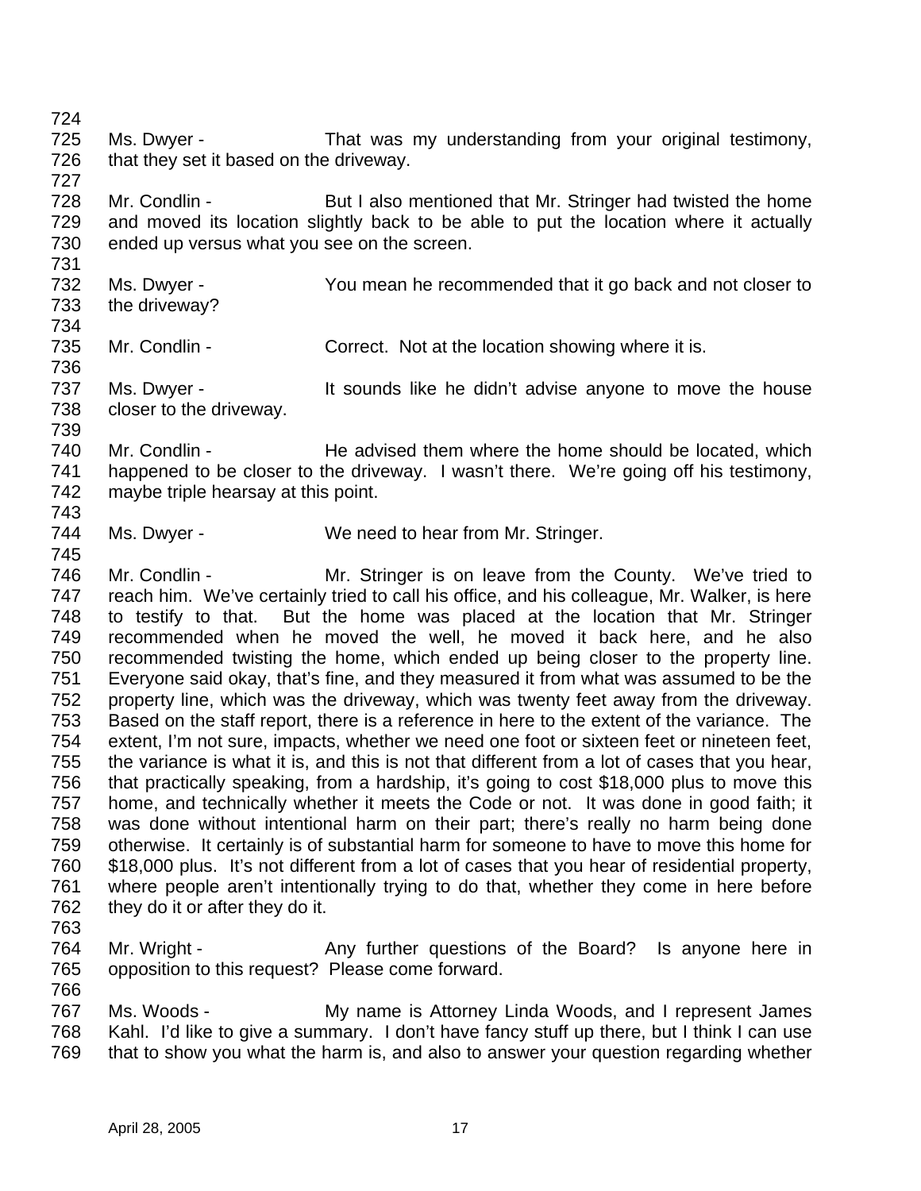Ms. Dwyer - That was my understanding from your original testimony, that they set it based on the driveway.

Mr. Condlin - But I also mentioned that Mr. Stringer had twisted the home and moved its location slightly back to be able to put the location where it actually ended up versus what you see on the screen.

Ms. Dwyer - You mean he recommended that it go back and not closer to the driveway?

Mr. Condlin - Correct. Not at the location showing where it is.

Ms. Dwyer - It sounds like he didn't advise anyone to move the house closer to the driveway.

Mr. Condlin - He advised them where the home should be located, which happened to be closer to the driveway. I wasn't there. We're going off his testimony, maybe triple hearsay at this point.

Ms. Dwyer - We need to hear from Mr. Stringer.

Mr. Condlin - Mr. Stringer is on leave from the County. We've tried to reach him. We've certainly tried to call his office, and his colleague, Mr. Walker, is here to testify to that. But the home was placed at the location that Mr. Stringer recommended when he moved the well, he moved it back here, and he also recommended twisting the home, which ended up being closer to the property line. Everyone said okay, that's fine, and they measured it from what was assumed to be the property line, which was the driveway, which was twenty feet away from the driveway. Based on the staff report, there is a reference in here to the extent of the variance. The extent, I'm not sure, impacts, whether we need one foot or sixteen feet or nineteen feet, the variance is what it is, and this is not that different from a lot of cases that you hear, that practically speaking, from a hardship, it's going to cost $18,000 plus to move this home, and technically whether it meets the Code or not. It was done in good faith; it was done without intentional harm on their part; there's really no harm being done otherwise. It certainly is of substantial harm for someone to have to move this home for $18,000 plus. It's not different from a lot of cases that you hear of residential property, where people aren't intentionally trying to do that, whether they come in here before they do it or after they do it.

Mr. Wright - Any further questions of the Board? Is anyone here in opposition to this request? Please come forward.

Ms. Woods - My name is Attorney Linda Woods, and I represent James Kahl. I'd like to give a summary. I don't have fancy stuff up there, but I think I can use that to show you what the harm is, and also to answer your question regarding whether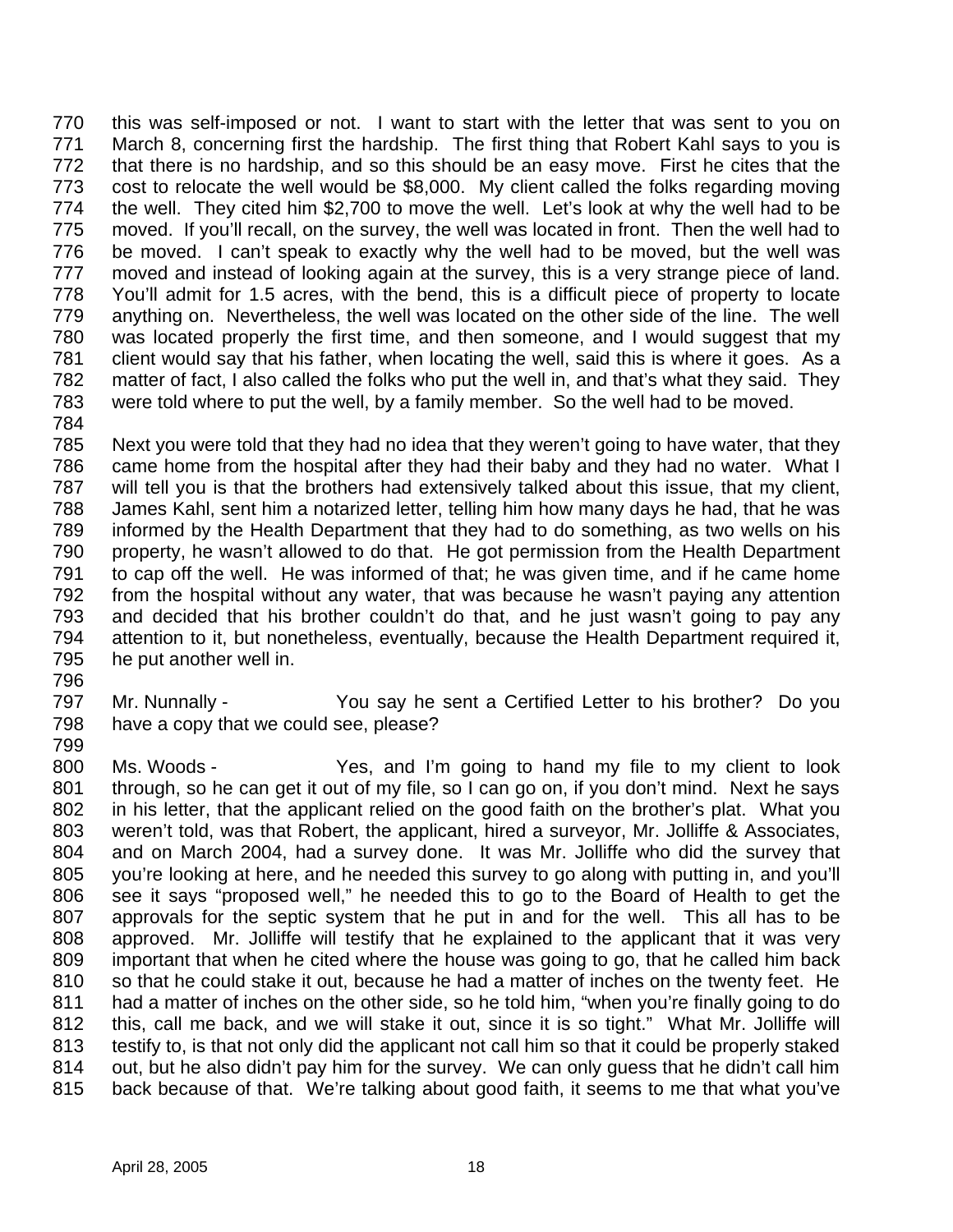this was self-imposed or not. I want to start with the letter that was sent to you on March 8, concerning first the hardship. The first thing that Robert Kahl says to you is that there is no hardship, and so this should be an easy move. First he cites that the cost to relocate the well would be $8,000. My client called the folks regarding moving the well. They cited him $2,700 to move the well. Let's look at why the well had to be moved. If you'll recall, on the survey, the well was located in front. Then the well had to be moved. I can't speak to exactly why the well had to be moved, but the well was moved and instead of looking again at the survey, this is a very strange piece of land. You'll admit for 1.5 acres, with the bend, this is a difficult piece of property to locate anything on. Nevertheless, the well was located on the other side of the line. The well was located properly the first time, and then someone, and I would suggest that my client would say that his father, when locating the well, said this is where it goes. As a matter of fact, I also called the folks who put the well in, and that's what they said. They were told where to put the well, by a family member. So the well had to be moved.

Next you were told that they had no idea that they weren't going to have water, that they came home from the hospital after they had their baby and they had no water. What I will tell you is that the brothers had extensively talked about this issue, that my client, James Kahl, sent him a notarized letter, telling him how many days he had, that he was informed by the Health Department that they had to do something, as two wells on his property, he wasn't allowed to do that. He got permission from the Health Department to cap off the well. He was informed of that; he was given time, and if he came home from the hospital without any water, that was because he wasn't paying any attention and decided that his brother couldn't do that, and he just wasn't going to pay any attention to it, but nonetheless, eventually, because the Health Department required it, he put another well in.

Mr. Nunnally - You say he sent a Certified Letter to his brother? Do you have a copy that we could see, please?

Ms. Woods - Yes, and I'm going to hand my file to my client to look through, so he can get it out of my file, so I can go on, if you don't mind. Next he says in his letter, that the applicant relied on the good faith on the brother's plat. What you weren't told, was that Robert, the applicant, hired a surveyor, Mr. Jolliffe & Associates, and on March 2004, had a survey done. It was Mr. Jolliffe who did the survey that you're looking at here, and he needed this survey to go along with putting in, and you'll see it says "proposed well," he needed this to go to the Board of Health to get the approvals for the septic system that he put in and for the well. This all has to be approved. Mr. Jolliffe will testify that he explained to the applicant that it was very important that when he cited where the house was going to go, that he called him back so that he could stake it out, because he had a matter of inches on the twenty feet. He had a matter of inches on the other side, so he told him, "when you're finally going to do this, call me back, and we will stake it out, since it is so tight." What Mr. Jolliffe will testify to, is that not only did the applicant not call him so that it could be properly staked out, but he also didn't pay him for the survey. We can only guess that he didn't call him back because of that. We're talking about good faith, it seems to me that what you've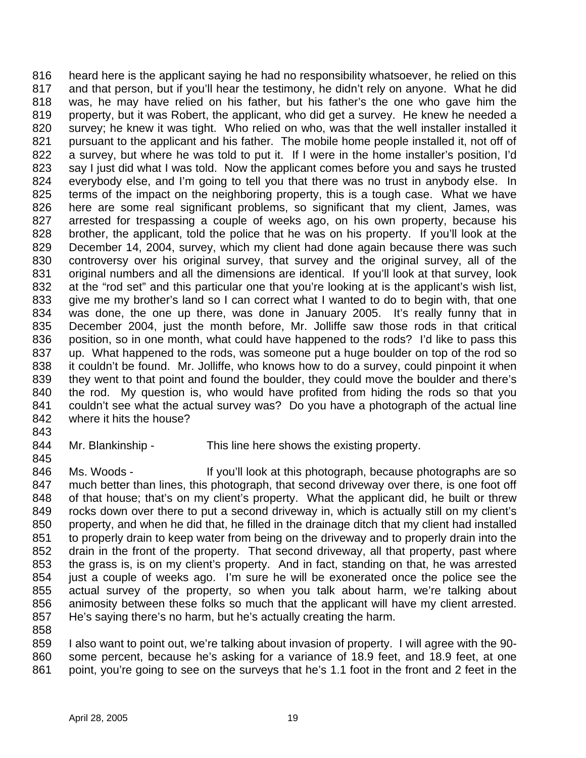816 heard here is the applicant saying he had no responsibility whatsoever, he relied on this
817 and that person, but if you'll hear the testimony, he didn't rely on anyone. What he did
818 was, he may have relied on his father, but his father's the one who gave him the
819 property, but it was Robert, the applicant, who did get a survey. He knew he needed a
820 survey; he knew it was tight. Who relied on who, was that the well installer installed it
821 pursuant to the applicant and his father. The mobile home people installed it, not off of
822 a survey, but where he was told to put it. If I were in the home installer's position, I'd
823 say I just did what I was told. Now the applicant comes before you and says he trusted
824 everybody else, and I'm going to tell you that there was no trust in anybody else. In
825 terms of the impact on the neighboring property, this is a tough case. What we have
826 here are some real significant problems, so significant that my client, James, was
827 arrested for trespassing a couple of weeks ago, on his own property, because his
828 brother, the applicant, told the police that he was on his property. If you'll look at the
829 December 14, 2004, survey, which my client had done again because there was such
830 controversy over his original survey, that survey and the original survey, all of the
831 original numbers and all the dimensions are identical. If you'll look at that survey, look
832 at the "rod set" and this particular one that you're looking at is the applicant's wish list,
833 give me my brother's land so I can correct what I wanted to do to begin with, that one
834 was done, the one up there, was done in January 2005. It's really funny that in
835 December 2004, just the month before, Mr. Jolliffe saw those rods in that critical
836 position, so in one month, what could have happened to the rods? I'd like to pass this
837 up. What happened to the rods, was someone put a huge boulder on top of the rod so
838 it couldn't be found. Mr. Jolliffe, who knows how to do a survey, could pinpoint it when
839 they went to that point and found the boulder, they could move the boulder and there's
840 the rod. My question is, who would have profited from hiding the rods so that you
841 couldn't see what the actual survey was? Do you have a photograph of the actual line
842 where it hits the house?
843
844 Mr. Blankinship - This line here shows the existing property.
845
846 Ms. Woods - If you'll look at this photograph, because photographs are so
847 much better than lines, this photograph, that second driveway over there, is one foot off
848 of that house; that's on my client's property. What the applicant did, he built or threw
849 rocks down over there to put a second driveway in, which is actually still on my client's
850 property, and when he did that, he filled in the drainage ditch that my client had installed
851 to properly drain to keep water from being on the driveway and to properly drain into the
852 drain in the front of the property. That second driveway, all that property, past where
853 the grass is, is on my client's property. And in fact, standing on that, he was arrested
854 just a couple of weeks ago. I'm sure he will be exonerated once the police see the
855 actual survey of the property, so when you talk about harm, we're talking about
856 animosity between these folks so much that the applicant will have my client arrested.
857 He's saying there's no harm, but he's actually creating the harm.
858
859 I also want to point out, we're talking about invasion of property. I will agree with the 90-
860 some percent, because he's asking for a variance of 18.9 feet, and 18.9 feet, at one
861 point, you're going to see on the surveys that he's 1.1 foot in the front and 2 feet in the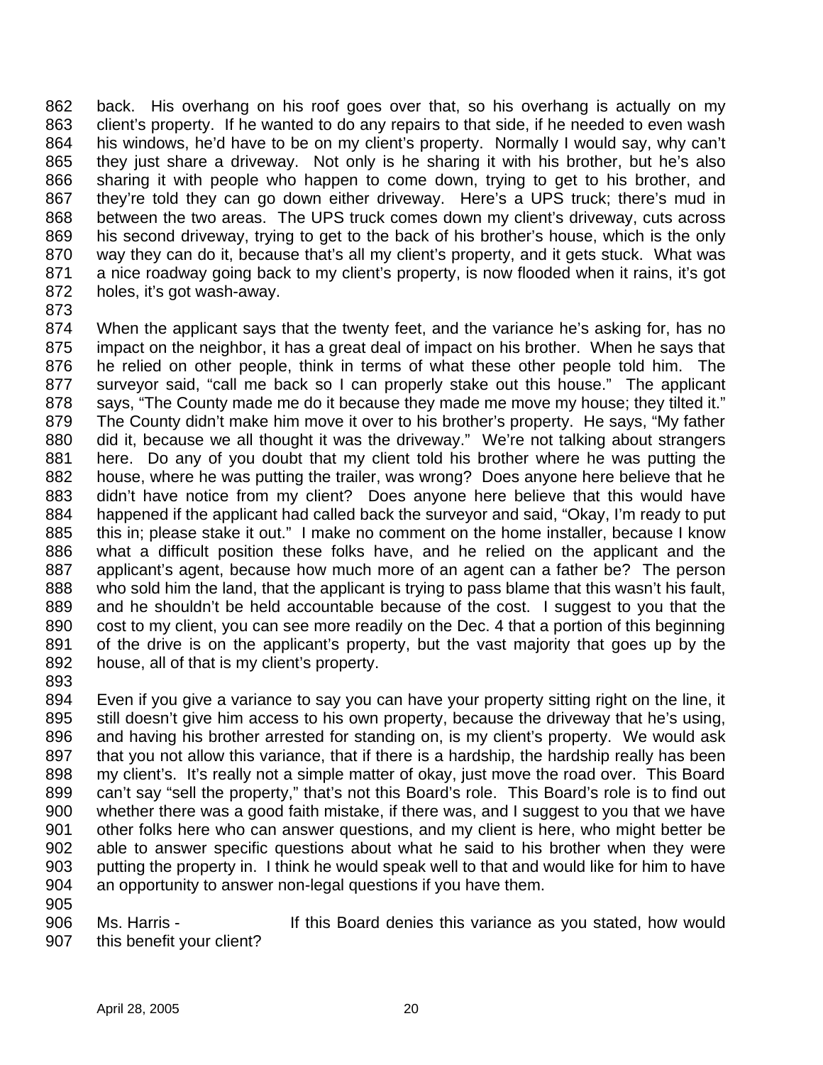back. His overhang on his roof goes over that, so his overhang is actually on my client's property. If he wanted to do any repairs to that side, if he needed to even wash his windows, he'd have to be on my client's property. Normally I would say, why can't they just share a driveway. Not only is he sharing it with his brother, but he's also sharing it with people who happen to come down, trying to get to his brother, and they're told they can go down either driveway. Here's a UPS truck; there's mud in between the two areas. The UPS truck comes down my client's driveway, cuts across his second driveway, trying to get to the back of his brother's house, which is the only way they can do it, because that's all my client's property, and it gets stuck. What was a nice roadway going back to my client's property, is now flooded when it rains, it's got holes, it's got wash-away.

When the applicant says that the twenty feet, and the variance he's asking for, has no impact on the neighbor, it has a great deal of impact on his brother. When he says that he relied on other people, think in terms of what these other people told him. The surveyor said, "call me back so I can properly stake out this house." The applicant says, "The County made me do it because they made me move my house; they tilted it." The County didn't make him move it over to his brother's property. He says, "My father did it, because we all thought it was the driveway." We're not talking about strangers here. Do any of you doubt that my client told his brother where he was putting the house, where he was putting the trailer, was wrong? Does anyone here believe that he didn't have notice from my client? Does anyone here believe that this would have happened if the applicant had called back the surveyor and said, "Okay, I'm ready to put this in; please stake it out." I make no comment on the home installer, because I know what a difficult position these folks have, and he relied on the applicant and the applicant's agent, because how much more of an agent can a father be? The person who sold him the land, that the applicant is trying to pass blame that this wasn't his fault, and he shouldn't be held accountable because of the cost. I suggest to you that the cost to my client, you can see more readily on the Dec. 4 that a portion of this beginning of the drive is on the applicant's property, but the vast majority that goes up by the house, all of that is my client's property.

Even if you give a variance to say you can have your property sitting right on the line, it still doesn't give him access to his own property, because the driveway that he's using, and having his brother arrested for standing on, is my client's property. We would ask that you not allow this variance, that if there is a hardship, the hardship really has been my client's. It's really not a simple matter of okay, just move the road over. This Board can't say "sell the property," that's not this Board's role. This Board's role is to find out whether there was a good faith mistake, if there was, and I suggest to you that we have other folks here who can answer questions, and my client is here, who might better be able to answer specific questions about what he said to his brother when they were putting the property in. I think he would speak well to that and would like for him to have an opportunity to answer non-legal questions if you have them.

Ms. Harris - If this Board denies this variance as you stated, how would this benefit your client?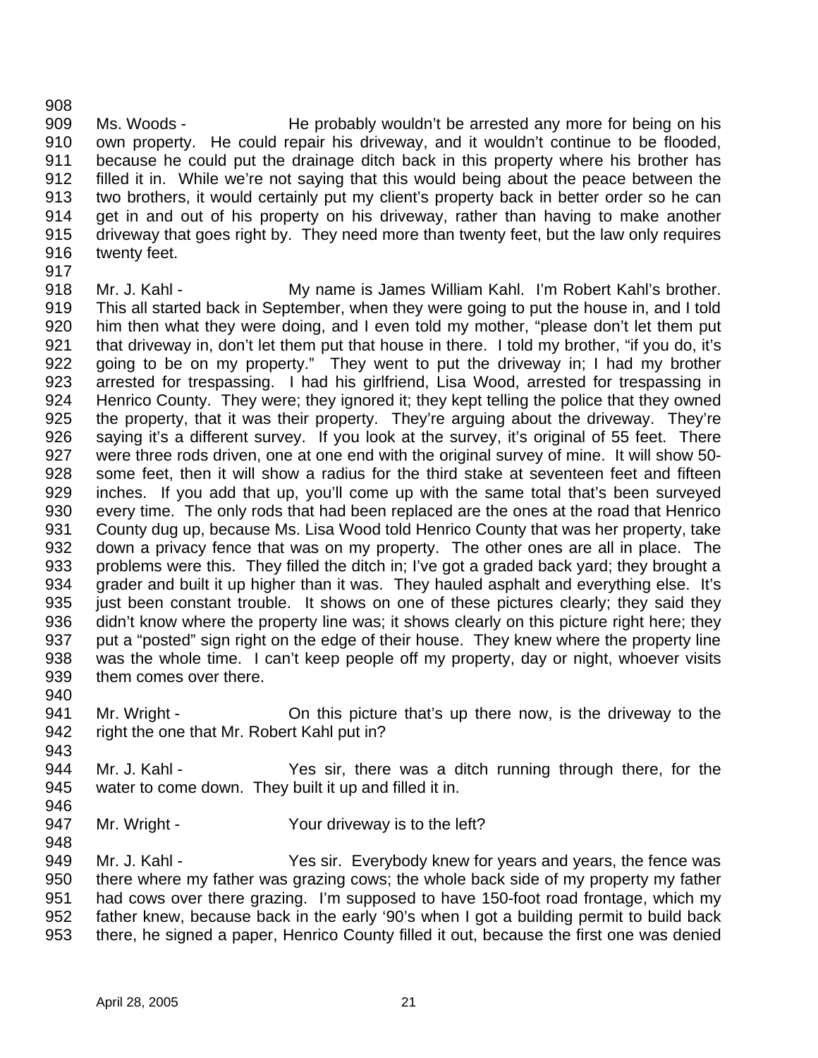Ms. Woods - He probably wouldn't be arrested any more for being on his own property. He could repair his driveway, and it wouldn't continue to be flooded, because he could put the drainage ditch back in this property where his brother has filled it in. While we're not saying that this would being about the peace between the two brothers, it would certainly put my client's property back in better order so he can get in and out of his property on his driveway, rather than having to make another driveway that goes right by. They need more than twenty feet, but the law only requires twenty feet.

Mr. J. Kahl - My name is James William Kahl. I'm Robert Kahl's brother. This all started back in September, when they were going to put the house in, and I told him then what they were doing, and I even told my mother, "please don't let them put that driveway in, don't let them put that house in there. I told my brother, "if you do, it's going to be on my property." They went to put the driveway in; I had my brother arrested for trespassing. I had his girlfriend, Lisa Wood, arrested for trespassing in Henrico County. They were; they ignored it; they kept telling the police that they owned the property, that it was their property. They're arguing about the driveway. They're saying it's a different survey. If you look at the survey, it's original of 55 feet. There were three rods driven, one at one end with the original survey of mine. It will show 50-some feet, then it will show a radius for the third stake at seventeen feet and fifteen inches. If you add that up, you'll come up with the same total that's been surveyed every time. The only rods that had been replaced are the ones at the road that Henrico County dug up, because Ms. Lisa Wood told Henrico County that was her property, take down a privacy fence that was on my property. The other ones are all in place. The problems were this. They filled the ditch in; I've got a graded back yard; they brought a grader and built it up higher than it was. They hauled asphalt and everything else. It's just been constant trouble. It shows on one of these pictures clearly; they said they didn't know where the property line was; it shows clearly on this picture right here; they put a "posted" sign right on the edge of their house. They knew where the property line was the whole time. I can't keep people off my property, day or night, whoever visits them comes over there.

Mr. Wright - On this picture that's up there now, is the driveway to the right the one that Mr. Robert Kahl put in?

Mr. J. Kahl - Yes sir, there was a ditch running through there, for the water to come down. They built it up and filled it in.

Mr. Wright - Your driveway is to the left?

Mr. J. Kahl - Yes sir. Everybody knew for years and years, the fence was there where my father was grazing cows; the whole back side of my property my father had cows over there grazing. I'm supposed to have 150-foot road frontage, which my father knew, because back in the early '90's when I got a building permit to build back there, he signed a paper, Henrico County filled it out, because the first one was denied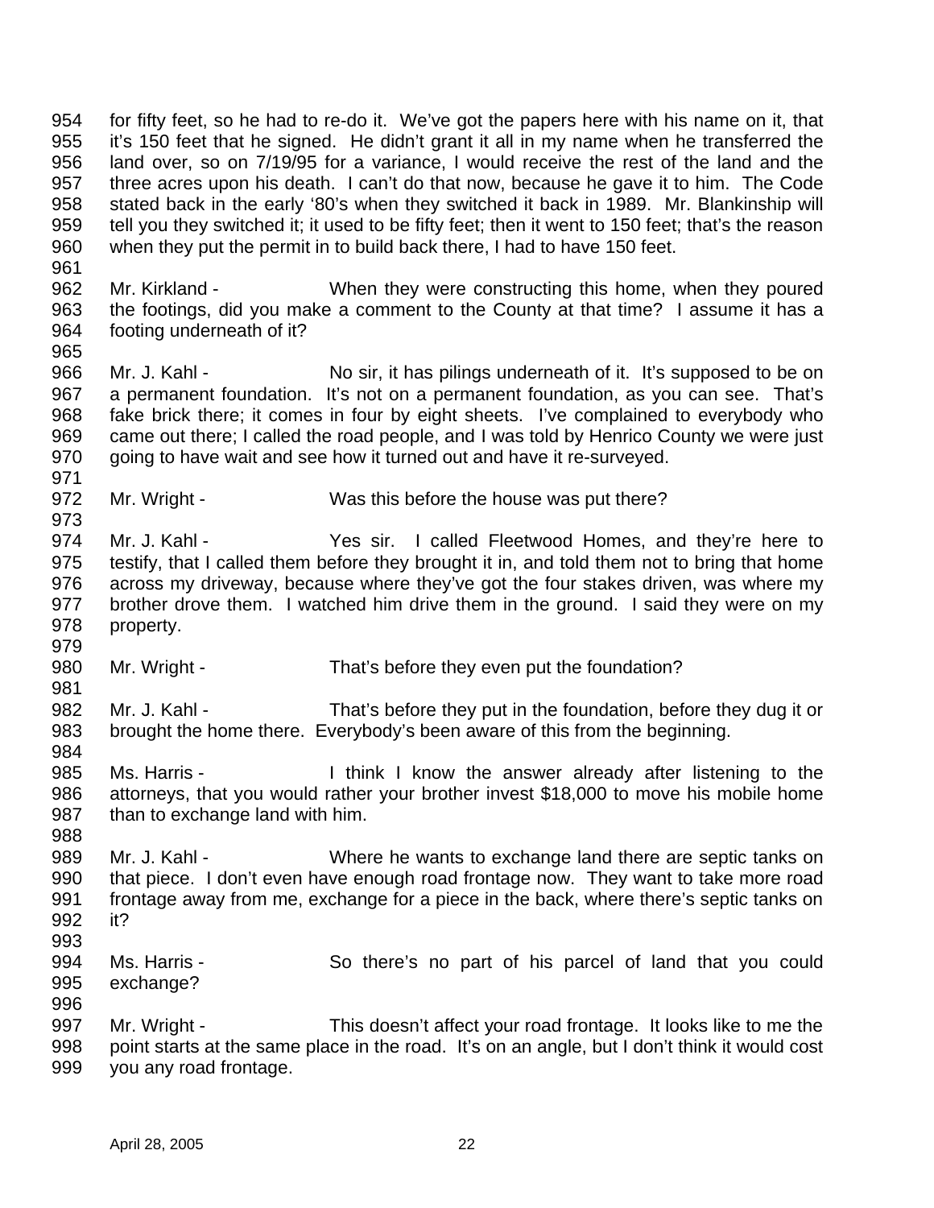for fifty feet, so he had to re-do it. We've got the papers here with his name on it, that it's 150 feet that he signed. He didn't grant it all in my name when he transferred the land over, so on 7/19/95 for a variance, I would receive the rest of the land and the three acres upon his death. I can't do that now, because he gave it to him. The Code stated back in the early '80's when they switched it back in 1989. Mr. Blankinship will tell you they switched it; it used to be fifty feet; then it went to 150 feet; that's the reason when they put the permit in to build back there, I had to have 150 feet.

Mr. Kirkland - When they were constructing this home, when they poured the footings, did you make a comment to the County at that time? I assume it has a footing underneath of it?

Mr. J. Kahl - No sir, it has pilings underneath of it. It's supposed to be on a permanent foundation. It's not on a permanent foundation, as you can see. That's fake brick there; it comes in four by eight sheets. I've complained to everybody who came out there; I called the road people, and I was told by Henrico County we were just going to have wait and see how it turned out and have it re-surveyed.

Mr. Wright - Was this before the house was put there?

Mr. J. Kahl - Yes sir. I called Fleetwood Homes, and they're here to testify, that I called them before they brought it in, and told them not to bring that home across my driveway, because where they've got the four stakes driven, was where my brother drove them. I watched him drive them in the ground. I said they were on my property.

Mr. Wright - That's before they even put the foundation?

Mr. J. Kahl - That's before they put in the foundation, before they dug it or brought the home there. Everybody's been aware of this from the beginning.

Ms. Harris - I think I know the answer already after listening to the attorneys, that you would rather your brother invest $18,000 to move his mobile home than to exchange land with him.

Mr. J. Kahl - Where he wants to exchange land there are septic tanks on that piece. I don't even have enough road frontage now. They want to take more road frontage away from me, exchange for a piece in the back, where there's septic tanks on it?

Ms. Harris - So there's no part of his parcel of land that you could exchange?

Mr. Wright - This doesn't affect your road frontage. It looks like to me the point starts at the same place in the road. It's on an angle, but I don't think it would cost you any road frontage.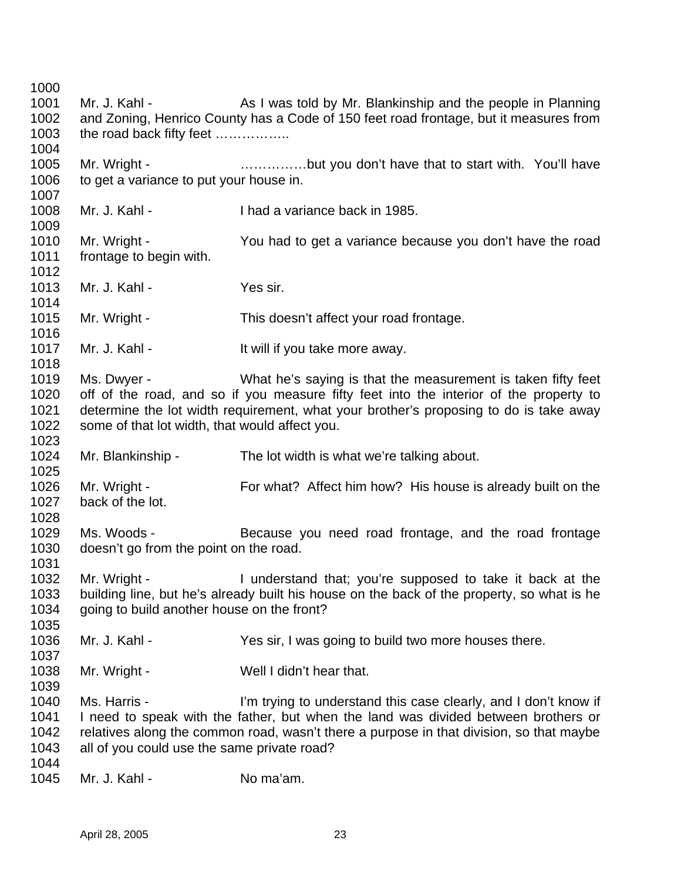1000

1001 Mr. J. Kahl - As I was told by Mr. Blankinship and the people in Planning
1002 and Zoning, Henrico County has a Code of 150 feet road frontage, but it measures from
1003 the road back fifty feet ……………..

1004

1005 Mr. Wright - ……………but you don't have that to start with. You'll have
1006 to get a variance to put your house in.

1007

1008 Mr. J. Kahl - I had a variance back in 1985.

1009

1010 Mr. Wright - You had to get a variance because you don't have the road
1011 frontage to begin with.

1012

1013 Mr. J. Kahl - Yes sir.

1014

1015 Mr. Wright - This doesn't affect your road frontage.

1016

1017 Mr. J. Kahl - It will if you take more away.

1018

1019 Ms. Dwyer - What he's saying is that the measurement is taken fifty feet
1020 off of the road, and so if you measure fifty feet into the interior of the property to
1021 determine the lot width requirement, what your brother's proposing to do is take away
1022 some of that lot width, that would affect you.

1023

1024 Mr. Blankinship - The lot width is what we're talking about.

1025

1026 Mr. Wright - For what? Affect him how? His house is already built on the
1027 back of the lot.

1028

1029 Ms. Woods - Because you need road frontage, and the road frontage
1030 doesn't go from the point on the road.

1031

1032 Mr. Wright - I understand that; you're supposed to take it back at the
1033 building line, but he's already built his house on the back of the property, so what is he
1034 going to build another house on the front?

1035

1036 Mr. J. Kahl - Yes sir, I was going to build two more houses there.

1037

1038 Mr. Wright - Well I didn't hear that.

1039

1040 Ms. Harris - I'm trying to understand this case clearly, and I don't know if
1041 I need to speak with the father, but when the land was divided between brothers or
1042 relatives along the common road, wasn't there a purpose in that division, so that maybe
1043 all of you could use the same private road?

1044

1045 Mr. J. Kahl - No ma'am.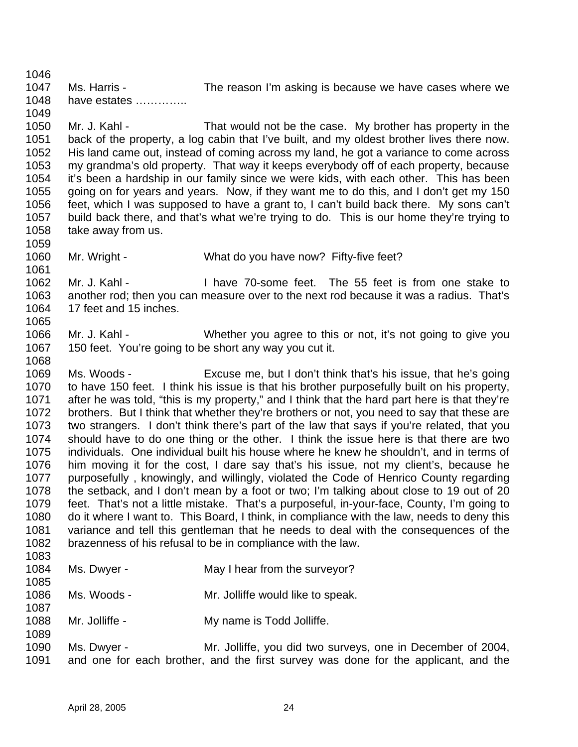Ms. Harris - The reason I'm asking is because we have cases where we have estates …………..

Mr. J. Kahl - That would not be the case. My brother has property in the back of the property, a log cabin that I've built, and my oldest brother lives there now. His land came out, instead of coming across my land, he got a variance to come across my grandma's old property. That way it keeps everybody off of each property, because it's been a hardship in our family since we were kids, with each other. This has been going on for years and years. Now, if they want me to do this, and I don't get my 150 feet, which I was supposed to have a grant to, I can't build back there. My sons can't build back there, and that's what we're trying to do. This is our home they're trying to take away from us.

Mr. Wright - What do you have now? Fifty-five feet?

Mr. J. Kahl - I have 70-some feet. The 55 feet is from one stake to another rod; then you can measure over to the next rod because it was a radius. That's 17 feet and 15 inches.

Mr. J. Kahl - Whether you agree to this or not, it's not going to give you 150 feet. You're going to be short any way you cut it.

Ms. Woods - Excuse me, but I don't think that's his issue, that he's going to have 150 feet. I think his issue is that his brother purposefully built on his property, after he was told, "this is my property," and I think that the hard part here is that they're brothers. But I think that whether they're brothers or not, you need to say that these are two strangers. I don't think there's part of the law that says if you're related, that you should have to do one thing or the other. I think the issue here is that there are two individuals. One individual built his house where he knew he shouldn't, and in terms of him moving it for the cost, I dare say that's his issue, not my client's, because he purposefully , knowingly, and willingly, violated the Code of Henrico County regarding the setback, and I don't mean by a foot or two; I'm talking about close to 19 out of 20 feet. That's not a little mistake. That's a purposeful, in-your-face, County, I'm going to do it where I want to. This Board, I think, in compliance with the law, needs to deny this variance and tell this gentleman that he needs to deal with the consequences of the brazenness of his refusal to be in compliance with the law.

Ms. Dwyer - May I hear from the surveyor?

Ms. Woods - Mr. Jolliffe would like to speak.

Mr. Jolliffe - My name is Todd Jolliffe.

Ms. Dwyer - Mr. Jolliffe, you did two surveys, one in December of 2004, and one for each brother, and the first survey was done for the applicant, and the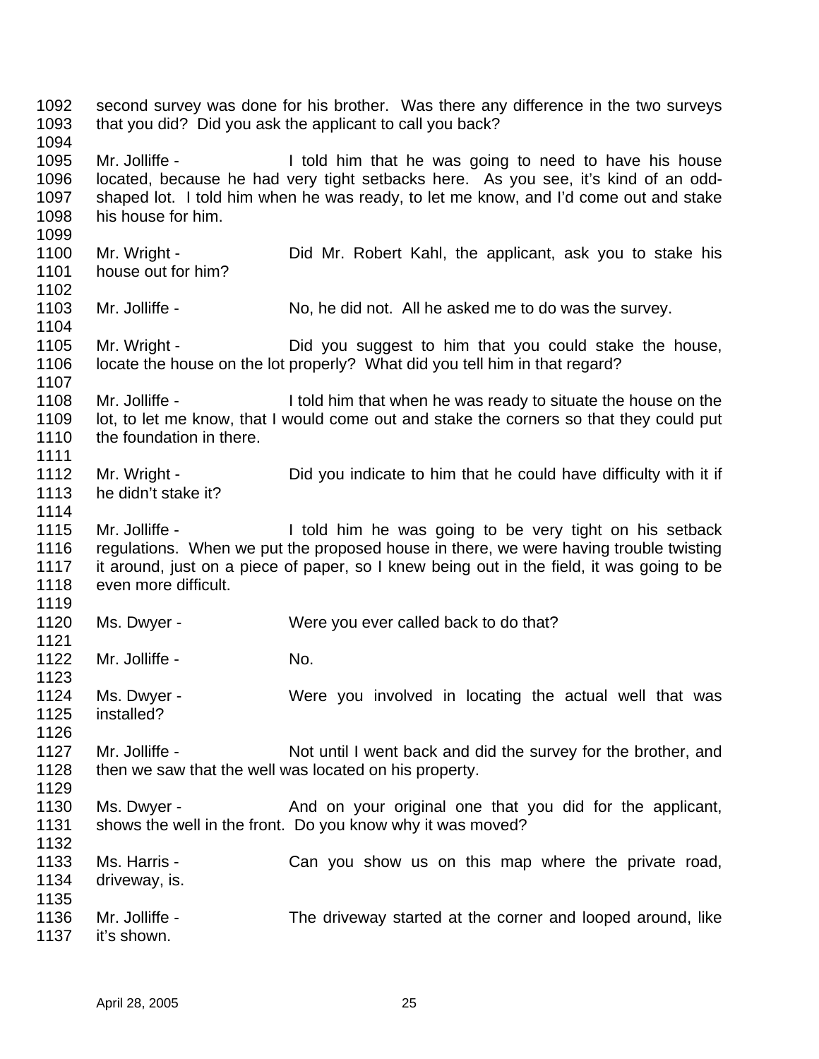1092 second survey was done for his brother. Was there any difference in the two surveys
1093 that you did? Did you ask the applicant to call you back?
1094
1095 Mr. Jolliffe - I told him that he was going to need to have his house
1096 located, because he had very tight setbacks here. As you see, it's kind of an odd-
1097 shaped lot. I told him when he was ready, to let me know, and I'd come out and stake
1098 his house for him.
1099
1100 Mr. Wright - Did Mr. Robert Kahl, the applicant, ask you to stake his
1101 house out for him?
1102
1103 Mr. Jolliffe - No, he did not. All he asked me to do was the survey.
1104
1105 Mr. Wright - Did you suggest to him that you could stake the house,
1106 locate the house on the lot properly? What did you tell him in that regard?
1107
1108 Mr. Jolliffe - I told him that when he was ready to situate the house on the
1109 lot, to let me know, that I would come out and stake the corners so that they could put
1110 the foundation in there.
1111
1112 Mr. Wright - Did you indicate to him that he could have difficulty with it if
1113 he didn't stake it?
1114
1115 Mr. Jolliffe - I told him he was going to be very tight on his setback
1116 regulations. When we put the proposed house in there, we were having trouble twisting
1117 it around, just on a piece of paper, so I knew being out in the field, it was going to be
1118 even more difficult.
1119
1120 Ms. Dwyer - Were you ever called back to do that?
1121
1122 Mr. Jolliffe - No.
1123
1124 Ms. Dwyer - Were you involved in locating the actual well that was
1125 installed?
1126
1127 Mr. Jolliffe - Not until I went back and did the survey for the brother, and
1128 then we saw that the well was located on his property.
1129
1130 Ms. Dwyer - And on your original one that you did for the applicant,
1131 shows the well in the front. Do you know why it was moved?
1132
1133 Ms. Harris - Can you show us on this map where the private road,
1134 driveway, is.
1135
1136 Mr. Jolliffe - The driveway started at the corner and looped around, like
1137 it's shown.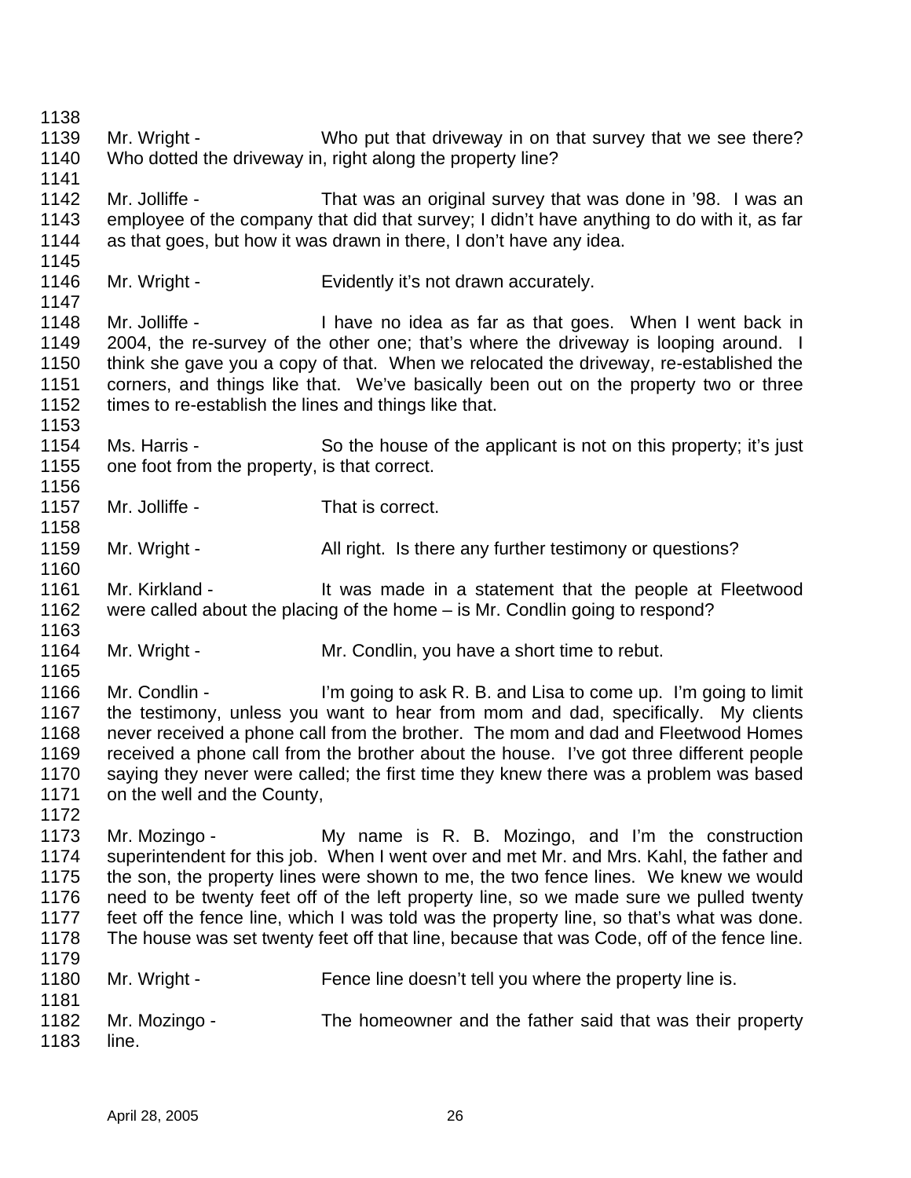Mr. Wright - Who put that driveway in on that survey that we see there? Who dotted the driveway in, right along the property line?

Mr. Jolliffe - That was an original survey that was done in '98. I was an employee of the company that did that survey; I didn't have anything to do with it, as far as that goes, but how it was drawn in there, I don't have any idea.

Mr. Wright - Evidently it's not drawn accurately.

Mr. Jolliffe - I have no idea as far as that goes. When I went back in 2004, the re-survey of the other one; that's where the driveway is looping around. I think she gave you a copy of that. When we relocated the driveway, re-established the corners, and things like that. We've basically been out on the property two or three times to re-establish the lines and things like that.

Ms. Harris - So the house of the applicant is not on this property; it's just one foot from the property, is that correct.

Mr. Jolliffe - That is correct.

Mr. Wright - All right. Is there any further testimony or questions?

Mr. Kirkland - It was made in a statement that the people at Fleetwood were called about the placing of the home – is Mr. Condlin going to respond?

Mr. Wright - Mr. Condlin, you have a short time to rebut.

Mr. Condlin - I'm going to ask R. B. and Lisa to come up. I'm going to limit the testimony, unless you want to hear from mom and dad, specifically. My clients never received a phone call from the brother. The mom and dad and Fleetwood Homes received a phone call from the brother about the house. I've got three different people saying they never were called; the first time they knew there was a problem was based on the well and the County,

Mr. Mozingo - My name is R. B. Mozingo, and I'm the construction superintendent for this job. When I went over and met Mr. and Mrs. Kahl, the father and the son, the property lines were shown to me, the two fence lines. We knew we would need to be twenty feet off of the left property line, so we made sure we pulled twenty feet off the fence line, which I was told was the property line, so that's what was done. The house was set twenty feet off that line, because that was Code, off of the fence line.

Mr. Wright - Fence line doesn't tell you where the property line is.

Mr. Mozingo - The homeowner and the father said that was their property line.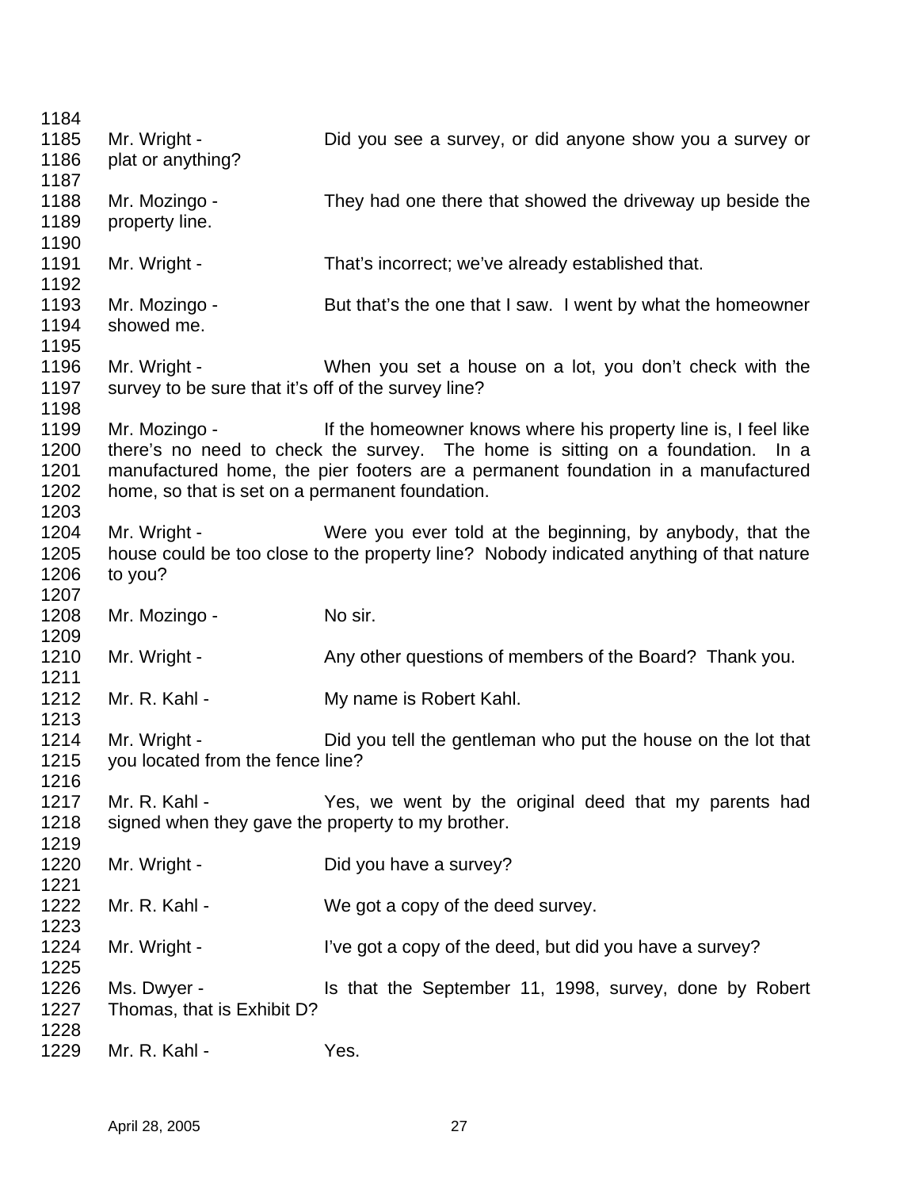Mr. Wright - Did you see a survey, or did anyone show you a survey or plat or anything?

Mr. Mozingo - They had one there that showed the driveway up beside the property line.

Mr. Wright - That's incorrect; we've already established that.

Mr. Mozingo - But that's the one that I saw. I went by what the homeowner showed me.

Mr. Wright - When you set a house on a lot, you don't check with the survey to be sure that it's off of the survey line?

Mr. Mozingo - If the homeowner knows where his property line is, I feel like there's no need to check the survey. The home is sitting on a foundation. In a manufactured home, the pier footers are a permanent foundation in a manufactured home, so that is set on a permanent foundation.

Mr. Wright - Were you ever told at the beginning, by anybody, that the house could be too close to the property line? Nobody indicated anything of that nature to you?

Mr. Mozingo - No sir.

Mr. Wright - Any other questions of members of the Board? Thank you.

Mr. R. Kahl - My name is Robert Kahl.

Mr. Wright - Did you tell the gentleman who put the house on the lot that you located from the fence line?

Mr. R. Kahl - Yes, we went by the original deed that my parents had signed when they gave the property to my brother.

Mr. Wright - Did you have a survey?

Mr. R. Kahl - We got a copy of the deed survey.

Mr. Wright - I've got a copy of the deed, but did you have a survey?

Ms. Dwyer - Is that the September 11, 1998, survey, done by Robert Thomas, that is Exhibit D?

Mr. R. Kahl - Yes.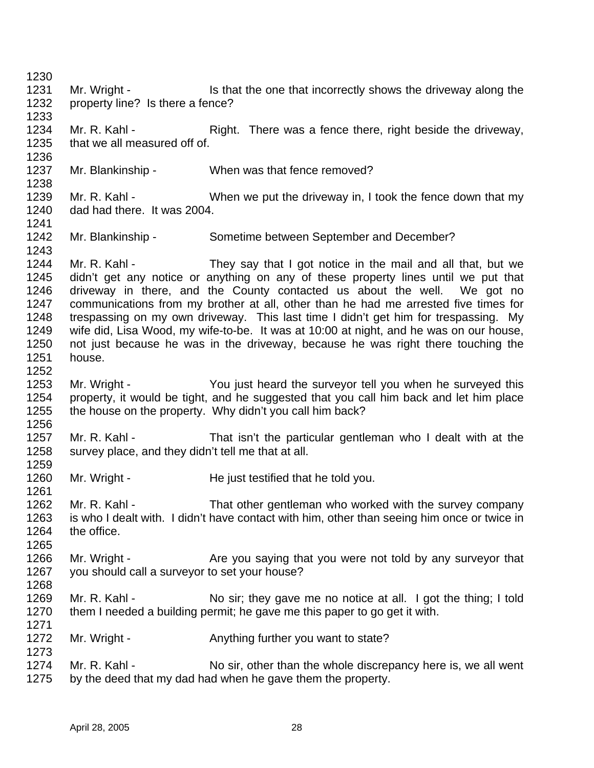Mr. Wright - Is that the one that incorrectly shows the driveway along the property line? Is there a fence?

Mr. R. Kahl - Right. There was a fence there, right beside the driveway, that we all measured off of.

Mr. Blankinship - When was that fence removed?

Mr. R. Kahl - When we put the driveway in, I took the fence down that my dad had there. It was 2004.

Mr. Blankinship - Sometime between September and December?

Mr. R. Kahl - They say that I got notice in the mail and all that, but we didn't get any notice or anything on any of these property lines until we put that driveway in there, and the County contacted us about the well. We got no communications from my brother at all, other than he had me arrested five times for trespassing on my own driveway. This last time I didn't get him for trespassing. My wife did, Lisa Wood, my wife-to-be. It was at 10:00 at night, and he was on our house, not just because he was in the driveway, because he was right there touching the house.

Mr. Wright - You just heard the surveyor tell you when he surveyed this property, it would be tight, and he suggested that you call him back and let him place the house on the property. Why didn't you call him back?

Mr. R. Kahl - That isn't the particular gentleman who I dealt with at the survey place, and they didn't tell me that at all.

Mr. Wright - He just testified that he told you.

Mr. R. Kahl - That other gentleman who worked with the survey company is who I dealt with. I didn't have contact with him, other than seeing him once or twice in the office.

Mr. Wright - Are you saying that you were not told by any surveyor that you should call a surveyor to set your house?

Mr. R. Kahl - No sir; they gave me no notice at all. I got the thing; I told them I needed a building permit; he gave me this paper to go get it with.

Mr. Wright - Anything further you want to state?

Mr. R. Kahl - No sir, other than the whole discrepancy here is, we all went by the deed that my dad had when he gave them the property.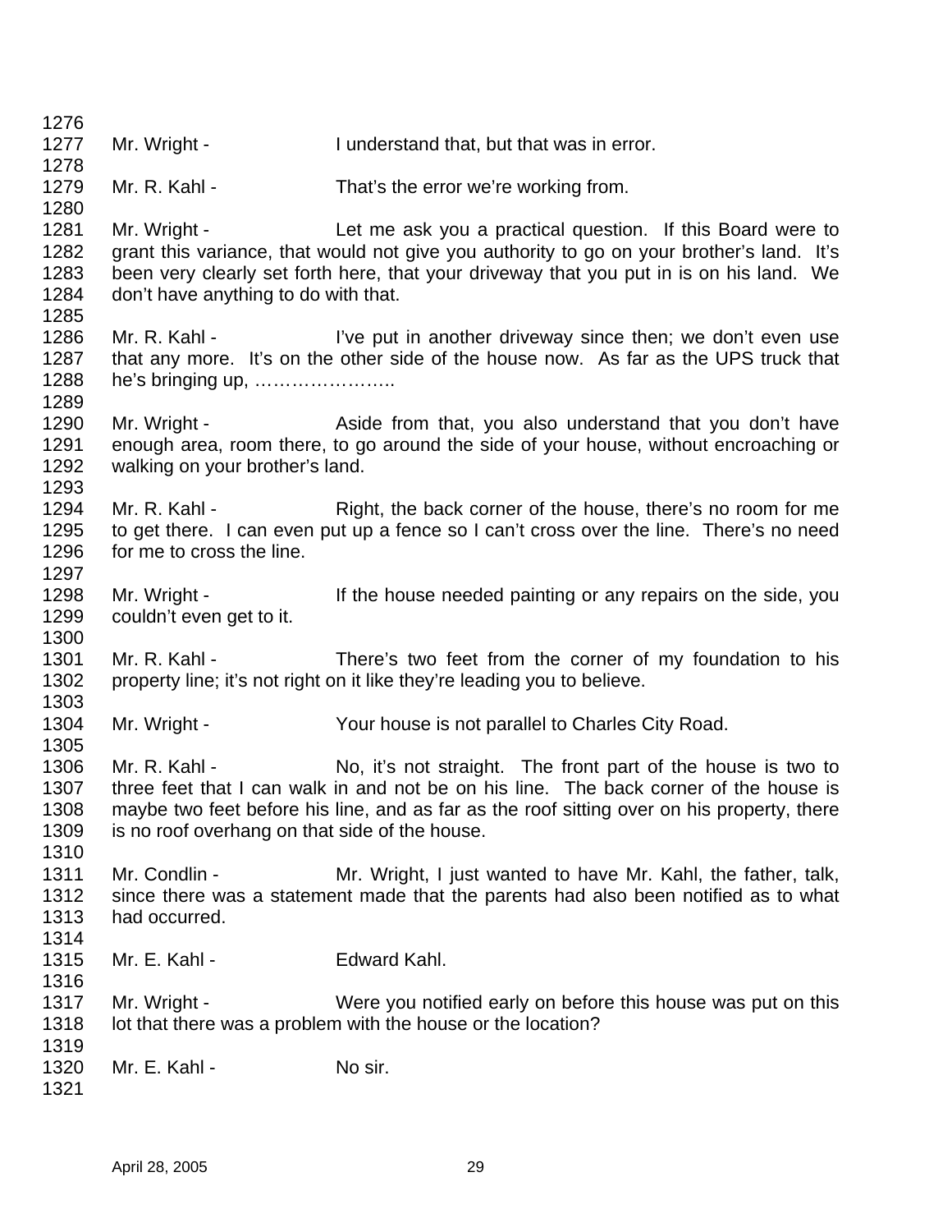Mr. Wright - I understand that, but that was in error.

Mr. R. Kahl - That's the error we're working from.

Mr. Wright - Let me ask you a practical question. If this Board were to grant this variance, that would not give you authority to go on your brother's land. It's been very clearly set forth here, that your driveway that you put in is on his land. We don't have anything to do with that.

Mr. R. Kahl - I've put in another driveway since then; we don't even use that any more. It's on the other side of the house now. As far as the UPS truck that he's bringing up, …………………..

Mr. Wright - Aside from that, you also understand that you don't have enough area, room there, to go around the side of your house, without encroaching or walking on your brother's land.

Mr. R. Kahl - Right, the back corner of the house, there's no room for me to get there. I can even put up a fence so I can't cross over the line. There's no need for me to cross the line.

Mr. Wright - If the house needed painting or any repairs on the side, you couldn't even get to it.

Mr. R. Kahl - There's two feet from the corner of my foundation to his property line; it's not right on it like they're leading you to believe.

Mr. Wright - Your house is not parallel to Charles City Road.

Mr. R. Kahl - No, it's not straight. The front part of the house is two to three feet that I can walk in and not be on his line. The back corner of the house is maybe two feet before his line, and as far as the roof sitting over on his property, there is no roof overhang on that side of the house.

Mr. Condlin - Mr. Wright, I just wanted to have Mr. Kahl, the father, talk, since there was a statement made that the parents had also been notified as to what had occurred.

Mr. E. Kahl - Edward Kahl.

Mr. Wright - Were you notified early on before this house was put on this lot that there was a problem with the house or the location?

Mr. E. Kahl - No sir.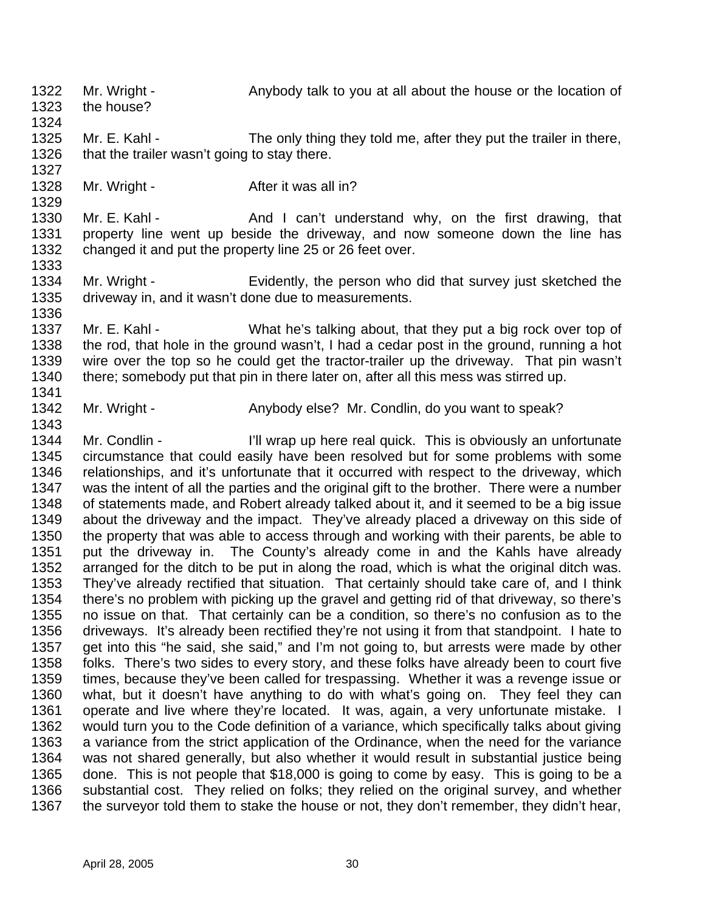1322 Mr. Wright - Anybody talk to you at all about the house or the location of
1323 the house?
1324
1325 Mr. E. Kahl - The only thing they told me, after they put the trailer in there,
1326 that the trailer wasn't going to stay there.
1327
1328 Mr. Wright - After it was all in?
1329
1330 Mr. E. Kahl - And I can't understand why, on the first drawing, that
1331 property line went up beside the driveway, and now someone down the line has
1332 changed it and put the property line 25 or 26 feet over.
1333
1334 Mr. Wright - Evidently, the person who did that survey just sketched the
1335 driveway in, and it wasn't done due to measurements.
1336
1337 Mr. E. Kahl - What he's talking about, that they put a big rock over top of
1338 the rod, that hole in the ground wasn't, I had a cedar post in the ground, running a hot
1339 wire over the top so he could get the tractor-trailer up the driveway. That pin wasn't
1340 there; somebody put that pin in there later on, after all this mess was stirred up.
1341
1342 Mr. Wright - Anybody else? Mr. Condlin, do you want to speak?
1343
1344 Mr. Condlin - I'll wrap up here real quick. This is obviously an unfortunate
1345 circumstance that could easily have been resolved but for some problems with some
1346 relationships, and it's unfortunate that it occurred with respect to the driveway, which
1347 was the intent of all the parties and the original gift to the brother. There were a number
1348 of statements made, and Robert already talked about it, and it seemed to be a big issue
1349 about the driveway and the impact. They've already placed a driveway on this side of
1350 the property that was able to access through and working with their parents, be able to
1351 put the driveway in. The County's already come in and the Kahls have already
1352 arranged for the ditch to be put in along the road, which is what the original ditch was.
1353 They've already rectified that situation. That certainly should take care of, and I think
1354 there's no problem with picking up the gravel and getting rid of that driveway, so there's
1355 no issue on that. That certainly can be a condition, so there's no confusion as to the
1356 driveways. It's already been rectified they're not using it from that standpoint. I hate to
1357 get into this "he said, she said," and I'm not going to, but arrests were made by other
1358 folks. There's two sides to every story, and these folks have already been to court five
1359 times, because they've been called for trespassing. Whether it was a revenge issue or
1360 what, but it doesn't have anything to do with what's going on. They feel they can
1361 operate and live where they're located. It was, again, a very unfortunate mistake. I
1362 would turn you to the Code definition of a variance, which specifically talks about giving
1363 a variance from the strict application of the Ordinance, when the need for the variance
1364 was not shared generally, but also whether it would result in substantial justice being
1365 done. This is not people that $18,000 is going to come by easy. This is going to be a
1366 substantial cost. They relied on folks; they relied on the original survey, and whether
1367 the surveyor told them to stake the house or not, they don't remember, they didn't hear,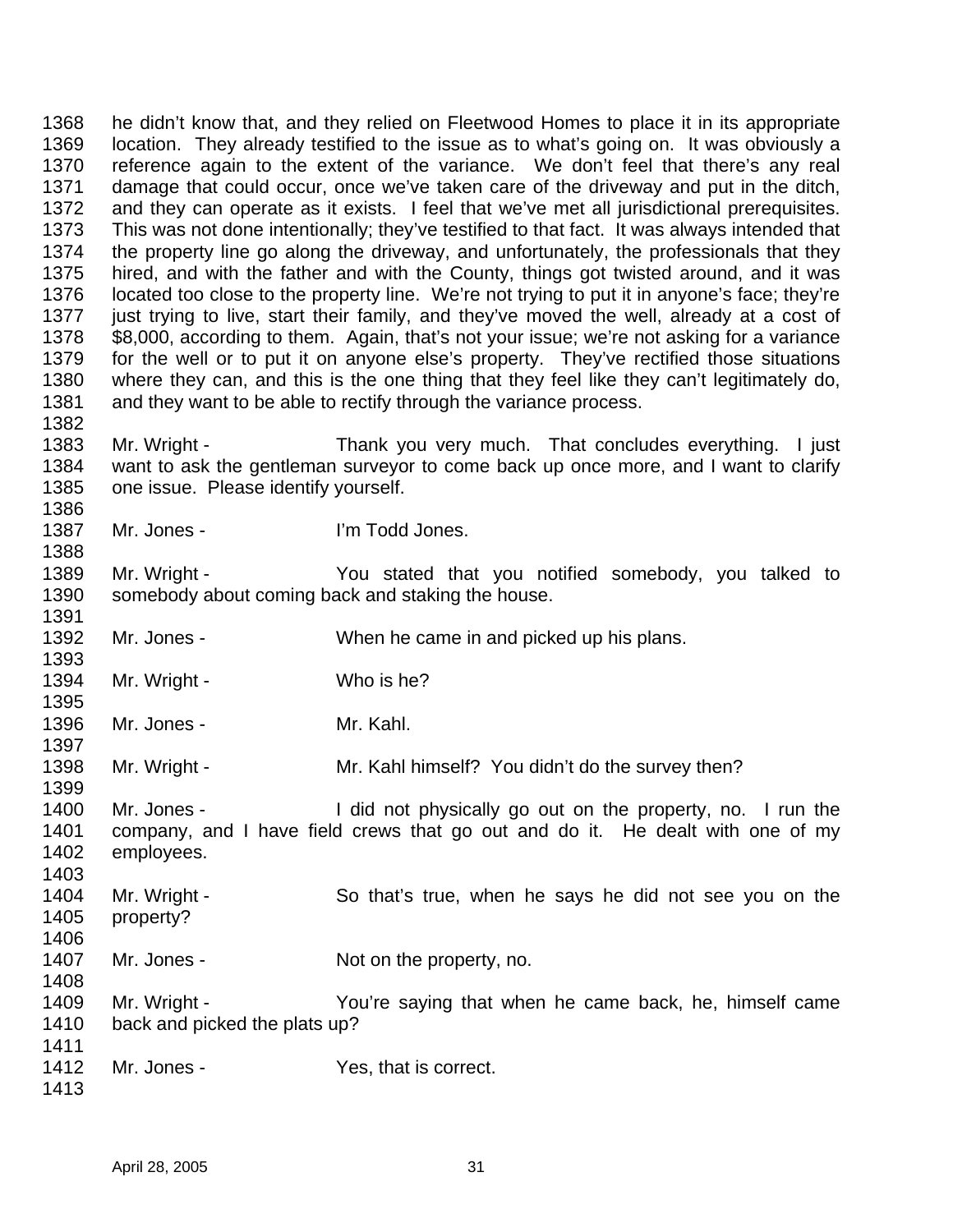1368 he didn't know that, and they relied on Fleetwood Homes to place it in its appropriate
1369 location. They already testified to the issue as to what's going on. It was obviously a
1370 reference again to the extent of the variance. We don't feel that there's any real
1371 damage that could occur, once we've taken care of the driveway and put in the ditch,
1372 and they can operate as it exists. I feel that we've met all jurisdictional prerequisites.
1373 This was not done intentionally; they've testified to that fact. It was always intended that
1374 the property line go along the driveway, and unfortunately, the professionals that they
1375 hired, and with the father and with the County, things got twisted around, and it was
1376 located too close to the property line. We're not trying to put it in anyone's face; they're
1377 just trying to live, start their family, and they've moved the well, already at a cost of
1378 $8,000, according to them. Again, that's not your issue; we're not asking for a variance
1379 for the well or to put it on anyone else's property. They've rectified those situations
1380 where they can, and this is the one thing that they feel like they can't legitimately do,
1381 and they want to be able to rectify through the variance process.
1382
1383 Mr. Wright - Thank you very much. That concludes everything. I just
1384 want to ask the gentleman surveyor to come back up once more, and I want to clarify
1385 one issue. Please identify yourself.
1386
1387 Mr. Jones - I'm Todd Jones.
1388
1389 Mr. Wright - You stated that you notified somebody, you talked to
1390 somebody about coming back and staking the house.
1391
1392 Mr. Jones - When he came in and picked up his plans.
1393
1394 Mr. Wright - Who is he?
1395
1396 Mr. Jones - Mr. Kahl.
1397
1398 Mr. Wright - Mr. Kahl himself? You didn't do the survey then?
1399
1400 Mr. Jones - I did not physically go out on the property, no. I run the
1401 company, and I have field crews that go out and do it. He dealt with one of my
1402 employees.
1403
1404 Mr. Wright - So that's true, when he says he did not see you on the
1405 property?
1406
1407 Mr. Jones - Not on the property, no.
1408
1409 Mr. Wright - You're saying that when he came back, he, himself came
1410 back and picked the plats up?
1411
1412 Mr. Jones - Yes, that is correct.
1413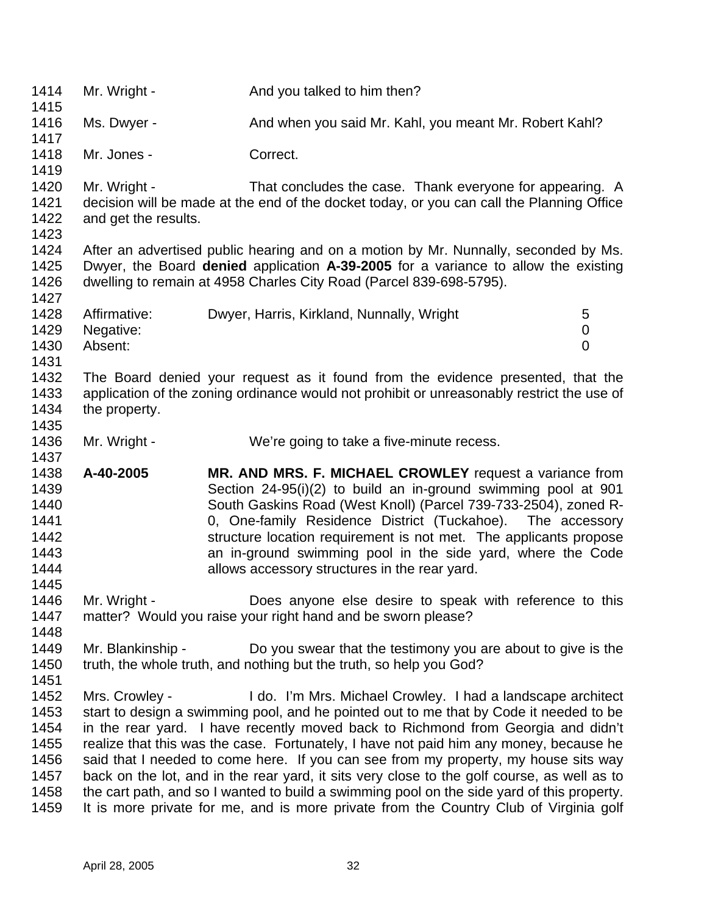Mr. Wright - And you talked to him then?

Ms. Dwyer - And when you said Mr. Kahl, you meant Mr. Robert Kahl?

Mr. Jones - Correct.

Mr. Wright - That concludes the case. Thank everyone for appearing. A decision will be made at the end of the docket today, or you can call the Planning Office and get the results.

After an advertised public hearing and on a motion by Mr. Nunnally, seconded by Ms. Dwyer, the Board **denied** application **A-39-2005** for a variance to allow the existing dwelling to remain at 4958 Charles City Road (Parcel 839-698-5795).

| | | |
|---|---|---|
| Affirmative: | Dwyer, Harris, Kirkland, Nunnally, Wright | 5 |
| Negative: | | 0 |
| Absent: | | 0 |

The Board denied your request as it found from the evidence presented, that the application of the zoning ordinance would not prohibit or unreasonably restrict the use of the property.

Mr. Wright - We're going to take a five-minute recess.

**A-40-2005** **MR. AND MRS. F. MICHAEL CROWLEY** request a variance from Section 24-95(i)(2) to build an in-ground swimming pool at 901 South Gaskins Road (West Knoll) (Parcel 739-733-2504), zoned R-0, One-family Residence District (Tuckahoe). The accessory structure location requirement is not met. The applicants propose an in-ground swimming pool in the side yard, where the Code allows accessory structures in the rear yard.

Mr. Wright - Does anyone else desire to speak with reference to this matter? Would you raise your right hand and be sworn please?

Mr. Blankinship - Do you swear that the testimony you are about to give is the truth, the whole truth, and nothing but the truth, so help you God?

Mrs. Crowley - I do. I'm Mrs. Michael Crowley. I had a landscape architect start to design a swimming pool, and he pointed out to me that by Code it needed to be in the rear yard. I have recently moved back to Richmond from Georgia and didn't realize that this was the case. Fortunately, I have not paid him any money, because he said that I needed to come here. If you can see from my property, my house sits way back on the lot, and in the rear yard, it sits very close to the golf course, as well as to the cart path, and so I wanted to build a swimming pool on the side yard of this property. It is more private for me, and is more private from the Country Club of Virginia golf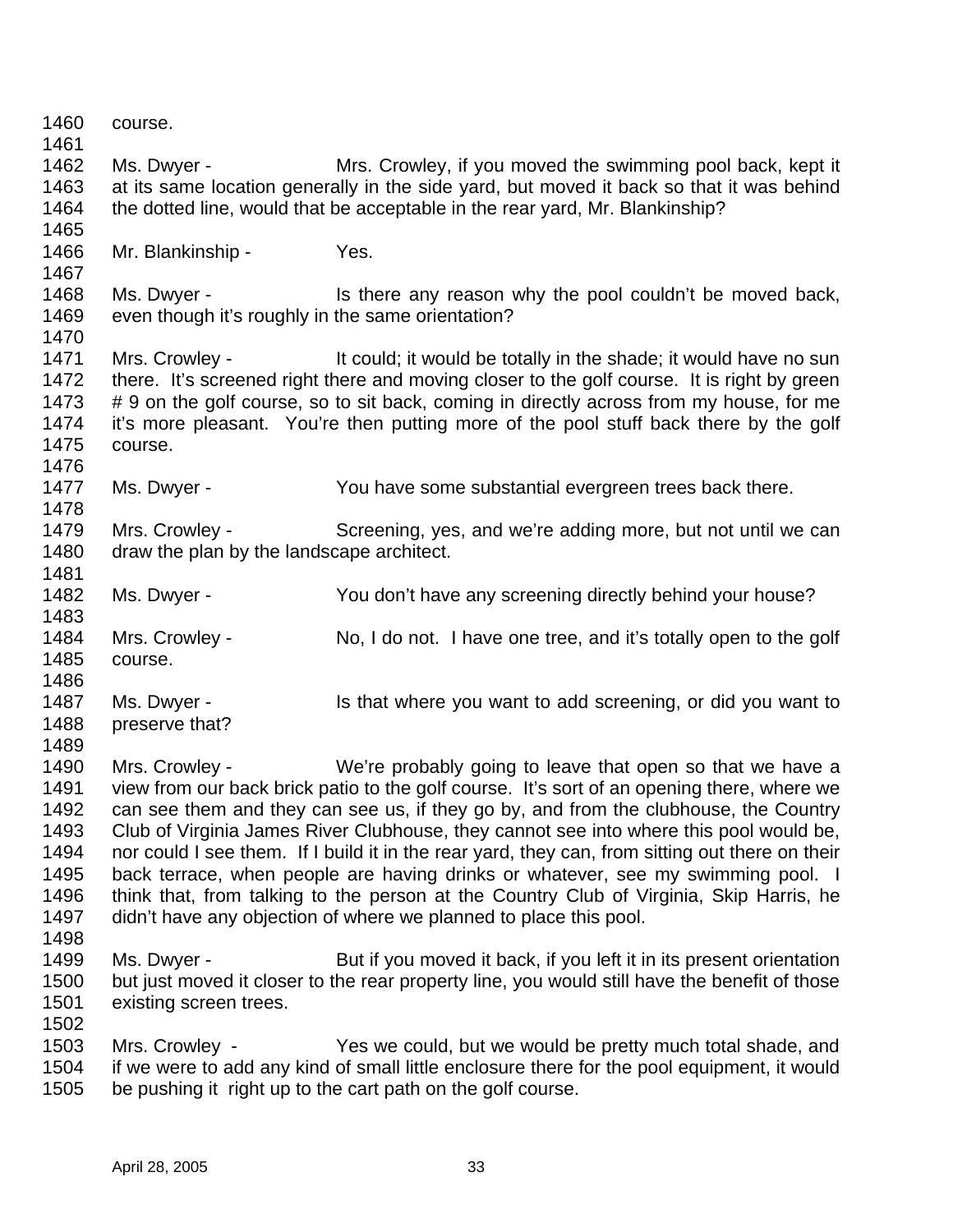course.

Ms. Dwyer - Mrs. Crowley, if you moved the swimming pool back, kept it at its same location generally in the side yard, but moved it back so that it was behind the dotted line, would that be acceptable in the rear yard, Mr. Blankinship?

Mr. Blankinship - Yes.

Ms. Dwyer - Is there any reason why the pool couldn't be moved back, even though it's roughly in the same orientation?

Mrs. Crowley - It could; it would be totally in the shade; it would have no sun there. It's screened right there and moving closer to the golf course. It is right by green # 9 on the golf course, so to sit back, coming in directly across from my house, for me it's more pleasant. You're then putting more of the pool stuff back there by the golf course.

Ms. Dwyer - You have some substantial evergreen trees back there.

Mrs. Crowley - Screening, yes, and we're adding more, but not until we can draw the plan by the landscape architect.

Ms. Dwyer - You don't have any screening directly behind your house?

Mrs. Crowley - No, I do not. I have one tree, and it's totally open to the golf course.

Ms. Dwyer - Is that where you want to add screening, or did you want to preserve that?

Mrs. Crowley - We're probably going to leave that open so that we have a view from our back brick patio to the golf course. It's sort of an opening there, where we can see them and they can see us, if they go by, and from the clubhouse, the Country Club of Virginia James River Clubhouse, they cannot see into where this pool would be, nor could I see them. If I build it in the rear yard, they can, from sitting out there on their back terrace, when people are having drinks or whatever, see my swimming pool. I think that, from talking to the person at the Country Club of Virginia, Skip Harris, he didn't have any objection of where we planned to place this pool.

Ms. Dwyer - But if you moved it back, if you left it in its present orientation but just moved it closer to the rear property line, you would still have the benefit of those existing screen trees.

Mrs. Crowley - Yes we could, but we would be pretty much total shade, and if we were to add any kind of small little enclosure there for the pool equipment, it would be pushing it right up to the cart path on the golf course.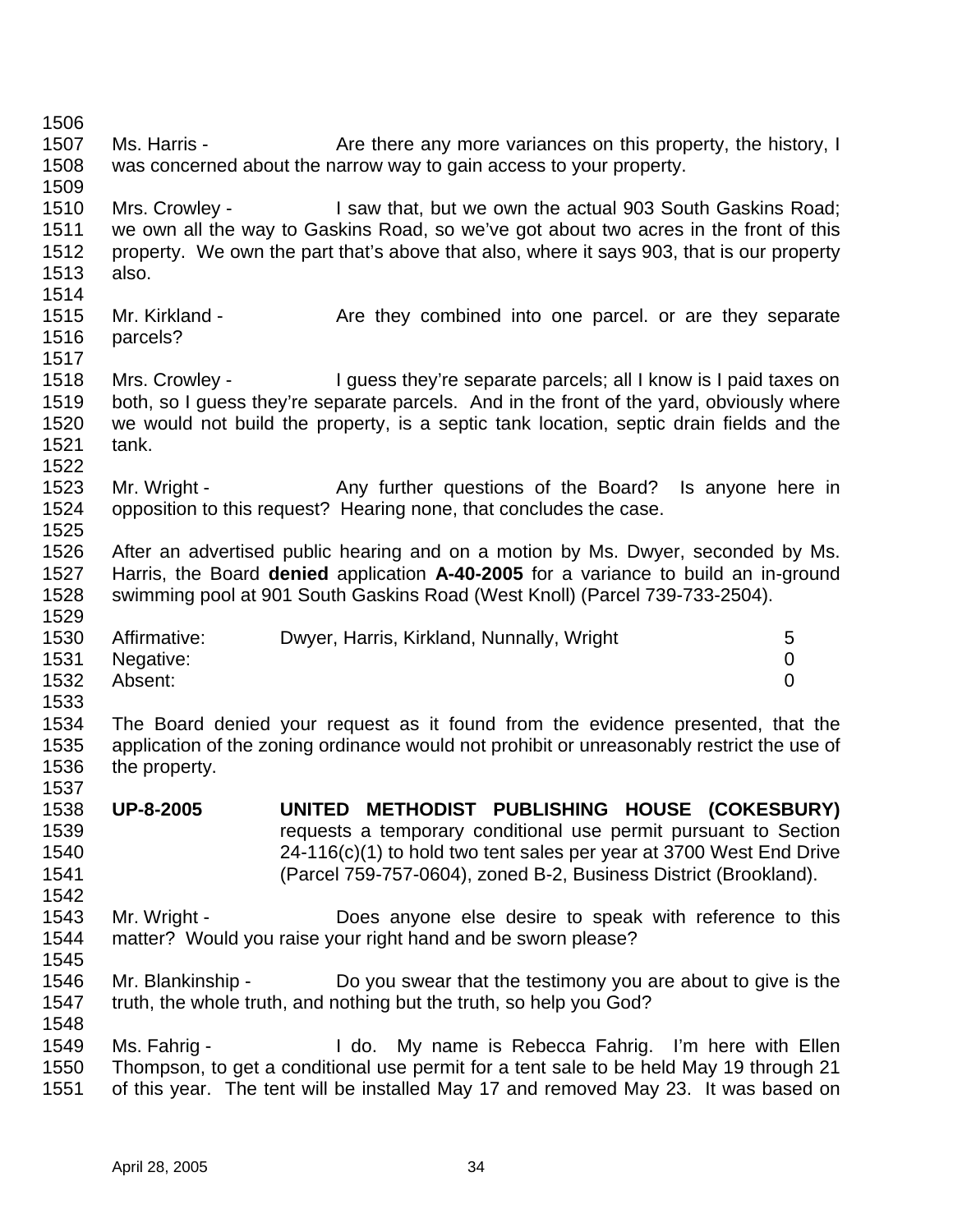Ms. Harris - Are there any more variances on this property, the history, I was concerned about the narrow way to gain access to your property.

Mrs. Crowley - I saw that, but we own the actual 903 South Gaskins Road; we own all the way to Gaskins Road, so we've got about two acres in the front of this property. We own the part that's above that also, where it says 903, that is our property also.

Mr. Kirkland - Are they combined into one parcel. or are they separate parcels?

Mrs. Crowley - I guess they're separate parcels; all I know is I paid taxes on both, so I guess they're separate parcels. And in the front of the yard, obviously where we would not build the property, is a septic tank location, septic drain fields and the tank.

Mr. Wright - Any further questions of the Board? Is anyone here in opposition to this request? Hearing none, that concludes the case.

After an advertised public hearing and on a motion by Ms. Dwyer, seconded by Ms. Harris, the Board **denied** application **A-40-2005** for a variance to build an in-ground swimming pool at 901 South Gaskins Road (West Knoll) (Parcel 739-733-2504).

| | | |
|---|---|---|
| Affirmative: | Dwyer, Harris, Kirkland, Nunnally, Wright | 5 |
| Negative: | | 0 |
| Absent: | | 0 |

The Board denied your request as it found from the evidence presented, that the application of the zoning ordinance would not prohibit or unreasonably restrict the use of the property.

**UP-8-2005** **UNITED METHODIST PUBLISHING HOUSE (COKESBURY)** requests a temporary conditional use permit pursuant to Section 24-116(c)(1) to hold two tent sales per year at 3700 West End Drive (Parcel 759-757-0604), zoned B-2, Business District (Brookland).

Mr. Wright - Does anyone else desire to speak with reference to this matter? Would you raise your right hand and be sworn please?

Mr. Blankinship - Do you swear that the testimony you are about to give is the truth, the whole truth, and nothing but the truth, so help you God?

Ms. Fahrig - I do. My name is Rebecca Fahrig. I'm here with Ellen Thompson, to get a conditional use permit for a tent sale to be held May 19 through 21 of this year. The tent will be installed May 17 and removed May 23. It was based on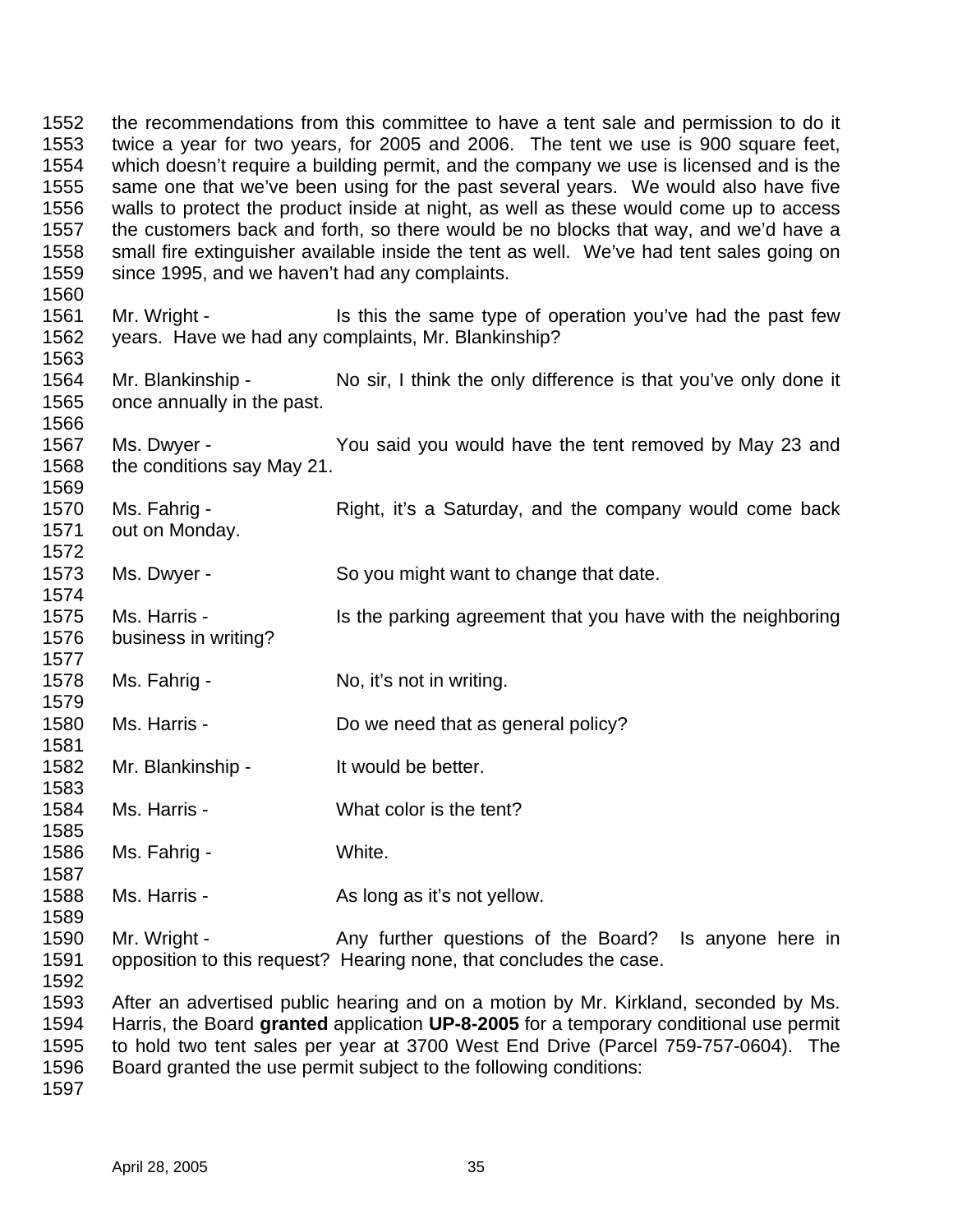the recommendations from this committee to have a tent sale and permission to do it twice a year for two years, for 2005 and 2006. The tent we use is 900 square feet, which doesn't require a building permit, and the company we use is licensed and is the same one that we've been using for the past several years. We would also have five walls to protect the product inside at night, as well as these would come up to access the customers back and forth, so there would be no blocks that way, and we'd have a small fire extinguisher available inside the tent as well. We've had tent sales going on since 1995, and we haven't had any complaints.

Mr. Wright - Is this the same type of operation you've had the past few years. Have we had any complaints, Mr. Blankinship?

Mr. Blankinship - No sir, I think the only difference is that you've only done it once annually in the past.

Ms. Dwyer - You said you would have the tent removed by May 23 and the conditions say May 21.

Ms. Fahrig - Right, it's a Saturday, and the company would come back out on Monday.

Ms. Dwyer - So you might want to change that date.

Ms. Harris - Is the parking agreement that you have with the neighboring business in writing?

Ms. Fahrig - No, it's not in writing.

Ms. Harris - Do we need that as general policy?

Mr. Blankinship - It would be better.

Ms. Harris - What color is the tent?

Ms. Fahrig - White.

Ms. Harris - As long as it's not yellow.

Mr. Wright - Any further questions of the Board? Is anyone here in opposition to this request? Hearing none, that concludes the case.

After an advertised public hearing and on a motion by Mr. Kirkland, seconded by Ms. Harris, the Board **granted** application **UP-8-2005** for a temporary conditional use permit to hold two tent sales per year at 3700 West End Drive (Parcel 759-757-0604). The Board granted the use permit subject to the following conditions: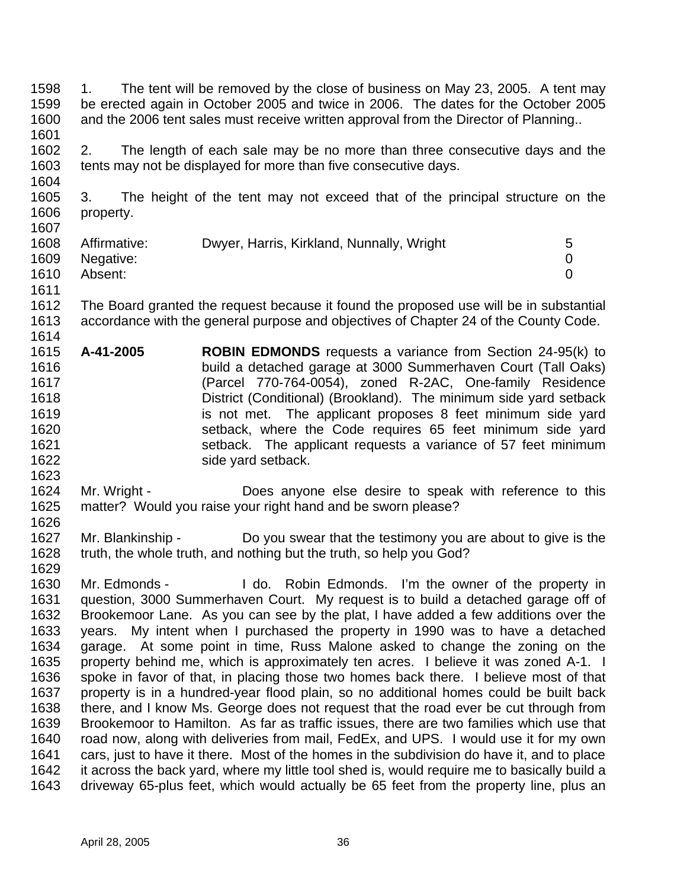1. The tent will be removed by the close of business on May 23, 2005. A tent may be erected again in October 2005 and twice in 2006. The dates for the October 2005 and the 2006 tent sales must receive written approval from the Director of Planning..

2. The length of each sale may be no more than three consecutive days and the tents may not be displayed for more than five consecutive days.

3. The height of the tent may not exceed that of the principal structure on the property.

| | | |
|---|---|---|
| Affirmative: | Dwyer, Harris, Kirkland, Nunnally, Wright | 5 |
| Negative: | | 0 |
| Absent: | | 0 |

The Board granted the request because it found the proposed use will be in substantial accordance with the general purpose and objectives of Chapter 24 of the County Code.

**A-41-2005** **ROBIN EDMONDS** requests a variance from Section 24-95(k) to build a detached garage at 3000 Summerhaven Court (Tall Oaks) (Parcel 770-764-0054), zoned R-2AC, One-family Residence District (Conditional) (Brookland). The minimum side yard setback is not met. The applicant proposes 8 feet minimum side yard setback, where the Code requires 65 feet minimum side yard setback. The applicant requests a variance of 57 feet minimum side yard setback.

Mr. Wright - Does anyone else desire to speak with reference to this matter? Would you raise your right hand and be sworn please?

Mr. Blankinship - Do you swear that the testimony you are about to give is the truth, the whole truth, and nothing but the truth, so help you God?

Mr. Edmonds - I do. Robin Edmonds. I'm the owner of the property in question, 3000 Summerhaven Court. My request is to build a detached garage off of Brookemoor Lane. As you can see by the plat, I have added a few additions over the years. My intent when I purchased the property in 1990 was to have a detached garage. At some point in time, Russ Malone asked to change the zoning on the property behind me, which is approximately ten acres. I believe it was zoned A-1. I spoke in favor of that, in placing those two homes back there. I believe most of that property is in a hundred-year flood plain, so no additional homes could be built back there, and I know Ms. George does not request that the road ever be cut through from Brookemoor to Hamilton. As far as traffic issues, there are two families which use that road now, along with deliveries from mail, FedEx, and UPS. I would use it for my own cars, just to have it there. Most of the homes in the subdivision do have it, and to place it across the back yard, where my little tool shed is, would require me to basically build a driveway 65-plus feet, which would actually be 65 feet from the property line, plus an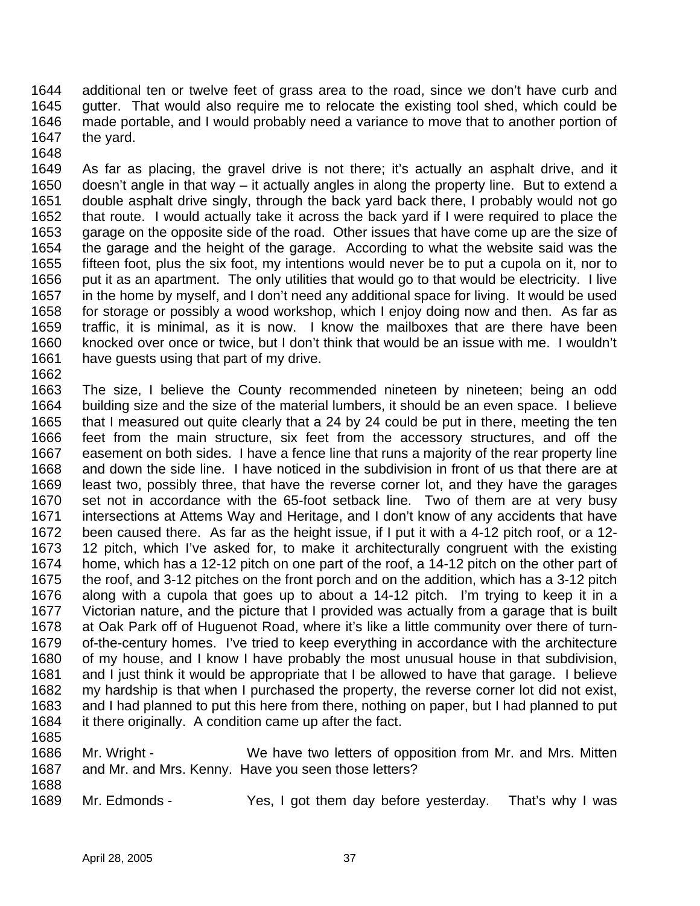additional ten or twelve feet of grass area to the road, since we don't have curb and gutter. That would also require me to relocate the existing tool shed, which could be made portable, and I would probably need a variance to move that to another portion of the yard.

As far as placing, the gravel drive is not there; it's actually an asphalt drive, and it doesn't angle in that way – it actually angles in along the property line. But to extend a double asphalt drive singly, through the back yard back there, I probably would not go that route. I would actually take it across the back yard if I were required to place the garage on the opposite side of the road. Other issues that have come up are the size of the garage and the height of the garage. According to what the website said was the fifteen foot, plus the six foot, my intentions would never be to put a cupola on it, nor to put it as an apartment. The only utilities that would go to that would be electricity. I live in the home by myself, and I don't need any additional space for living. It would be used for storage or possibly a wood workshop, which I enjoy doing now and then. As far as traffic, it is minimal, as it is now. I know the mailboxes that are there have been knocked over once or twice, but I don't think that would be an issue with me. I wouldn't have guests using that part of my drive.

The size, I believe the County recommended nineteen by nineteen; being an odd building size and the size of the material lumbers, it should be an even space. I believe that I measured out quite clearly that a 24 by 24 could be put in there, meeting the ten feet from the main structure, six feet from the accessory structures, and off the easement on both sides. I have a fence line that runs a majority of the rear property line and down the side line. I have noticed in the subdivision in front of us that there are at least two, possibly three, that have the reverse corner lot, and they have the garages set not in accordance with the 65-foot setback line. Two of them are at very busy intersections at Attems Way and Heritage, and I don't know of any accidents that have been caused there. As far as the height issue, if I put it with a 4-12 pitch roof, or a 12-12 pitch, which I've asked for, to make it architecturally congruent with the existing home, which has a 12-12 pitch on one part of the roof, a 14-12 pitch on the other part of the roof, and 3-12 pitches on the front porch and on the addition, which has a 3-12 pitch along with a cupola that goes up to about a 14-12 pitch. I'm trying to keep it in a Victorian nature, and the picture that I provided was actually from a garage that is built at Oak Park off of Huguenot Road, where it's like a little community over there of turn-of-the-century homes. I've tried to keep everything in accordance with the architecture of my house, and I know I have probably the most unusual house in that subdivision, and I just think it would be appropriate that I be allowed to have that garage. I believe my hardship is that when I purchased the property, the reverse corner lot did not exist, and I had planned to put this here from there, nothing on paper, but I had planned to put it there originally. A condition came up after the fact.

Mr. Wright - We have two letters of opposition from Mr. and Mrs. Mitten and Mr. and Mrs. Kenny. Have you seen those letters?

Mr. Edmonds - Yes, I got them day before yesterday. That's why I was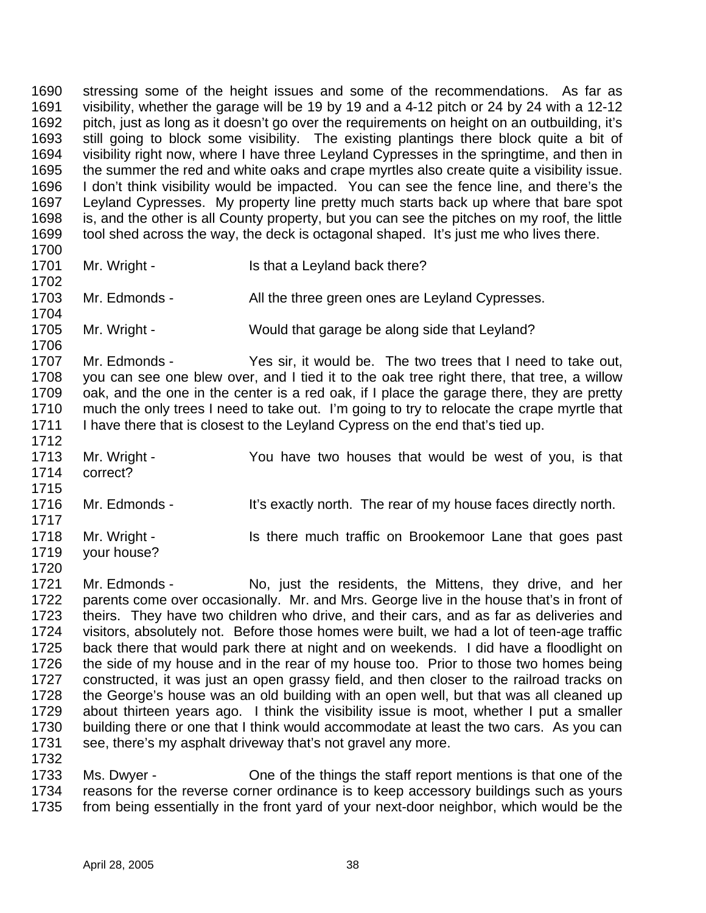1690 stressing some of the height issues and some of the recommendations. As far as
1691 visibility, whether the garage will be 19 by 19 and a 4-12 pitch or 24 by 24 with a 12-12
1692 pitch, just as long as it doesn't go over the requirements on height on an outbuilding, it's
1693 still going to block some visibility. The existing plantings there block quite a bit of
1694 visibility right now, where I have three Leyland Cypresses in the springtime, and then in
1695 the summer the red and white oaks and crape myrtles also create quite a visibility issue.
1696 I don't think visibility would be impacted. You can see the fence line, and there's the
1697 Leyland Cypresses. My property line pretty much starts back up where that bare spot
1698 is, and the other is all County property, but you can see the pitches on my roof, the little
1699 tool shed across the way, the deck is octagonal shaped. It's just me who lives there.
1700
1701 Mr. Wright - Is that a Leyland back there?
1702
1703 Mr. Edmonds - All the three green ones are Leyland Cypresses.
1704
1705 Mr. Wright - Would that garage be along side that Leyland?
1706
1707 Mr. Edmonds - Yes sir, it would be. The two trees that I need to take out,
1708 you can see one blew over, and I tied it to the oak tree right there, that tree, a willow
1709 oak, and the one in the center is a red oak, if I place the garage there, they are pretty
1710 much the only trees I need to take out. I'm going to try to relocate the crape myrtle that
1711 I have there that is closest to the Leyland Cypress on the end that's tied up.
1712
1713 Mr. Wright - You have two houses that would be west of you, is that
1714 correct?
1715
1716 Mr. Edmonds - It's exactly north. The rear of my house faces directly north.
1717
1718 Mr. Wright - Is there much traffic on Brookemoor Lane that goes past
1719 your house?
1720
1721 Mr. Edmonds - No, just the residents, the Mittens, they drive, and her
1722 parents come over occasionally. Mr. and Mrs. George live in the house that's in front of
1723 theirs. They have two children who drive, and their cars, and as far as deliveries and
1724 visitors, absolutely not. Before those homes were built, we had a lot of teen-age traffic
1725 back there that would park there at night and on weekends. I did have a floodlight on
1726 the side of my house and in the rear of my house too. Prior to those two homes being
1727 constructed, it was just an open grassy field, and then closer to the railroad tracks on
1728 the George's house was an old building with an open well, but that was all cleaned up
1729 about thirteen years ago. I think the visibility issue is moot, whether I put a smaller
1730 building there or one that I think would accommodate at least the two cars. As you can
1731 see, there's my asphalt driveway that's not gravel any more.
1732
1733 Ms. Dwyer - One of the things the staff report mentions is that one of the
1734 reasons for the reverse corner ordinance is to keep accessory buildings such as yours
1735 from being essentially in the front yard of your next-door neighbor, which would be the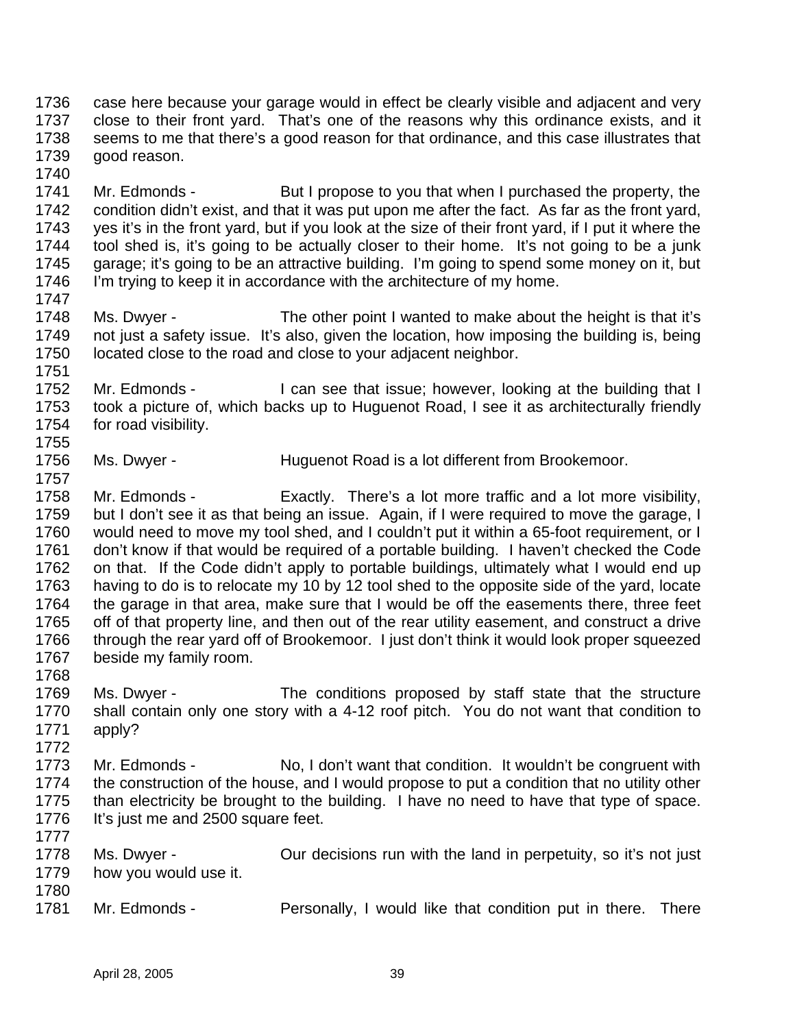case here because your garage would in effect be clearly visible and adjacent and very close to their front yard. That's one of the reasons why this ordinance exists, and it seems to me that there's a good reason for that ordinance, and this case illustrates that good reason.

Mr. Edmonds - But I propose to you that when I purchased the property, the condition didn't exist, and that it was put upon me after the fact. As far as the front yard, yes it's in the front yard, but if you look at the size of their front yard, if I put it where the tool shed is, it's going to be actually closer to their home. It's not going to be a junk garage; it's going to be an attractive building. I'm going to spend some money on it, but I'm trying to keep it in accordance with the architecture of my home.

Ms. Dwyer - The other point I wanted to make about the height is that it's not just a safety issue. It's also, given the location, how imposing the building is, being located close to the road and close to your adjacent neighbor.

Mr. Edmonds - I can see that issue; however, looking at the building that I took a picture of, which backs up to Huguenot Road, I see it as architecturally friendly for road visibility.

Ms. Dwyer - Huguenot Road is a lot different from Brookemoor.

Mr. Edmonds - Exactly. There's a lot more traffic and a lot more visibility, but I don't see it as that being an issue. Again, if I were required to move the garage, I would need to move my tool shed, and I couldn't put it within a 65-foot requirement, or I don't know if that would be required of a portable building. I haven't checked the Code on that. If the Code didn't apply to portable buildings, ultimately what I would end up having to do is to relocate my 10 by 12 tool shed to the opposite side of the yard, locate the garage in that area, make sure that I would be off the easements there, three feet off of that property line, and then out of the rear utility easement, and construct a drive through the rear yard off of Brookemoor. I just don't think it would look proper squeezed beside my family room.

Ms. Dwyer - The conditions proposed by staff state that the structure shall contain only one story with a 4-12 roof pitch. You do not want that condition to apply?

Mr. Edmonds - No, I don't want that condition. It wouldn't be congruent with the construction of the house, and I would propose to put a condition that no utility other than electricity be brought to the building. I have no need to have that type of space. It's just me and 2500 square feet.

Ms. Dwyer - Our decisions run with the land in perpetuity, so it's not just how you would use it.

Mr. Edmonds - Personally, I would like that condition put in there. There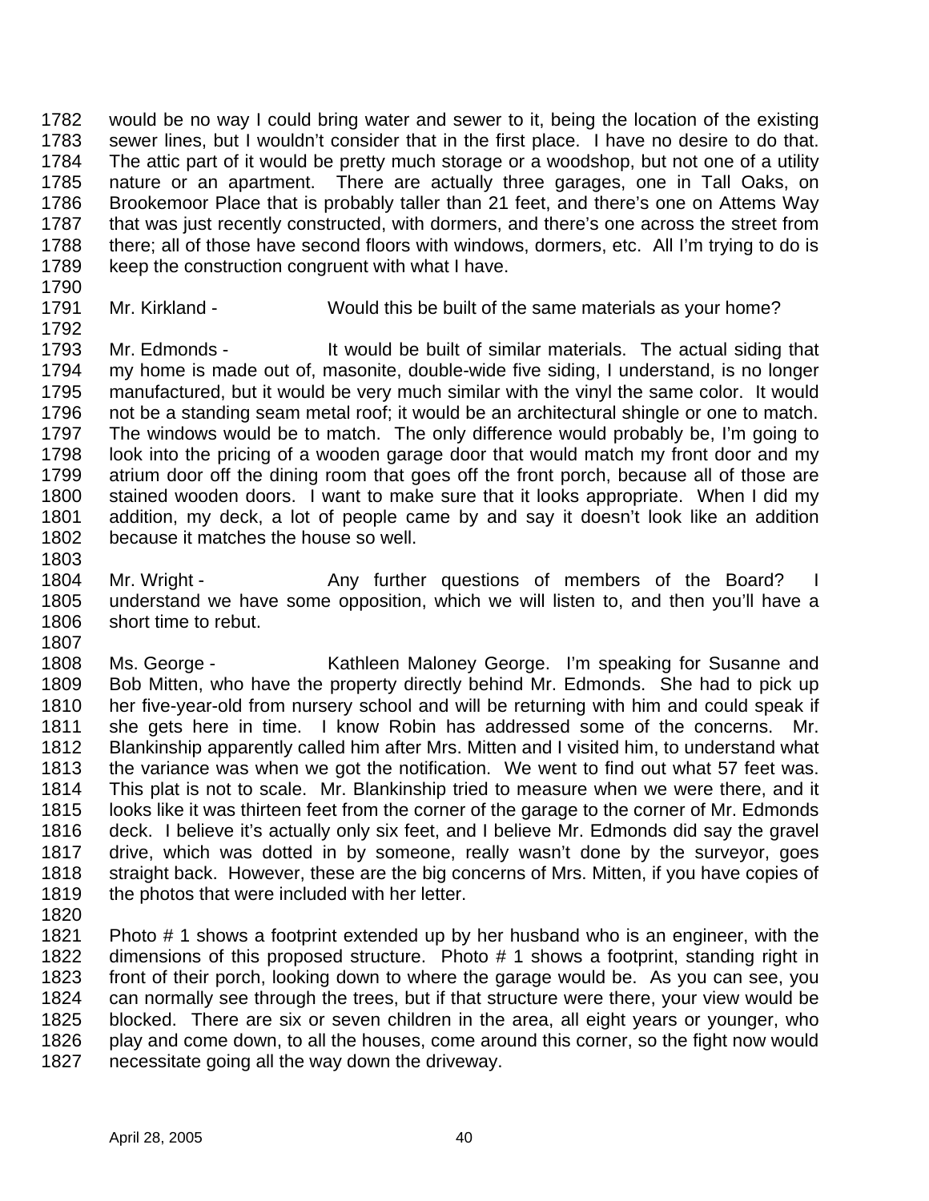would be no way I could bring water and sewer to it, being the location of the existing sewer lines, but I wouldn't consider that in the first place. I have no desire to do that. The attic part of it would be pretty much storage or a woodshop, but not one of a utility nature or an apartment. There are actually three garages, one in Tall Oaks, on Brookemoor Place that is probably taller than 21 feet, and there's one on Attems Way that was just recently constructed, with dormers, and there's one across the street from there; all of those have second floors with windows, dormers, etc. All I'm trying to do is keep the construction congruent with what I have.

Mr. Kirkland - Would this be built of the same materials as your home?

Mr. Edmonds - It would be built of similar materials. The actual siding that my home is made out of, masonite, double-wide five siding, I understand, is no longer manufactured, but it would be very much similar with the vinyl the same color. It would not be a standing seam metal roof; it would be an architectural shingle or one to match. The windows would be to match. The only difference would probably be, I'm going to look into the pricing of a wooden garage door that would match my front door and my atrium door off the dining room that goes off the front porch, because all of those are stained wooden doors. I want to make sure that it looks appropriate. When I did my addition, my deck, a lot of people came by and say it doesn't look like an addition because it matches the house so well.

Mr. Wright - Any further questions of members of the Board? I understand we have some opposition, which we will listen to, and then you'll have a short time to rebut.

Ms. George - Kathleen Maloney George. I'm speaking for Susanne and Bob Mitten, who have the property directly behind Mr. Edmonds. She had to pick up her five-year-old from nursery school and will be returning with him and could speak if she gets here in time. I know Robin has addressed some of the concerns. Mr. Blankinship apparently called him after Mrs. Mitten and I visited him, to understand what the variance was when we got the notification. We went to find out what 57 feet was. This plat is not to scale. Mr. Blankinship tried to measure when we were there, and it looks like it was thirteen feet from the corner of the garage to the corner of Mr. Edmonds deck. I believe it's actually only six feet, and I believe Mr. Edmonds did say the gravel drive, which was dotted in by someone, really wasn't done by the surveyor, goes straight back. However, these are the big concerns of Mrs. Mitten, if you have copies of the photos that were included with her letter.

Photo # 1 shows a footprint extended up by her husband who is an engineer, with the dimensions of this proposed structure. Photo # 1 shows a footprint, standing right in front of their porch, looking down to where the garage would be. As you can see, you can normally see through the trees, but if that structure were there, your view would be blocked. There are six or seven children in the area, all eight years or younger, who play and come down, to all the houses, come around this corner, so the fight now would necessitate going all the way down the driveway.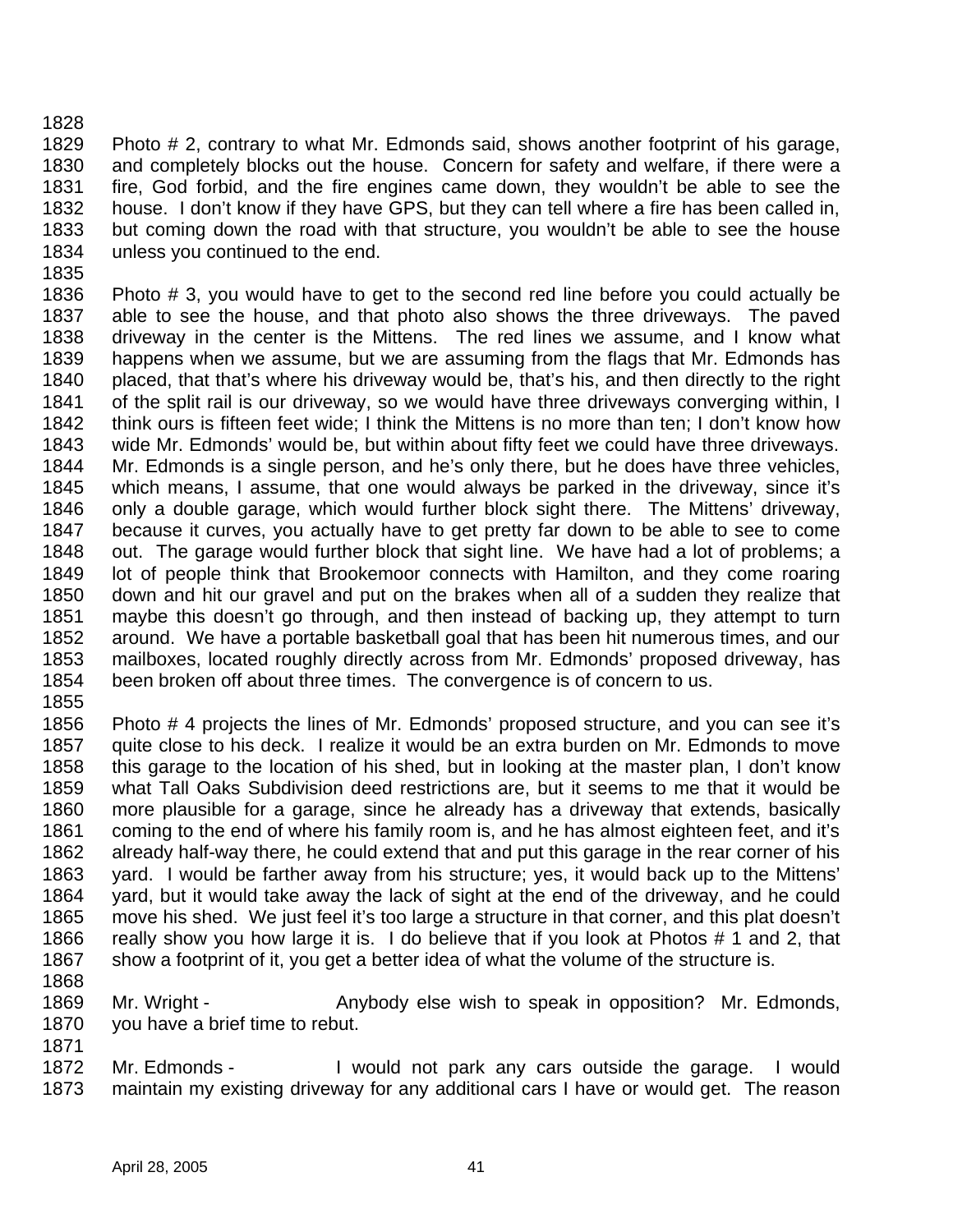Photo # 2, contrary to what Mr. Edmonds said, shows another footprint of his garage, and completely blocks out the house. Concern for safety and welfare, if there were a fire, God forbid, and the fire engines came down, they wouldn't be able to see the house. I don't know if they have GPS, but they can tell where a fire has been called in, but coming down the road with that structure, you wouldn't be able to see the house unless you continued to the end.

Photo # 3, you would have to get to the second red line before you could actually be able to see the house, and that photo also shows the three driveways. The paved driveway in the center is the Mittens. The red lines we assume, and I know what happens when we assume, but we are assuming from the flags that Mr. Edmonds has placed, that that's where his driveway would be, that's his, and then directly to the right of the split rail is our driveway, so we would have three driveways converging within, I think ours is fifteen feet wide; I think the Mittens is no more than ten; I don't know how wide Mr. Edmonds' would be, but within about fifty feet we could have three driveways. Mr. Edmonds is a single person, and he's only there, but he does have three vehicles, which means, I assume, that one would always be parked in the driveway, since it's only a double garage, which would further block sight there. The Mittens' driveway, because it curves, you actually have to get pretty far down to be able to see to come out. The garage would further block that sight line. We have had a lot of problems; a lot of people think that Brookemoor connects with Hamilton, and they come roaring down and hit our gravel and put on the brakes when all of a sudden they realize that maybe this doesn't go through, and then instead of backing up, they attempt to turn around. We have a portable basketball goal that has been hit numerous times, and our mailboxes, located roughly directly across from Mr. Edmonds' proposed driveway, has been broken off about three times. The convergence is of concern to us.

Photo # 4 projects the lines of Mr. Edmonds' proposed structure, and you can see it's quite close to his deck. I realize it would be an extra burden on Mr. Edmonds to move this garage to the location of his shed, but in looking at the master plan, I don't know what Tall Oaks Subdivision deed restrictions are, but it seems to me that it would be more plausible for a garage, since he already has a driveway that extends, basically coming to the end of where his family room is, and he has almost eighteen feet, and it's already half-way there, he could extend that and put this garage in the rear corner of his yard. I would be farther away from his structure; yes, it would back up to the Mittens' yard, but it would take away the lack of sight at the end of the driveway, and he could move his shed. We just feel it's too large a structure in that corner, and this plat doesn't really show you how large it is. I do believe that if you look at Photos # 1 and 2, that show a footprint of it, you get a better idea of what the volume of the structure is.

Mr. Wright - Anybody else wish to speak in opposition? Mr. Edmonds, you have a brief time to rebut.

Mr. Edmonds - I would not park any cars outside the garage. I would maintain my existing driveway for any additional cars I have or would get. The reason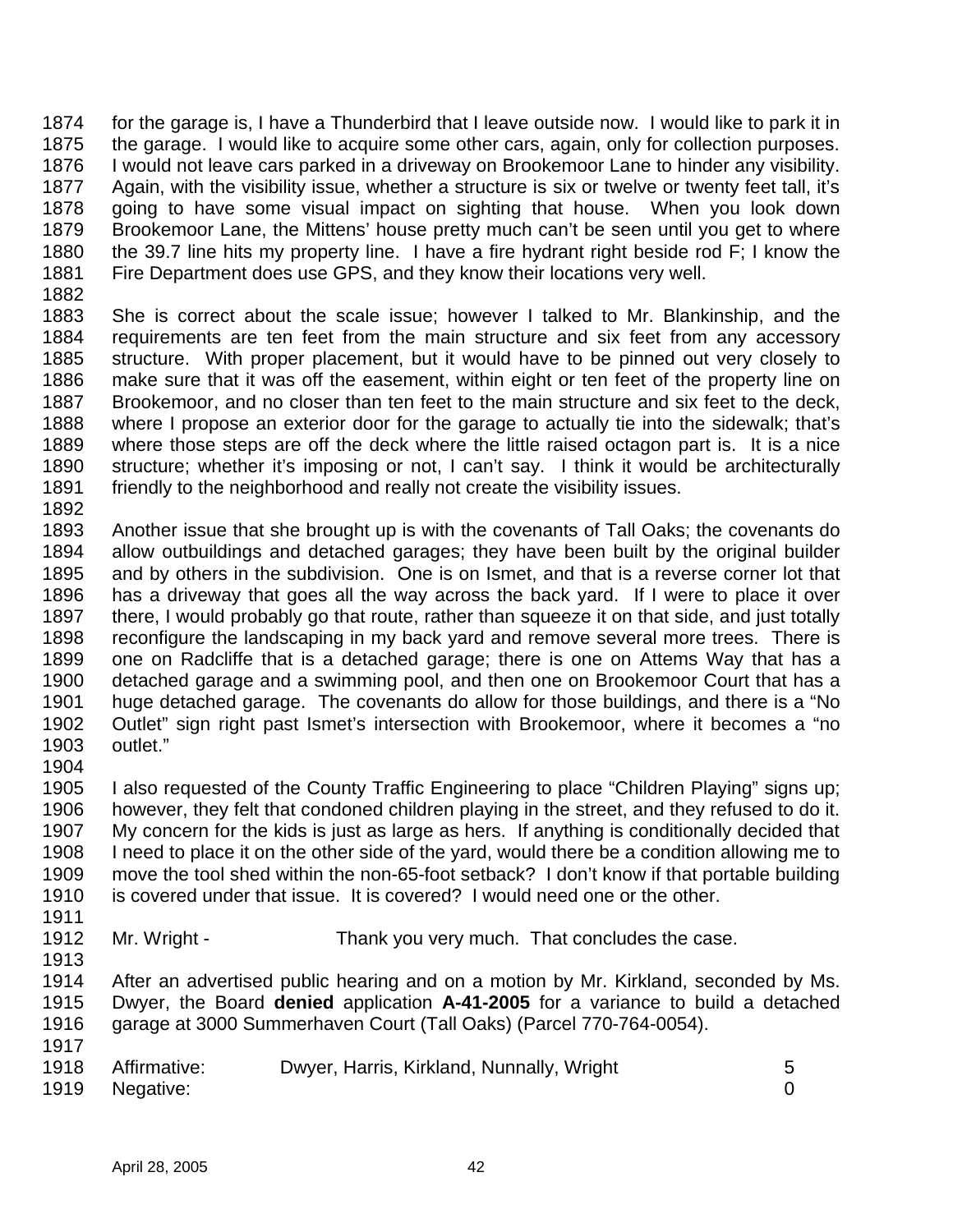for the garage is, I have a Thunderbird that I leave outside now. I would like to park it in the garage. I would like to acquire some other cars, again, only for collection purposes. I would not leave cars parked in a driveway on Brookemoor Lane to hinder any visibility. Again, with the visibility issue, whether a structure is six or twelve or twenty feet tall, it's going to have some visual impact on sighting that house. When you look down Brookemoor Lane, the Mittens' house pretty much can't be seen until you get to where the 39.7 line hits my property line. I have a fire hydrant right beside rod F; I know the Fire Department does use GPS, and they know their locations very well.

She is correct about the scale issue; however I talked to Mr. Blankinship, and the requirements are ten feet from the main structure and six feet from any accessory structure. With proper placement, but it would have to be pinned out very closely to make sure that it was off the easement, within eight or ten feet of the property line on Brookemoor, and no closer than ten feet to the main structure and six feet to the deck, where I propose an exterior door for the garage to actually tie into the sidewalk; that's where those steps are off the deck where the little raised octagon part is. It is a nice structure; whether it's imposing or not, I can't say. I think it would be architecturally friendly to the neighborhood and really not create the visibility issues.

Another issue that she brought up is with the covenants of Tall Oaks; the covenants do allow outbuildings and detached garages; they have been built by the original builder and by others in the subdivision. One is on Ismet, and that is a reverse corner lot that has a driveway that goes all the way across the back yard. If I were to place it over there, I would probably go that route, rather than squeeze it on that side, and just totally reconfigure the landscaping in my back yard and remove several more trees. There is one on Radcliffe that is a detached garage; there is one on Attems Way that has a detached garage and a swimming pool, and then one on Brookemoor Court that has a huge detached garage. The covenants do allow for those buildings, and there is a "No Outlet" sign right past Ismet's intersection with Brookemoor, where it becomes a "no outlet."

I also requested of the County Traffic Engineering to place "Children Playing" signs up; however, they felt that condoned children playing in the street, and they refused to do it. My concern for the kids is just as large as hers. If anything is conditionally decided that I need to place it on the other side of the yard, would there be a condition allowing me to move the tool shed within the non-65-foot setback? I don't know if that portable building is covered under that issue. It is covered? I would need one or the other.

Mr. Wright - Thank you very much. That concludes the case.

After an advertised public hearing and on a motion by Mr. Kirkland, seconded by Ms. Dwyer, the Board **denied** application **A-41-2005** for a variance to build a detached garage at 3000 Summerhaven Court (Tall Oaks) (Parcel 770-764-0054).

| | | |
|---|---|---|
| Affirmative: | Dwyer, Harris, Kirkland, Nunnally, Wright | 5 |
| Negative: | | 0 |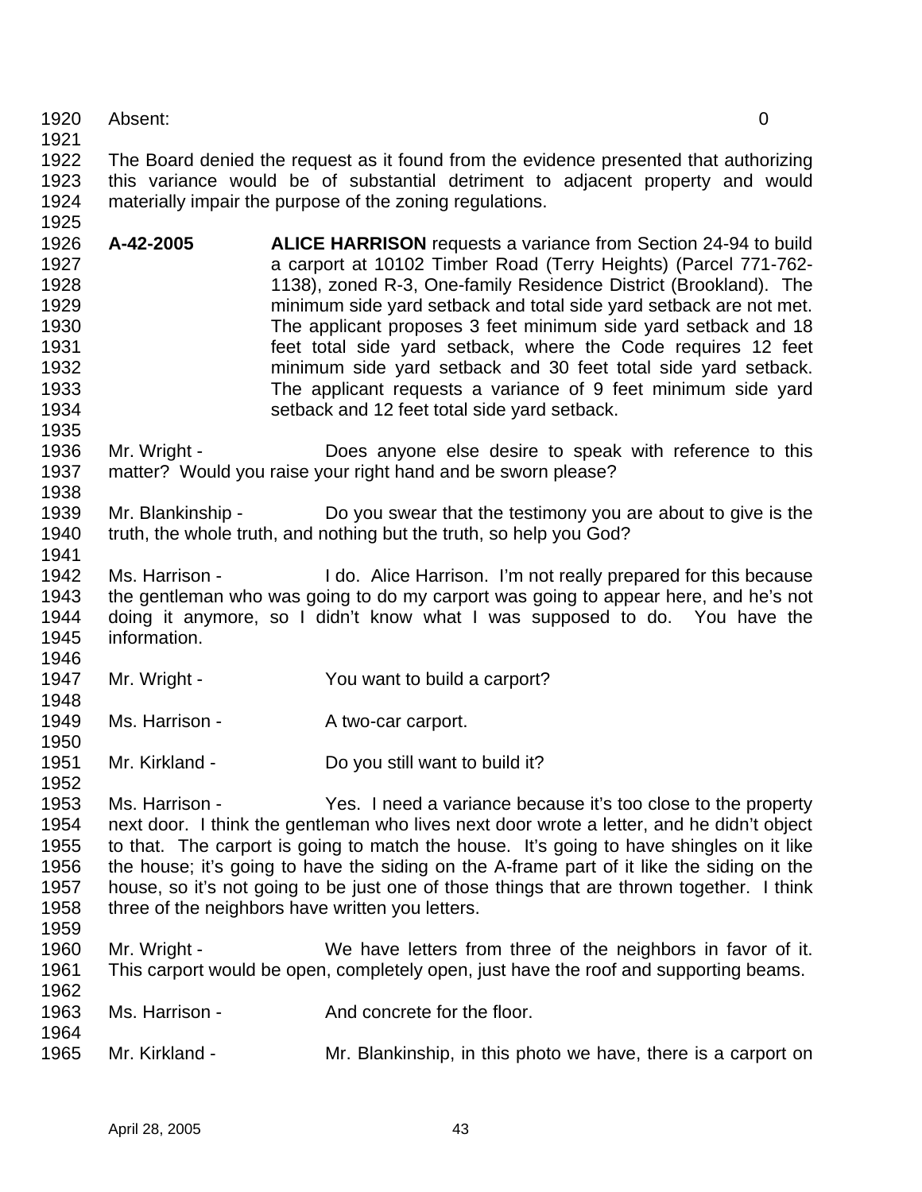Absent: 0

The Board denied the request as it found from the evidence presented that authorizing this variance would be of substantial detriment to adjacent property and would materially impair the purpose of the zoning regulations.

**A-42-2005** **ALICE HARRISON** requests a variance from Section 24-94 to build a carport at 10102 Timber Road (Terry Heights) (Parcel 771-762-1138), zoned R-3, One-family Residence District (Brookland). The minimum side yard setback and total side yard setback are not met. The applicant proposes 3 feet minimum side yard setback and 18 feet total side yard setback, where the Code requires 12 feet minimum side yard setback and 30 feet total side yard setback. The applicant requests a variance of 9 feet minimum side yard setback and 12 feet total side yard setback.

Mr. Wright - Does anyone else desire to speak with reference to this matter? Would you raise your right hand and be sworn please?

Mr. Blankinship - Do you swear that the testimony you are about to give is the truth, the whole truth, and nothing but the truth, so help you God?

Ms. Harrison - I do. Alice Harrison. I'm not really prepared for this because the gentleman who was going to do my carport was going to appear here, and he's not doing it anymore, so I didn't know what I was supposed to do. You have the information.

Mr. Wright - You want to build a carport?

Ms. Harrison - A two-car carport.

Mr. Kirkland - Do you still want to build it?

Ms. Harrison - Yes. I need a variance because it's too close to the property next door. I think the gentleman who lives next door wrote a letter, and he didn't object to that. The carport is going to match the house. It's going to have shingles on it like the house; it's going to have the siding on the A-frame part of it like the siding on the house, so it's not going to be just one of those things that are thrown together. I think three of the neighbors have written you letters.

Mr. Wright - We have letters from three of the neighbors in favor of it. This carport would be open, completely open, just have the roof and supporting beams.

Ms. Harrison - And concrete for the floor.

Mr. Kirkland - Mr. Blankinship, in this photo we have, there is a carport on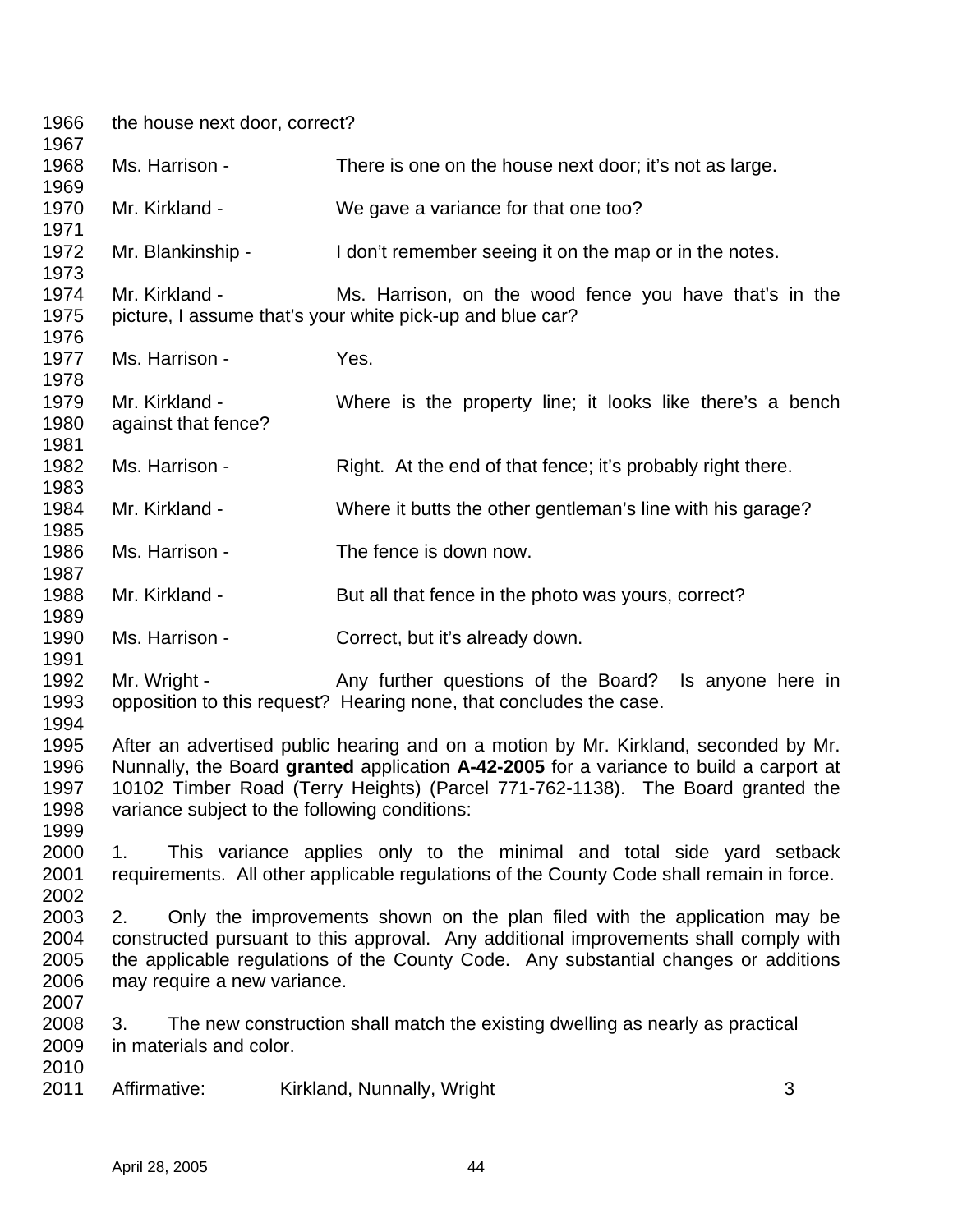the house next door, correct?

Ms. Harrison - There is one on the house next door; it's not as large.

Mr. Kirkland - We gave a variance for that one too?

Mr. Blankinship - I don't remember seeing it on the map or in the notes.

Mr. Kirkland - Ms. Harrison, on the wood fence you have that's in the picture, I assume that's your white pick-up and blue car?

Ms. Harrison - Yes.

Mr. Kirkland - Where is the property line; it looks like there's a bench against that fence?

Ms. Harrison - Right. At the end of that fence; it's probably right there.

Mr. Kirkland - Where it butts the other gentleman's line with his garage?

Ms. Harrison - The fence is down now.

Mr. Kirkland - But all that fence in the photo was yours, correct?

Ms. Harrison - Correct, but it's already down.

Mr. Wright - Any further questions of the Board? Is anyone here in opposition to this request? Hearing none, that concludes the case.

After an advertised public hearing and on a motion by Mr. Kirkland, seconded by Mr. Nunnally, the Board **granted** application **A-42-2005** for a variance to build a carport at 10102 Timber Road (Terry Heights) (Parcel 771-762-1138). The Board granted the variance subject to the following conditions:

1. This variance applies only to the minimal and total side yard setback requirements. All other applicable regulations of the County Code shall remain in force.

2. Only the improvements shown on the plan filed with the application may be constructed pursuant to this approval. Any additional improvements shall comply with the applicable regulations of the County Code. Any substantial changes or additions may require a new variance.

3. The new construction shall match the existing dwelling as nearly as practical in materials and color.

Affirmative: Kirkland, Nunnally, Wright 3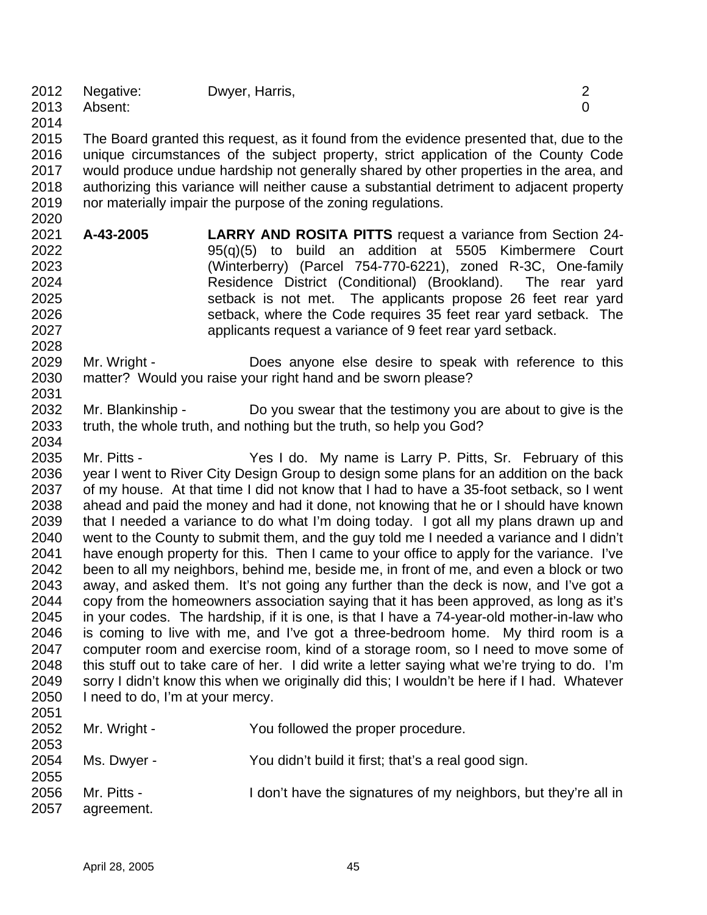Negative: Dwyer, Harris, 2
Absent: 0

The Board granted this request, as it found from the evidence presented that, due to the unique circumstances of the subject property, strict application of the County Code would produce undue hardship not generally shared by other properties in the area, and authorizing this variance will neither cause a substantial detriment to adjacent property nor materially impair the purpose of the zoning regulations.

**A-43-2005** **LARRY AND ROSITA PITTS** request a variance from Section 24-95(q)(5) to build an addition at 5505 Kimbermere Court (Winterberry) (Parcel 754-770-6221), zoned R-3C, One-family Residence District (Conditional) (Brookland). The rear yard setback is not met. The applicants propose 26 feet rear yard setback, where the Code requires 35 feet rear yard setback. The applicants request a variance of 9 feet rear yard setback.

Mr. Wright - Does anyone else desire to speak with reference to this matter? Would you raise your right hand and be sworn please?

Mr. Blankinship - Do you swear that the testimony you are about to give is the truth, the whole truth, and nothing but the truth, so help you God?

Mr. Pitts - Yes I do. My name is Larry P. Pitts, Sr. February of this year I went to River City Design Group to design some plans for an addition on the back of my house. At that time I did not know that I had to have a 35-foot setback, so I went ahead and paid the money and had it done, not knowing that he or I should have known that I needed a variance to do what I'm doing today. I got all my plans drawn up and went to the County to submit them, and the guy told me I needed a variance and I didn't have enough property for this. Then I came to your office to apply for the variance. I've been to all my neighbors, behind me, beside me, in front of me, and even a block or two away, and asked them. It's not going any further than the deck is now, and I've got a copy from the homeowners association saying that it has been approved, as long as it's in your codes. The hardship, if it is one, is that I have a 74-year-old mother-in-law who is coming to live with me, and I've got a three-bedroom home. My third room is a computer room and exercise room, kind of a storage room, so I need to move some of this stuff out to take care of her. I did write a letter saying what we're trying to do. I'm sorry I didn't know this when we originally did this; I wouldn't be here if I had. Whatever I need to do, I'm at your mercy.

Mr. Wright - You followed the proper procedure.

Ms. Dwyer - You didn't build it first; that's a real good sign.

Mr. Pitts - I don't have the signatures of my neighbors, but they're all in agreement.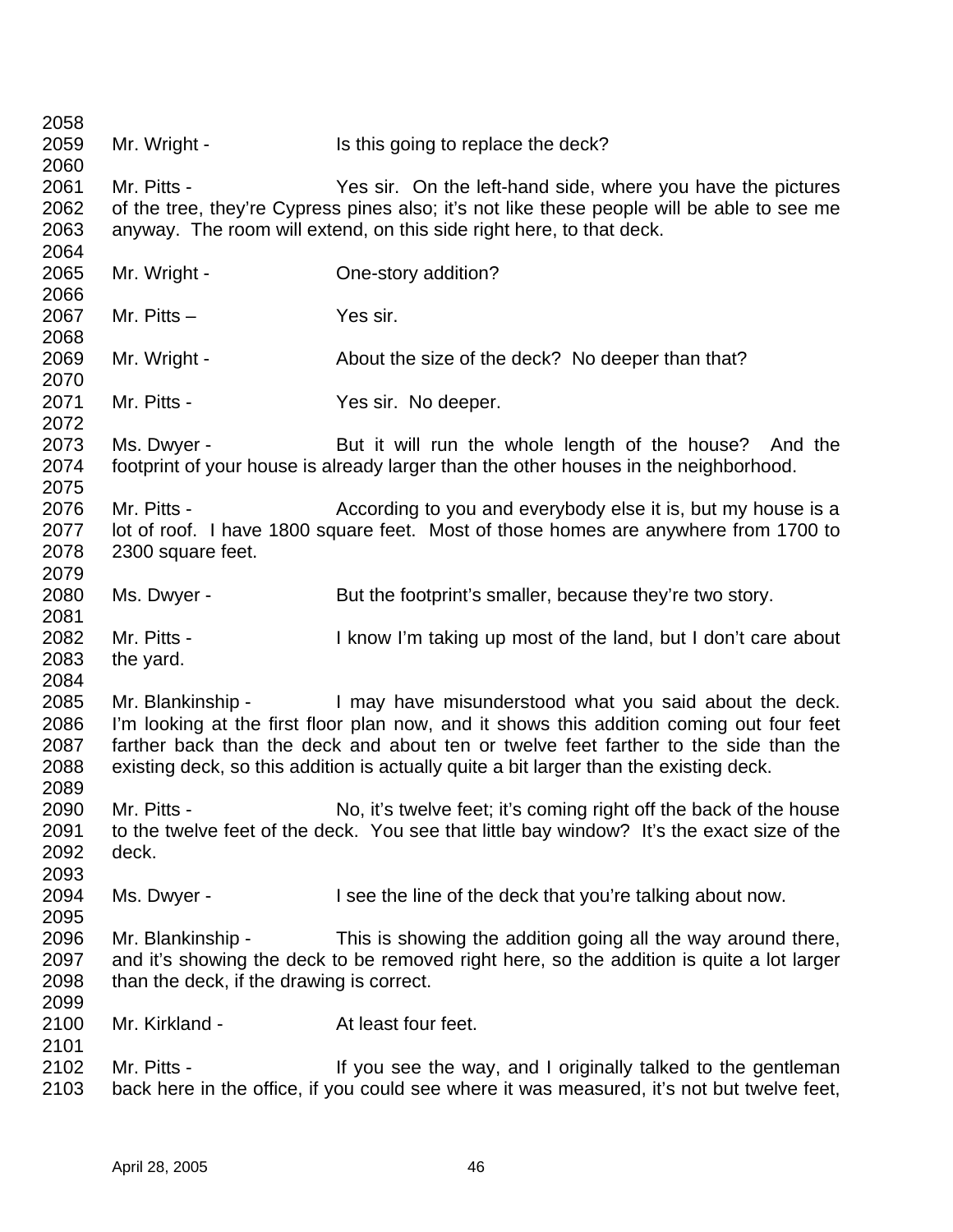2058
2059 Mr. Wright - Is this going to replace the deck?
2060
2061 Mr. Pitts - Yes sir. On the left-hand side, where you have the pictures
2062 of the tree, they're Cypress pines also; it's not like these people will be able to see me
2063 anyway. The room will extend, on this side right here, to that deck.
2064
2065 Mr. Wright - One-story addition?
2066
2067 Mr. Pitts – Yes sir.
2068
2069 Mr. Wright - About the size of the deck? No deeper than that?
2070
2071 Mr. Pitts - Yes sir. No deeper.
2072
2073 Ms. Dwyer - But it will run the whole length of the house? And the
2074 footprint of your house is already larger than the other houses in the neighborhood.
2075
2076 Mr. Pitts - According to you and everybody else it is, but my house is a
2077 lot of roof. I have 1800 square feet. Most of those homes are anywhere from 1700 to
2078 2300 square feet.
2079
2080 Ms. Dwyer - But the footprint's smaller, because they're two story.
2081
2082 Mr. Pitts - I know I'm taking up most of the land, but I don't care about
2083 the yard.
2084
2085 Mr. Blankinship - I may have misunderstood what you said about the deck.
2086 I'm looking at the first floor plan now, and it shows this addition coming out four feet
2087 farther back than the deck and about ten or twelve feet farther to the side than the
2088 existing deck, so this addition is actually quite a bit larger than the existing deck.
2089
2090 Mr. Pitts - No, it's twelve feet; it's coming right off the back of the house
2091 to the twelve feet of the deck. You see that little bay window? It's the exact size of the
2092 deck.
2093
2094 Ms. Dwyer - I see the line of the deck that you're talking about now.
2095
2096 Mr. Blankinship - This is showing the addition going all the way around there,
2097 and it's showing the deck to be removed right here, so the addition is quite a lot larger
2098 than the deck, if the drawing is correct.
2099
2100 Mr. Kirkland - At least four feet.
2101
2102 Mr. Pitts - If you see the way, and I originally talked to the gentleman
2103 back here in the office, if you could see where it was measured, it's not but twelve feet,

April 28, 2005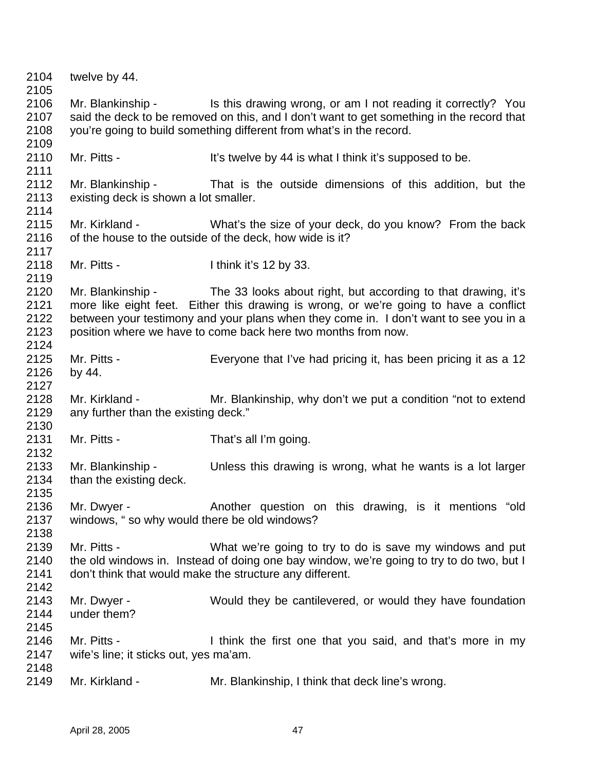twelve by 44.

Mr. Blankinship - Is this drawing wrong, or am I not reading it correctly? You said the deck to be removed on this, and I don't want to get something in the record that you're going to build something different from what's in the record.

Mr. Pitts - It's twelve by 44 is what I think it's supposed to be.

Mr. Blankinship - That is the outside dimensions of this addition, but the existing deck is shown a lot smaller.

Mr. Kirkland - What's the size of your deck, do you know? From the back of the house to the outside of the deck, how wide is it?

Mr. Pitts - I think it's 12 by 33.

Mr. Blankinship - The 33 looks about right, but according to that drawing, it's more like eight feet. Either this drawing is wrong, or we're going to have a conflict between your testimony and your plans when they come in. I don't want to see you in a position where we have to come back here two months from now.

Mr. Pitts - Everyone that I've had pricing it, has been pricing it as a 12 by 44.

Mr. Kirkland - Mr. Blankinship, why don't we put a condition "not to extend any further than the existing deck."

Mr. Pitts - That's all I'm going.

Mr. Blankinship - Unless this drawing is wrong, what he wants is a lot larger than the existing deck.

Mr. Dwyer - Another question on this drawing, is it mentions "old windows, " so why would there be old windows?

Mr. Pitts - What we're going to try to do is save my windows and put the old windows in. Instead of doing one bay window, we're going to try to do two, but I don't think that would make the structure any different.

Mr. Dwyer - Would they be cantilevered, or would they have foundation under them?

Mr. Pitts - I think the first one that you said, and that's more in my wife's line; it sticks out, yes ma'am.

Mr. Kirkland - Mr. Blankinship, I think that deck line's wrong.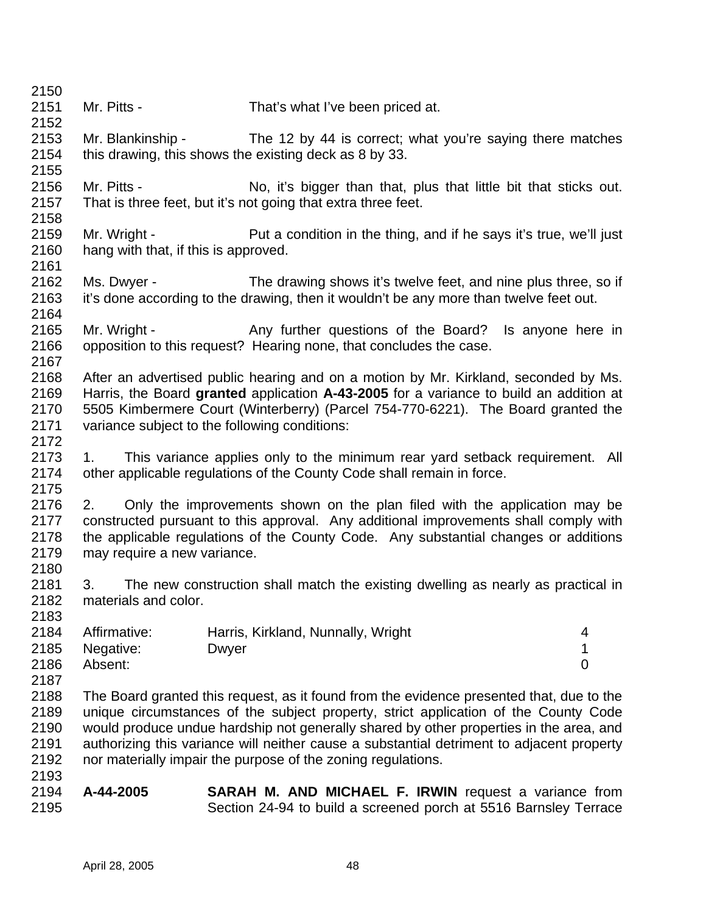Mr. Pitts - That's what I've been priced at.

Mr. Blankinship - The 12 by 44 is correct; what you're saying there matches this drawing, this shows the existing deck as 8 by 33.

Mr. Pitts - No, it's bigger than that, plus that little bit that sticks out. That is three feet, but it's not going that extra three feet.

Mr. Wright - Put a condition in the thing, and if he says it's true, we'll just hang with that, if this is approved.

Ms. Dwyer - The drawing shows it's twelve feet, and nine plus three, so if it's done according to the drawing, then it wouldn't be any more than twelve feet out.

Mr. Wright - Any further questions of the Board? Is anyone here in opposition to this request? Hearing none, that concludes the case.

After an advertised public hearing and on a motion by Mr. Kirkland, seconded by Ms. Harris, the Board **granted** application **A-43-2005** for a variance to build an addition at 5505 Kimbermere Court (Winterberry) (Parcel 754-770-6221). The Board granted the variance subject to the following conditions:

1. This variance applies only to the minimum rear yard setback requirement. All other applicable regulations of the County Code shall remain in force.

2. Only the improvements shown on the plan filed with the application may be constructed pursuant to this approval. Any additional improvements shall comply with the applicable regulations of the County Code. Any substantial changes or additions may require a new variance.

3. The new construction shall match the existing dwelling as nearly as practical in materials and color.

| | | |
|---|---|---|
| Affirmative: | Harris, Kirkland, Nunnally, Wright | 4 |
| Negative: | Dwyer | 1 |
| Absent: | | 0 |

The Board granted this request, as it found from the evidence presented that, due to the unique circumstances of the subject property, strict application of the County Code would produce undue hardship not generally shared by other properties in the area, and authorizing this variance will neither cause a substantial detriment to adjacent property nor materially impair the purpose of the zoning regulations.

**A-44-2005** **SARAH M. AND MICHAEL F. IRWIN** request a variance from Section 24-94 to build a screened porch at 5516 Barnsley Terrace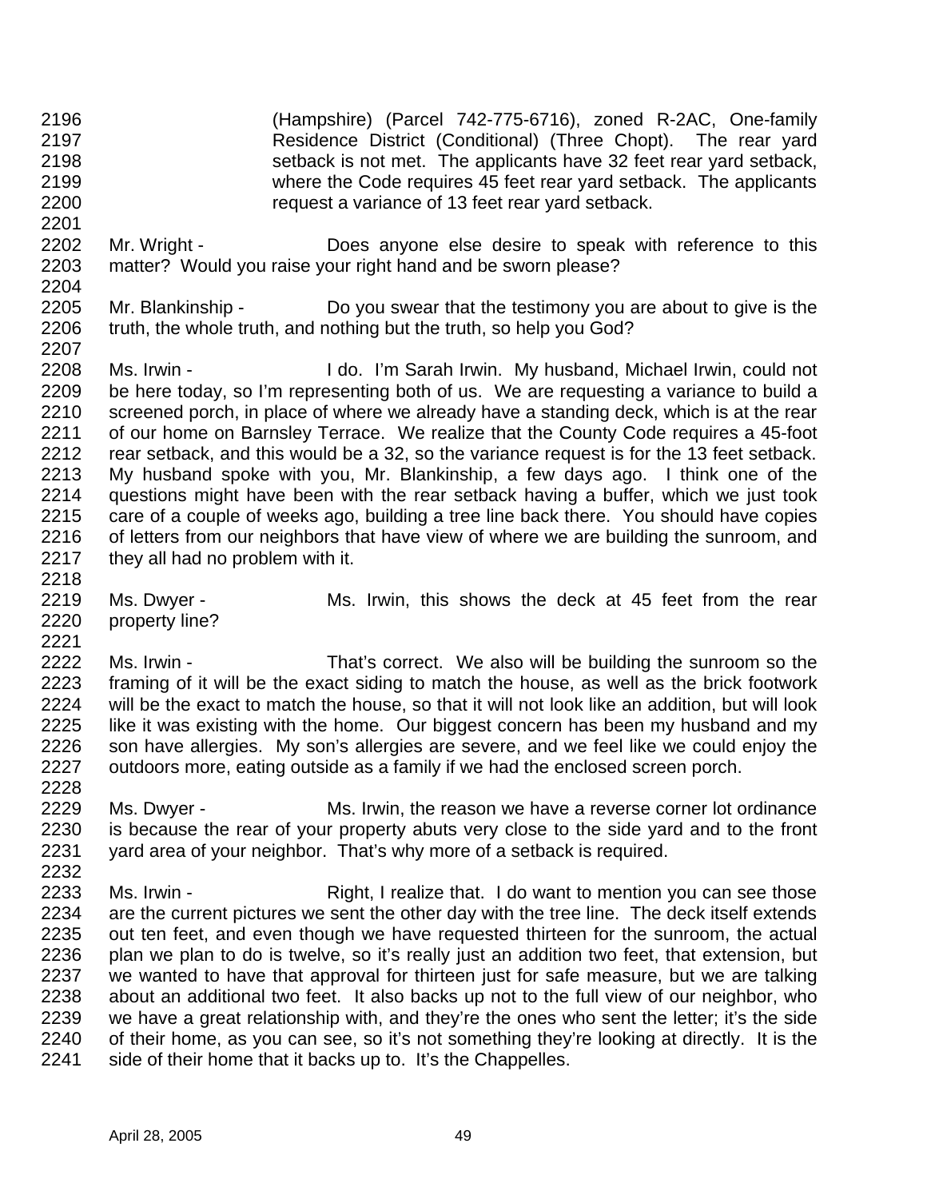(Hampshire) (Parcel 742-775-6716), zoned R-2AC, One-family Residence District (Conditional) (Three Chopt). The rear yard setback is not met. The applicants have 32 feet rear yard setback, where the Code requires 45 feet rear yard setback. The applicants request a variance of 13 feet rear yard setback.

Mr. Wright - Does anyone else desire to speak with reference to this matter? Would you raise your right hand and be sworn please?

Mr. Blankinship - Do you swear that the testimony you are about to give is the truth, the whole truth, and nothing but the truth, so help you God?

Ms. Irwin - I do. I'm Sarah Irwin. My husband, Michael Irwin, could not be here today, so I'm representing both of us. We are requesting a variance to build a screened porch, in place of where we already have a standing deck, which is at the rear of our home on Barnsley Terrace. We realize that the County Code requires a 45-foot rear setback, and this would be a 32, so the variance request is for the 13 feet setback. My husband spoke with you, Mr. Blankinship, a few days ago. I think one of the questions might have been with the rear setback having a buffer, which we just took care of a couple of weeks ago, building a tree line back there. You should have copies of letters from our neighbors that have view of where we are building the sunroom, and they all had no problem with it.

Ms. Dwyer - Ms. Irwin, this shows the deck at 45 feet from the rear property line?

Ms. Irwin - That's correct. We also will be building the sunroom so the framing of it will be the exact siding to match the house, as well as the brick footwork will be the exact to match the house, so that it will not look like an addition, but will look like it was existing with the home. Our biggest concern has been my husband and my son have allergies. My son's allergies are severe, and we feel like we could enjoy the outdoors more, eating outside as a family if we had the enclosed screen porch.

Ms. Dwyer - Ms. Irwin, the reason we have a reverse corner lot ordinance is because the rear of your property abuts very close to the side yard and to the front yard area of your neighbor. That's why more of a setback is required.

Ms. Irwin - Right, I realize that. I do want to mention you can see those are the current pictures we sent the other day with the tree line. The deck itself extends out ten feet, and even though we have requested thirteen for the sunroom, the actual plan we plan to do is twelve, so it's really just an addition two feet, that extension, but we wanted to have that approval for thirteen just for safe measure, but we are talking about an additional two feet. It also backs up not to the full view of our neighbor, who we have a great relationship with, and they're the ones who sent the letter; it's the side of their home, as you can see, so it's not something they're looking at directly. It is the side of their home that it backs up to. It's the Chappelles.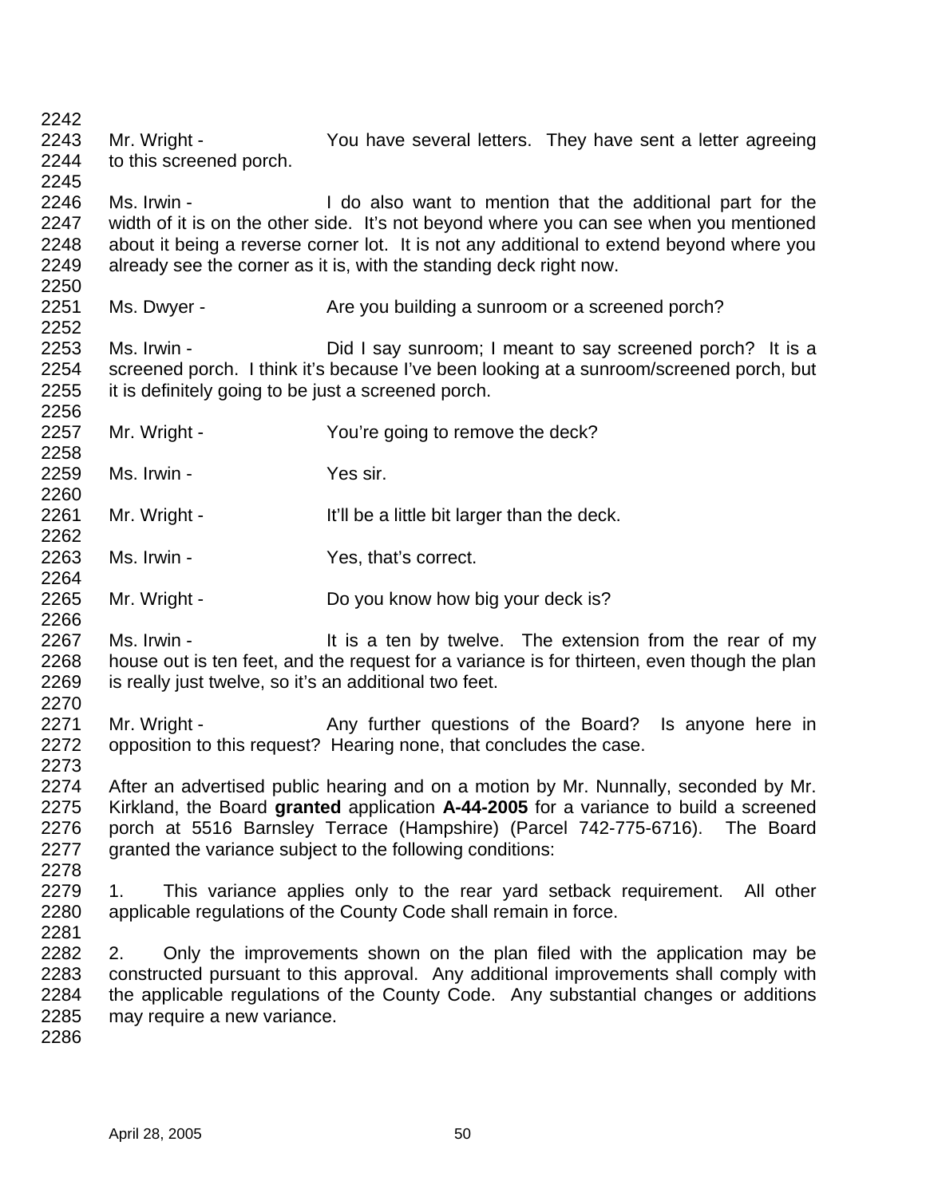Mr. Wright - You have several letters. They have sent a letter agreeing to this screened porch.

Ms. Irwin - I do also want to mention that the additional part for the width of it is on the other side. It's not beyond where you can see when you mentioned about it being a reverse corner lot. It is not any additional to extend beyond where you already see the corner as it is, with the standing deck right now.

Ms. Dwyer - Are you building a sunroom or a screened porch?

Ms. Irwin - Did I say sunroom; I meant to say screened porch? It is a screened porch. I think it's because I've been looking at a sunroom/screened porch, but it is definitely going to be just a screened porch.

Mr. Wright - You're going to remove the deck?

Ms. Irwin - Yes sir.

Mr. Wright - It'll be a little bit larger than the deck.

Ms. Irwin - Yes, that's correct.

Mr. Wright - Do you know how big your deck is?

Ms. Irwin - It is a ten by twelve. The extension from the rear of my house out is ten feet, and the request for a variance is for thirteen, even though the plan is really just twelve, so it's an additional two feet.

Mr. Wright - Any further questions of the Board? Is anyone here in opposition to this request? Hearing none, that concludes the case.

After an advertised public hearing and on a motion by Mr. Nunnally, seconded by Mr. Kirkland, the Board **granted** application **A-44-2005** for a variance to build a screened porch at 5516 Barnsley Terrace (Hampshire) (Parcel 742-775-6716). The Board granted the variance subject to the following conditions:

1. This variance applies only to the rear yard setback requirement. All other applicable regulations of the County Code shall remain in force.

2. Only the improvements shown on the plan filed with the application may be constructed pursuant to this approval. Any additional improvements shall comply with the applicable regulations of the County Code. Any substantial changes or additions may require a new variance.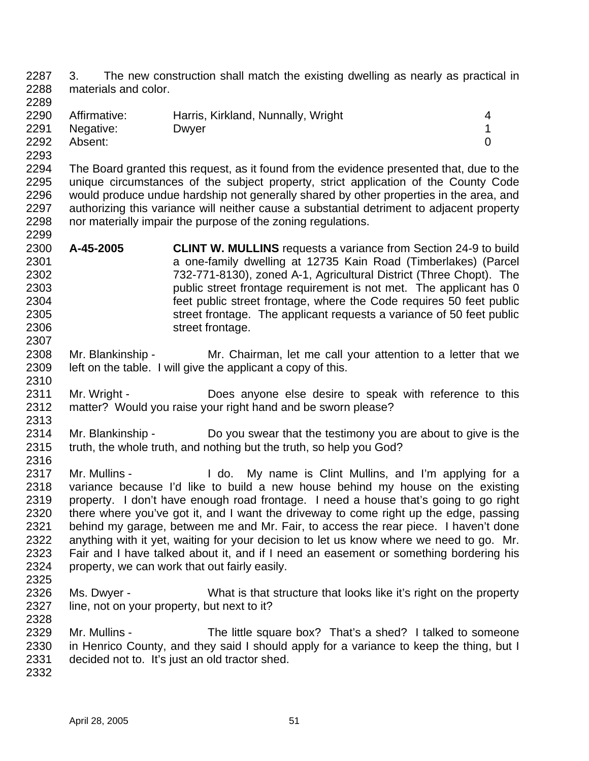3. The new construction shall match the existing dwelling as nearly as practical in materials and color.

| | | |
|---|---|---|
| Affirmative: | Harris, Kirkland, Nunnally, Wright | 4 |
| Negative: | Dwyer | 1 |
| Absent: | | 0 |

The Board granted this request, as it found from the evidence presented that, due to the unique circumstances of the subject property, strict application of the County Code would produce undue hardship not generally shared by other properties in the area, and authorizing this variance will neither cause a substantial detriment to adjacent property nor materially impair the purpose of the zoning regulations.

**A-45-2005** **CLINT W. MULLINS** requests a variance from Section 24-9 to build a one-family dwelling at 12735 Kain Road (Timberlakes) (Parcel 732-771-8130), zoned A-1, Agricultural District (Three Chopt). The public street frontage requirement is not met. The applicant has 0 feet public street frontage, where the Code requires 50 feet public street frontage. The applicant requests a variance of 50 feet public street frontage.

Mr. Blankinship - Mr. Chairman, let me call your attention to a letter that we left on the table. I will give the applicant a copy of this.

Mr. Wright - Does anyone else desire to speak with reference to this matter? Would you raise your right hand and be sworn please?

Mr. Blankinship - Do you swear that the testimony you are about to give is the truth, the whole truth, and nothing but the truth, so help you God?

Mr. Mullins - I do. My name is Clint Mullins, and I'm applying for a variance because I'd like to build a new house behind my house on the existing property. I don't have enough road frontage. I need a house that's going to go right there where you've got it, and I want the driveway to come right up the edge, passing behind my garage, between me and Mr. Fair, to access the rear piece. I haven't done anything with it yet, waiting for your decision to let us know where we need to go. Mr. Fair and I have talked about it, and if I need an easement or something bordering his property, we can work that out fairly easily.

Ms. Dwyer - What is that structure that looks like it's right on the property line, not on your property, but next to it?

Mr. Mullins - The little square box? That's a shed? I talked to someone in Henrico County, and they said I should apply for a variance to keep the thing, but I decided not to. It's just an old tractor shed.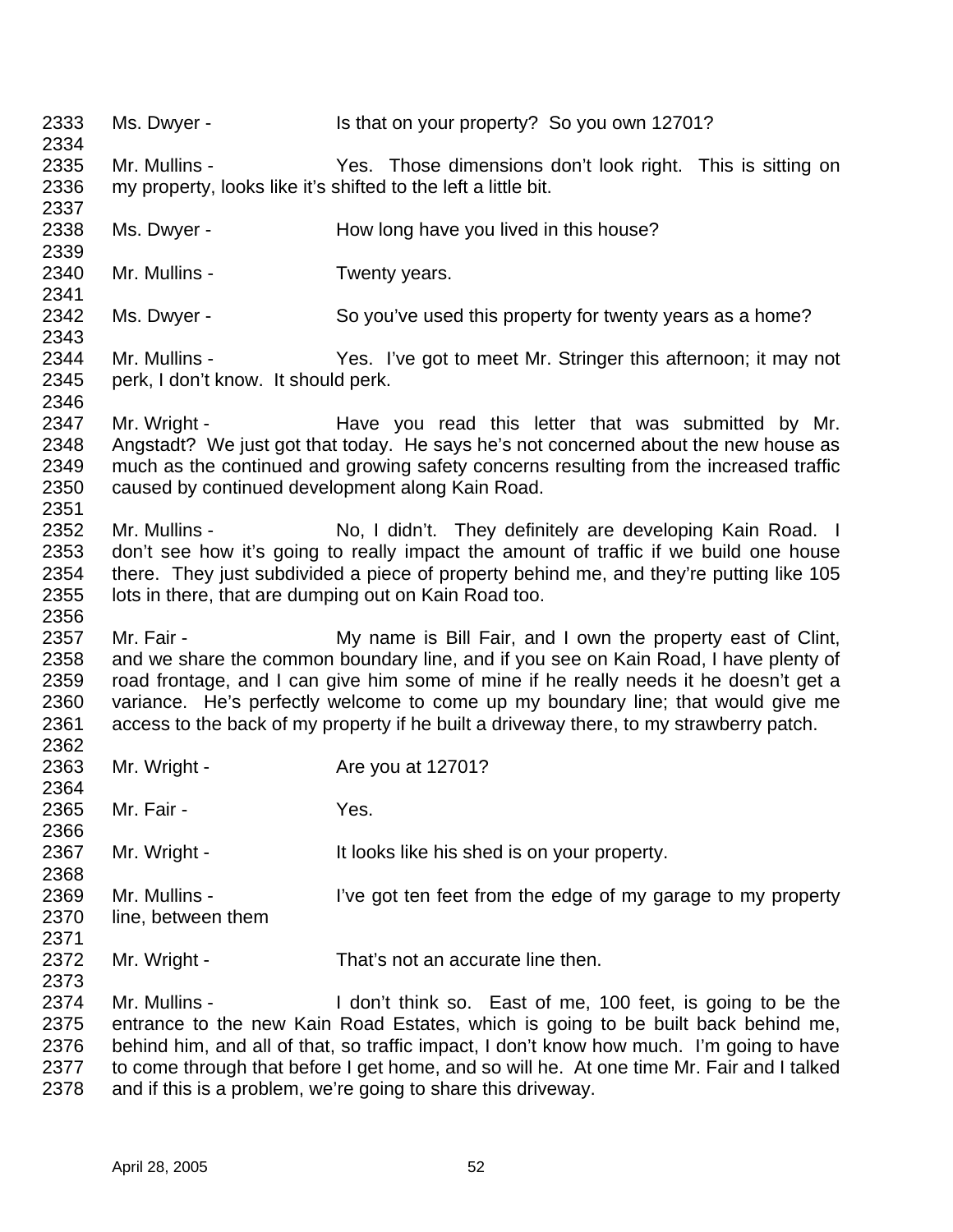2333 Ms. Dwyer - Is that on your property? So you own 12701?
2334
2335 Mr. Mullins - Yes. Those dimensions don't look right. This is sitting on
2336 my property, looks like it's shifted to the left a little bit.
2337
2338 Ms. Dwyer - How long have you lived in this house?
2339
2340 Mr. Mullins - Twenty years.
2341
2342 Ms. Dwyer - So you've used this property for twenty years as a home?
2343
2344 Mr. Mullins - Yes. I've got to meet Mr. Stringer this afternoon; it may not
2345 perk, I don't know. It should perk.
2346
2347 Mr. Wright - Have you read this letter that was submitted by Mr.
2348 Angstadt? We just got that today. He says he's not concerned about the new house as
2349 much as the continued and growing safety concerns resulting from the increased traffic
2350 caused by continued development along Kain Road.
2351
2352 Mr. Mullins - No, I didn't. They definitely are developing Kain Road. I
2353 don't see how it's going to really impact the amount of traffic if we build one house
2354 there. They just subdivided a piece of property behind me, and they're putting like 105
2355 lots in there, that are dumping out on Kain Road too.
2356
2357 Mr. Fair - My name is Bill Fair, and I own the property east of Clint,
2358 and we share the common boundary line, and if you see on Kain Road, I have plenty of
2359 road frontage, and I can give him some of mine if he really needs it he doesn't get a
2360 variance. He's perfectly welcome to come up my boundary line; that would give me
2361 access to the back of my property if he built a driveway there, to my strawberry patch.
2362
2363 Mr. Wright - Are you at 12701?
2364
2365 Mr. Fair - Yes.
2366
2367 Mr. Wright - It looks like his shed is on your property.
2368
2369 Mr. Mullins - I've got ten feet from the edge of my garage to my property
2370 line, between them
2371
2372 Mr. Wright - That's not an accurate line then.
2373
2374 Mr. Mullins - I don't think so. East of me, 100 feet, is going to be the
2375 entrance to the new Kain Road Estates, which is going to be built back behind me,
2376 behind him, and all of that, so traffic impact, I don't know how much. I'm going to have
2377 to come through that before I get home, and so will he. At one time Mr. Fair and I talked
2378 and if this is a problem, we're going to share this driveway.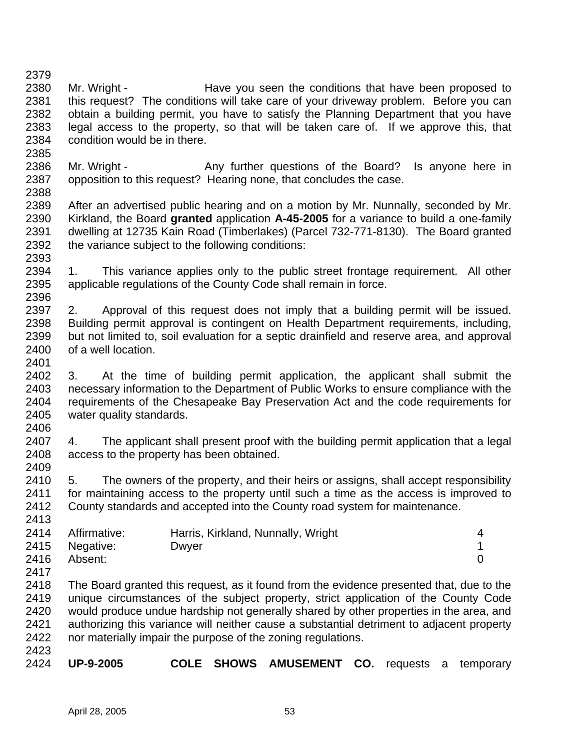Mr. Wright - Have you seen the conditions that have been proposed to this request? The conditions will take care of your driveway problem. Before you can obtain a building permit, you have to satisfy the Planning Department that you have legal access to the property, so that will be taken care of. If we approve this, that condition would be in there.

Mr. Wright - Any further questions of the Board? Is anyone here in opposition to this request? Hearing none, that concludes the case.

After an advertised public hearing and on a motion by Mr. Nunnally, seconded by Mr. Kirkland, the Board **granted** application **A-45-2005** for a variance to build a one-family dwelling at 12735 Kain Road (Timberlakes) (Parcel 732-771-8130). The Board granted the variance subject to the following conditions:

1. This variance applies only to the public street frontage requirement. All other applicable regulations of the County Code shall remain in force.

2. Approval of this request does not imply that a building permit will be issued. Building permit approval is contingent on Health Department requirements, including, but not limited to, soil evaluation for a septic drainfield and reserve area, and approval of a well location.

3. At the time of building permit application, the applicant shall submit the necessary information to the Department of Public Works to ensure compliance with the requirements of the Chesapeake Bay Preservation Act and the code requirements for water quality standards.

4. The applicant shall present proof with the building permit application that a legal access to the property has been obtained.

5. The owners of the property, and their heirs or assigns, shall accept responsibility for maintaining access to the property until such a time as the access is improved to County standards and accepted into the County road system for maintenance.

| | | |
|---|---|---|
| Affirmative: | Harris, Kirkland, Nunnally, Wright | 4 |
| Negative: | Dwyer | 1 |
| Absent: | | 0 |

The Board granted this request, as it found from the evidence presented that, due to the unique circumstances of the subject property, strict application of the County Code would produce undue hardship not generally shared by other properties in the area, and authorizing this variance will neither cause a substantial detriment to adjacent property nor materially impair the purpose of the zoning regulations.

**UP-9-2005** **COLE SHOWS AMUSEMENT CO.** requests a temporary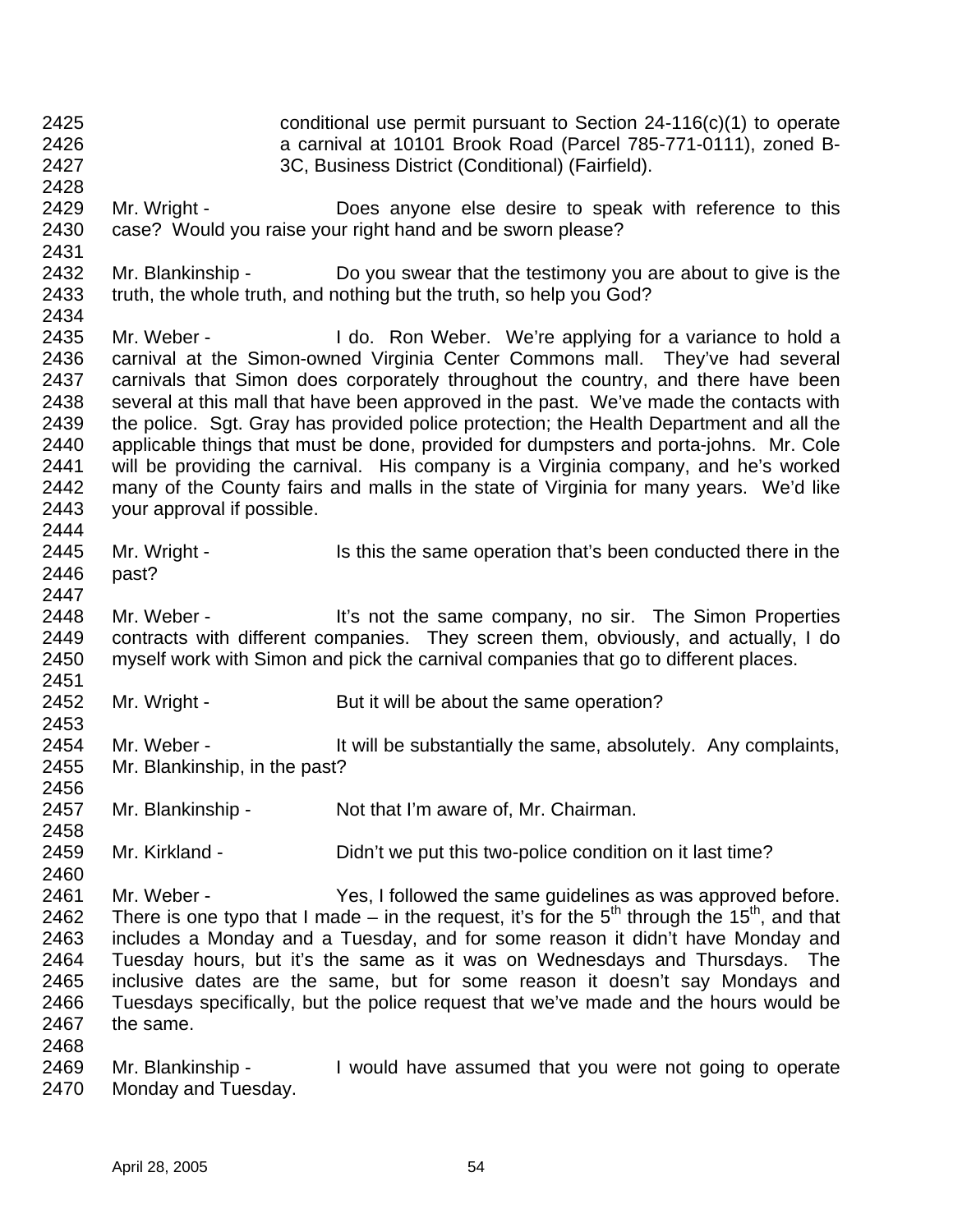conditional use permit pursuant to Section 24-116(c)(1) to operate a carnival at 10101 Brook Road (Parcel 785-771-0111), zoned B-3C, Business District (Conditional) (Fairfield).

Mr. Wright - Does anyone else desire to speak with reference to this case? Would you raise your right hand and be sworn please?

Mr. Blankinship - Do you swear that the testimony you are about to give is the truth, the whole truth, and nothing but the truth, so help you God?

Mr. Weber - I do. Ron Weber. We're applying for a variance to hold a carnival at the Simon-owned Virginia Center Commons mall. They've had several carnivals that Simon does corporately throughout the country, and there have been several at this mall that have been approved in the past. We've made the contacts with the police. Sgt. Gray has provided police protection; the Health Department and all the applicable things that must be done, provided for dumpsters and porta-johns. Mr. Cole will be providing the carnival. His company is a Virginia company, and he's worked many of the County fairs and malls in the state of Virginia for many years. We'd like your approval if possible.

Mr. Wright - Is this the same operation that's been conducted there in the past?

Mr. Weber - It's not the same company, no sir. The Simon Properties contracts with different companies. They screen them, obviously, and actually, I do myself work with Simon and pick the carnival companies that go to different places.

Mr. Wright - But it will be about the same operation?

Mr. Weber - It will be substantially the same, absolutely. Any complaints, Mr. Blankinship, in the past?

Mr. Blankinship - Not that I'm aware of, Mr. Chairman.

Mr. Kirkland - Didn't we put this two-police condition on it last time?

Mr. Weber - Yes, I followed the same guidelines as was approved before. There is one typo that I made – in the request, it's for the 5th through the 15th, and that includes a Monday and a Tuesday, and for some reason it didn't have Monday and Tuesday hours, but it's the same as it was on Wednesdays and Thursdays. The inclusive dates are the same, but for some reason it doesn't say Mondays and Tuesdays specifically, but the police request that we've made and the hours would be the same.

Mr. Blankinship - I would have assumed that you were not going to operate Monday and Tuesday.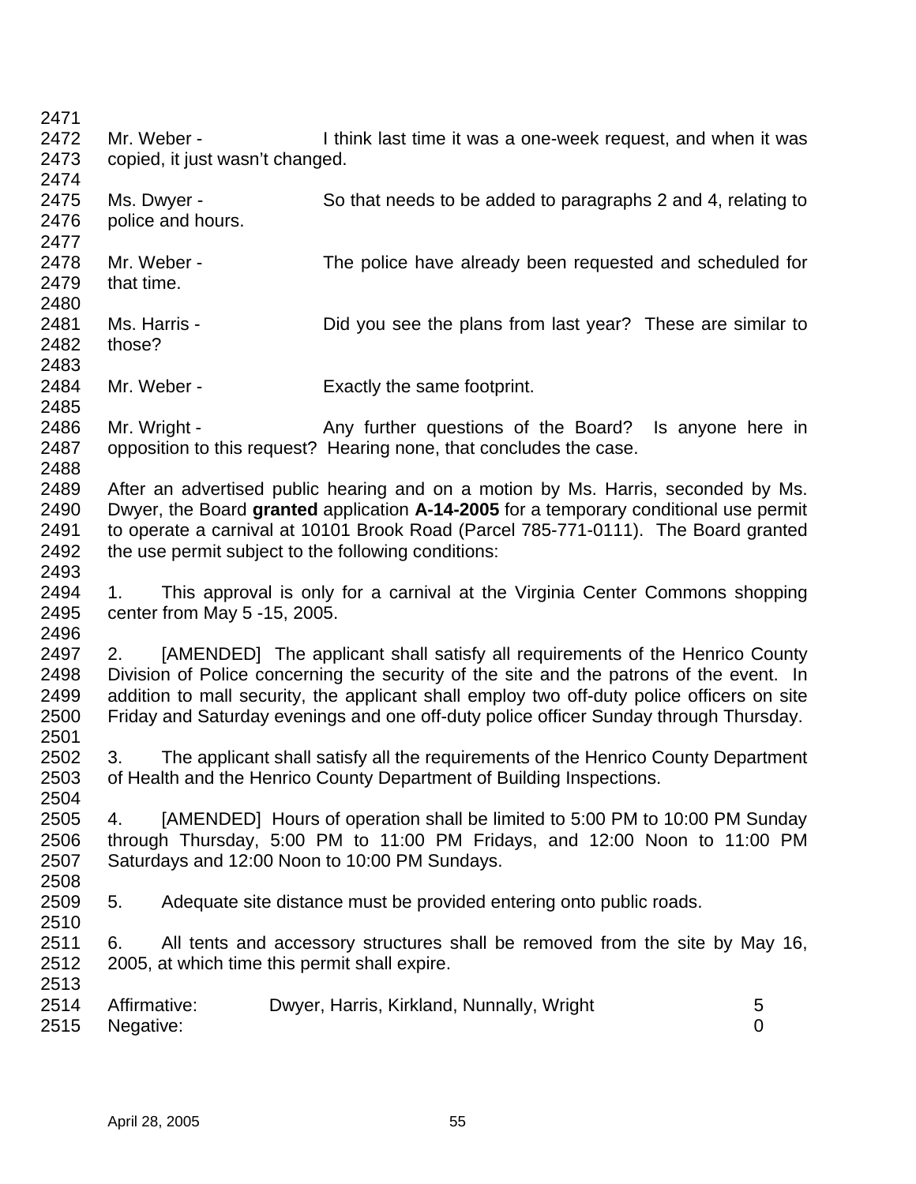Mr. Weber - I think last time it was a one-week request, and when it was copied, it just wasn't changed.

Ms. Dwyer - So that needs to be added to paragraphs 2 and 4, relating to police and hours.

Mr. Weber - The police have already been requested and scheduled for that time.

Ms. Harris - Did you see the plans from last year? These are similar to those?

Mr. Weber - Exactly the same footprint.

Mr. Wright - Any further questions of the Board? Is anyone here in opposition to this request? Hearing none, that concludes the case.

After an advertised public hearing and on a motion by Ms. Harris, seconded by Ms. Dwyer, the Board **granted** application **A-14-2005** for a temporary conditional use permit to operate a carnival at 10101 Brook Road (Parcel 785-771-0111). The Board granted the use permit subject to the following conditions:

1. This approval is only for a carnival at the Virginia Center Commons shopping center from May 5 -15, 2005.

2. [AMENDED] The applicant shall satisfy all requirements of the Henrico County Division of Police concerning the security of the site and the patrons of the event. In addition to mall security, the applicant shall employ two off-duty police officers on site Friday and Saturday evenings and one off-duty police officer Sunday through Thursday.

3. The applicant shall satisfy all the requirements of the Henrico County Department of Health and the Henrico County Department of Building Inspections.

4. [AMENDED] Hours of operation shall be limited to 5:00 PM to 10:00 PM Sunday through Thursday, 5:00 PM to 11:00 PM Fridays, and 12:00 Noon to 11:00 PM Saturdays and 12:00 Noon to 10:00 PM Sundays.

5. Adequate site distance must be provided entering onto public roads.

6. All tents and accessory structures shall be removed from the site by May 16, 2005, at which time this permit shall expire.

| | | |
|---|---|---|
| Affirmative: | Dwyer, Harris, Kirkland, Nunnally, Wright | 5 |
| Negative: | | 0 |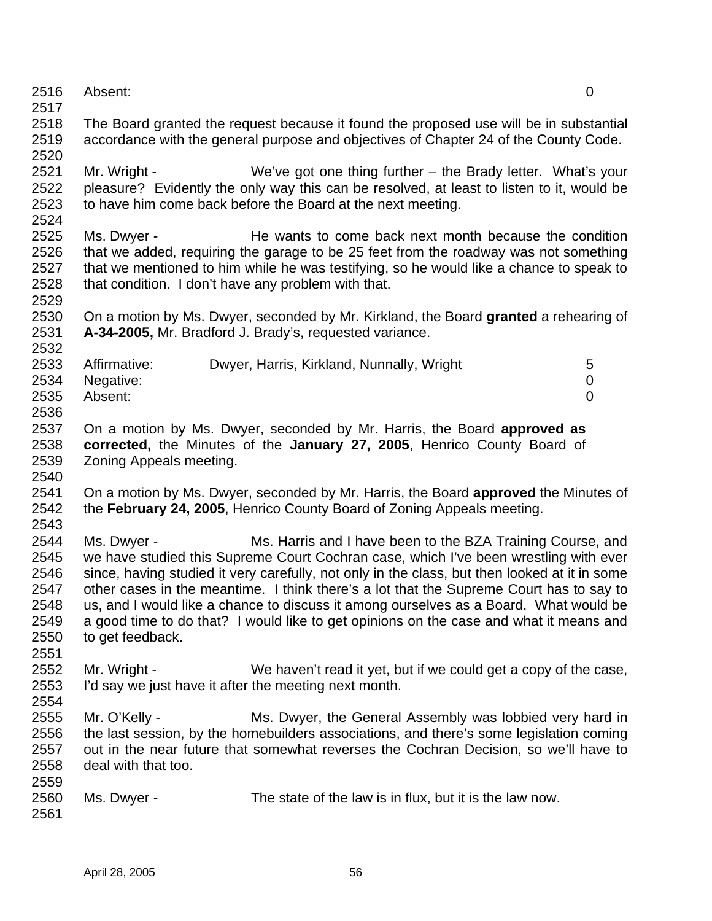Absent: 0

The Board granted the request because it found the proposed use will be in substantial accordance with the general purpose and objectives of Chapter 24 of the County Code.

Mr. Wright - We've got one thing further – the Brady letter. What's your pleasure? Evidently the only way this can be resolved, at least to listen to it, would be to have him come back before the Board at the next meeting.

Ms. Dwyer - He wants to come back next month because the condition that we added, requiring the garage to be 25 feet from the roadway was not something that we mentioned to him while he was testifying, so he would like a chance to speak to that condition. I don't have any problem with that.

On a motion by Ms. Dwyer, seconded by Mr. Kirkland, the Board **granted** a rehearing of **A-34-2005,** Mr. Bradford J. Brady's, requested variance.

| | | |
|---|---|---|
| Affirmative: | Dwyer, Harris, Kirkland, Nunnally, Wright | 5 |
| Negative: | | 0 |
| Absent: | | 0 |

On a motion by Ms. Dwyer, seconded by Mr. Harris, the Board **approved as corrected,** the Minutes of the **January 27, 2005**, Henrico County Board of Zoning Appeals meeting.

On a motion by Ms. Dwyer, seconded by Mr. Harris, the Board **approved** the Minutes of the **February 24, 2005**, Henrico County Board of Zoning Appeals meeting.

Ms. Dwyer - Ms. Harris and I have been to the BZA Training Course, and we have studied this Supreme Court Cochran case, which I've been wrestling with ever since, having studied it very carefully, not only in the class, but then looked at it in some other cases in the meantime. I think there's a lot that the Supreme Court has to say to us, and I would like a chance to discuss it among ourselves as a Board. What would be a good time to do that? I would like to get opinions on the case and what it means and to get feedback.

Mr. Wright - We haven't read it yet, but if we could get a copy of the case, I'd say we just have it after the meeting next month.

Mr. O'Kelly - Ms. Dwyer, the General Assembly was lobbied very hard in the last session, by the homebuilders associations, and there's some legislation coming out in the near future that somewhat reverses the Cochran Decision, so we'll have to deal with that too.

Ms. Dwyer - The state of the law is in flux, but it is the law now.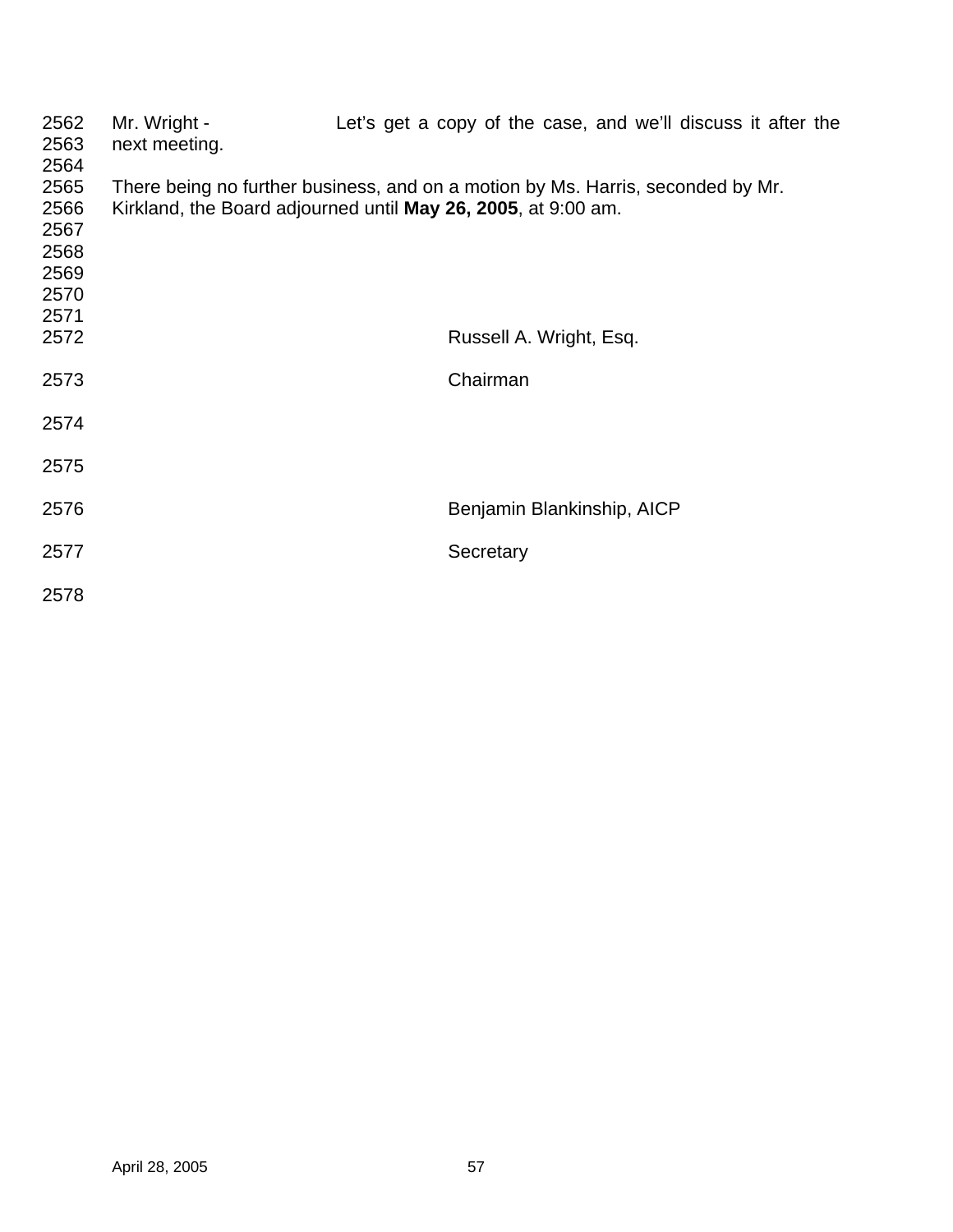2562 Mr. Wright - Let's get a copy of the case, and we'll discuss it after the
2563 next meeting.
2564
2565 There being no further business, and on a motion by Ms. Harris, seconded by Mr.
2566 Kirkland, the Board adjourned until **May 26, 2005**, at 9:00 am.
2567
2568
2569
2570
2571
2572 Russell A. Wright, Esq.

2573 Chairman

2574

2575

2576 Benjamin Blankinship, AICP

2577 Secretary

2578